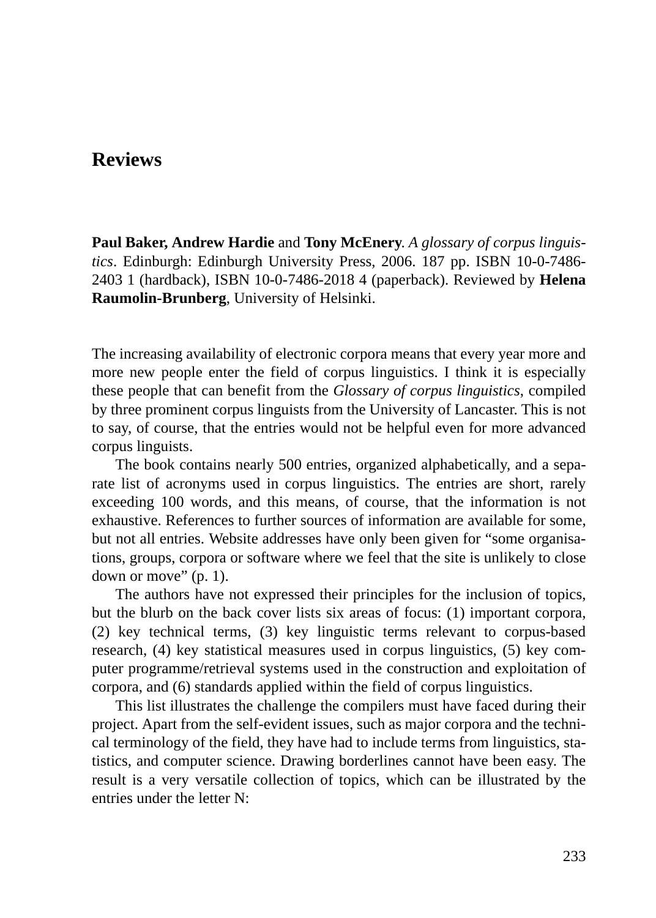# Reviews

**Paul Baker, Andrew Hardie** and **Tony McEnery**. *A glossary of corpus linguistics*. Edinburgh: Edinburgh University Press, 2006. 187 pp. ISBN 10-0-7486-2403 1 (hardback), ISBN 10-0-7486-2018 4 (paperback). Reviewed by **Helena Raumolin-Brunberg**, University of Helsinki.

The increasing availability of electronic corpora means that every year more and more new people enter the field of corpus linguistics. I think it is especially these people that can benefit from the *Glossary of corpus linguistics*, compiled by three prominent corpus linguists from the University of Lancaster. This is not to say, of course, that the entries would not be helpful even for more advanced corpus linguists.

The book contains nearly 500 entries, organized alphabetically, and a separate list of acronyms used in corpus linguistics. The entries are short, rarely exceeding 100 words, and this means, of course, that the information is not exhaustive. References to further sources of information are available for some, but not all entries. Website addresses have only been given for "some organisations, groups, corpora or software where we feel that the site is unlikely to close down or move" (p. 1).

The authors have not expressed their principles for the inclusion of topics, but the blurb on the back cover lists six areas of focus: (1) important corpora, (2) key technical terms, (3) key linguistic terms relevant to corpus-based research, (4) key statistical measures used in corpus linguistics, (5) key computer programme/retrieval systems used in the construction and exploitation of corpora, and (6) standards applied within the field of corpus linguistics.

This list illustrates the challenge the compilers must have faced during their project. Apart from the self-evident issues, such as major corpora and the technical terminology of the field, they have had to include terms from linguistics, statistics, and computer science. Drawing borderlines cannot have been easy. The result is a very versatile collection of topics, which can be illustrated by the entries under the letter N: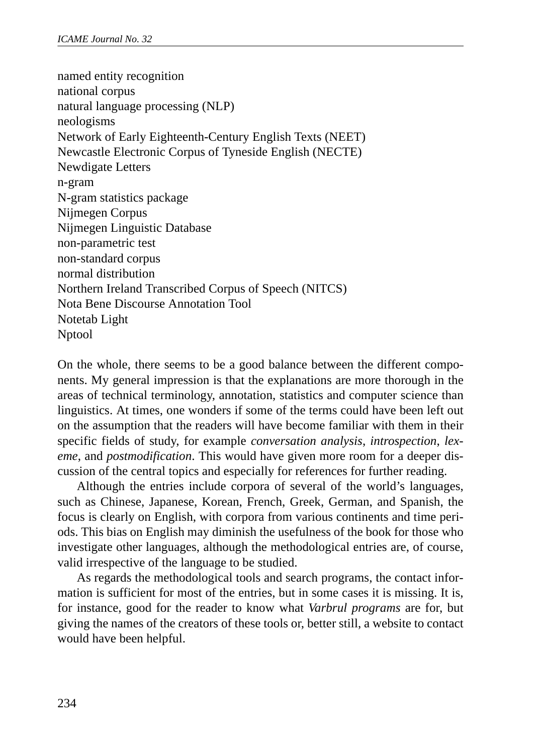named entity recognition
national corpus
natural language processing (NLP)
neologisms
Network of Early Eighteenth-Century English Texts (NEET)
Newcastle Electronic Corpus of Tyneside English (NECTE)
Newdigate Letters
n-gram
N-gram statistics package
Nijmegen Corpus
Nijmegen Linguistic Database
non-parametric test
non-standard corpus
normal distribution
Northern Ireland Transcribed Corpus of Speech (NITCS)
Nota Bene Discourse Annotation Tool
Notetab Light
Nptool

On the whole, there seems to be a good balance between the different components. My general impression is that the explanations are more thorough in the areas of technical terminology, annotation, statistics and computer science than linguistics. At times, one wonders if some of the terms could have been left out on the assumption that the readers will have become familiar with them in their specific fields of study, for example *conversation analysis*, *introspection*, *lexeme*, and *postmodification*. This would have given more room for a deeper discussion of the central topics and especially for references for further reading.

Although the entries include corpora of several of the world's languages, such as Chinese, Japanese, Korean, French, Greek, German, and Spanish, the focus is clearly on English, with corpora from various continents and time periods. This bias on English may diminish the usefulness of the book for those who investigate other languages, although the methodological entries are, of course, valid irrespective of the language to be studied.

As regards the methodological tools and search programs, the contact information is sufficient for most of the entries, but in some cases it is missing. It is, for instance, good for the reader to know what *Varbrul programs* are for, but giving the names of the creators of these tools or, better still, a website to contact would have been helpful.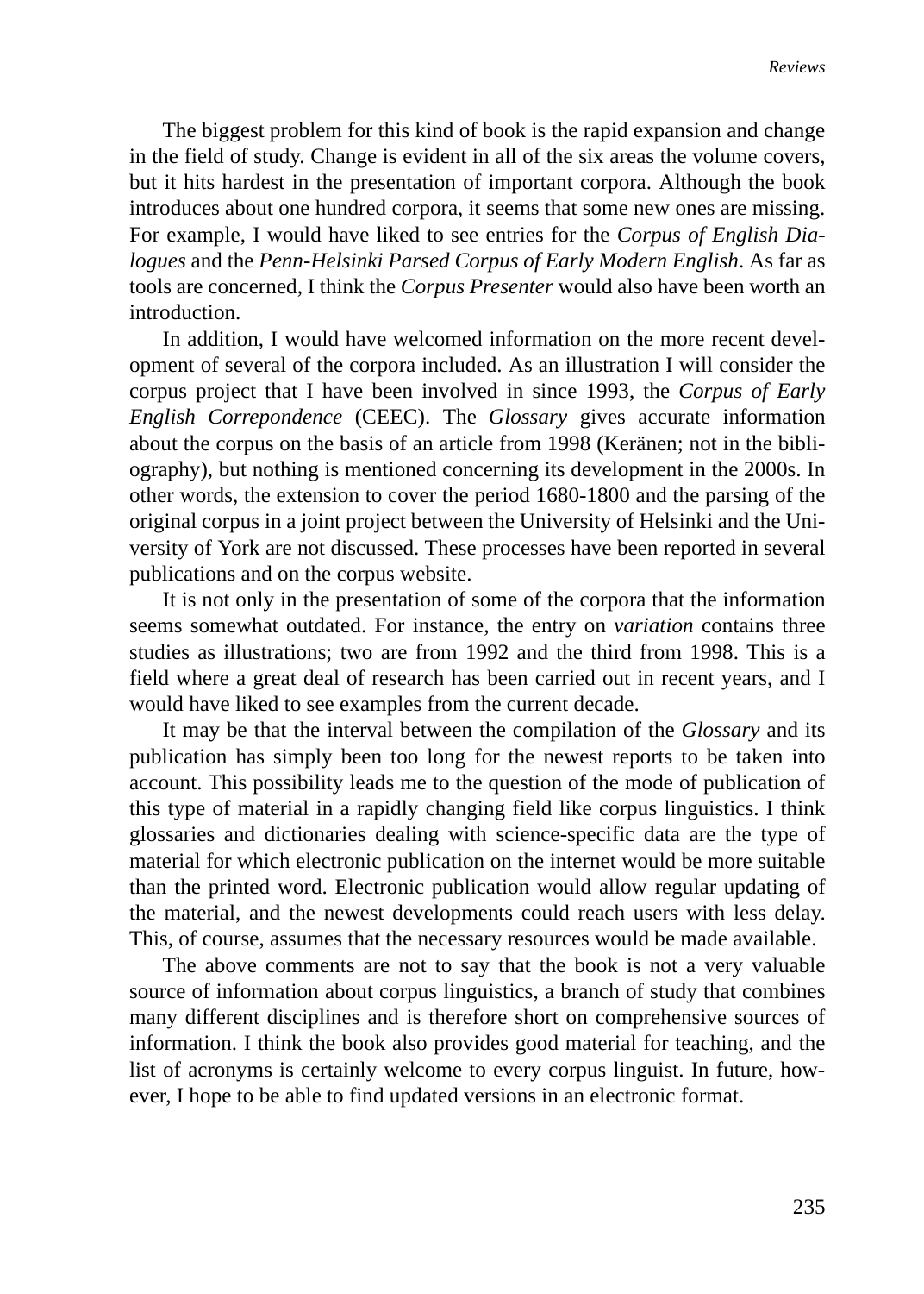The biggest problem for this kind of book is the rapid expansion and change in the field of study. Change is evident in all of the six areas the volume covers, but it hits hardest in the presentation of important corpora. Although the book introduces about one hundred corpora, it seems that some new ones are missing. For example, I would have liked to see entries for the *Corpus of English Dialogues* and the *Penn-Helsinki Parsed Corpus of Early Modern English*. As far as tools are concerned, I think the *Corpus Presenter* would also have been worth an introduction.

In addition, I would have welcomed information on the more recent development of several of the corpora included. As an illustration I will consider the corpus project that I have been involved in since 1993, the *Corpus of Early English Correpondence* (CEEC). The *Glossary* gives accurate information about the corpus on the basis of an article from 1998 (Keränen; not in the bibliography), but nothing is mentioned concerning its development in the 2000s. In other words, the extension to cover the period 1680-1800 and the parsing of the original corpus in a joint project between the University of Helsinki and the University of York are not discussed. These processes have been reported in several publications and on the corpus website.

It is not only in the presentation of some of the corpora that the information seems somewhat outdated. For instance, the entry on *variation* contains three studies as illustrations; two are from 1992 and the third from 1998. This is a field where a great deal of research has been carried out in recent years, and I would have liked to see examples from the current decade.

It may be that the interval between the compilation of the *Glossary* and its publication has simply been too long for the newest reports to be taken into account. This possibility leads me to the question of the mode of publication of this type of material in a rapidly changing field like corpus linguistics. I think glossaries and dictionaries dealing with science-specific data are the type of material for which electronic publication on the internet would be more suitable than the printed word. Electronic publication would allow regular updating of the material, and the newest developments could reach users with less delay. This, of course, assumes that the necessary resources would be made available.

The above comments are not to say that the book is not a very valuable source of information about corpus linguistics, a branch of study that combines many different disciplines and is therefore short on comprehensive sources of information. I think the book also provides good material for teaching, and the list of acronyms is certainly welcome to every corpus linguist. In future, however, I hope to be able to find updated versions in an electronic format.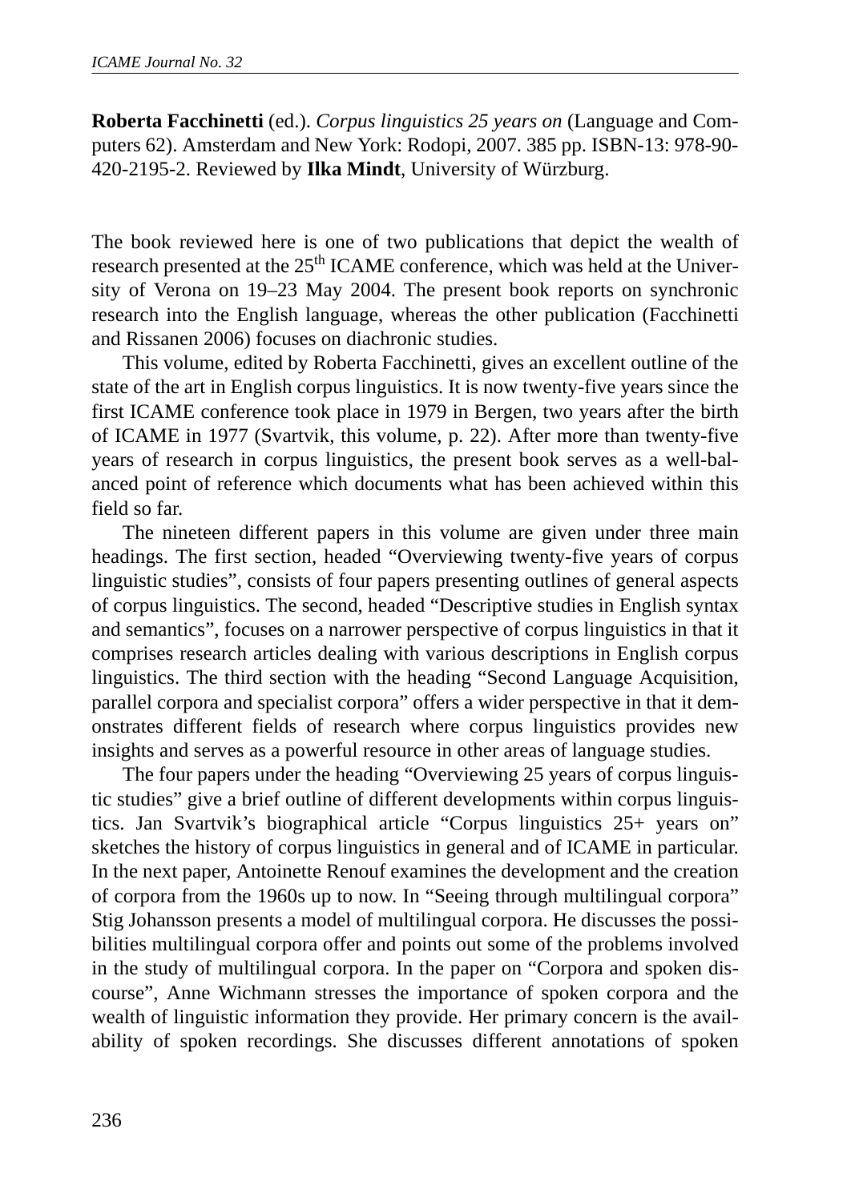**Roberta Facchinetti** (ed.). *Corpus linguistics 25 years on* (Language and Computers 62). Amsterdam and New York: Rodopi, 2007. 385 pp. ISBN-13: 978-90-420-2195-2. Reviewed by **Ilka Mindt**, University of Würzburg.

The book reviewed here is one of two publications that depict the wealth of research presented at the 25th ICAME conference, which was held at the University of Verona on 19–23 May 2004. The present book reports on synchronic research into the English language, whereas the other publication (Facchinetti and Rissanen 2006) focuses on diachronic studies.

This volume, edited by Roberta Facchinetti, gives an excellent outline of the state of the art in English corpus linguistics. It is now twenty-five years since the first ICAME conference took place in 1979 in Bergen, two years after the birth of ICAME in 1977 (Svartvik, this volume, p. 22). After more than twenty-five years of research in corpus linguistics, the present book serves as a well-balanced point of reference which documents what has been achieved within this field so far.

The nineteen different papers in this volume are given under three main headings. The first section, headed "Overviewing twenty-five years of corpus linguistic studies", consists of four papers presenting outlines of general aspects of corpus linguistics. The second, headed "Descriptive studies in English syntax and semantics", focuses on a narrower perspective of corpus linguistics in that it comprises research articles dealing with various descriptions in English corpus linguistics. The third section with the heading "Second Language Acquisition, parallel corpora and specialist corpora" offers a wider perspective in that it demonstrates different fields of research where corpus linguistics provides new insights and serves as a powerful resource in other areas of language studies.

The four papers under the heading "Overviewing 25 years of corpus linguistic studies" give a brief outline of different developments within corpus linguistics. Jan Svartvik's biographical article "Corpus linguistics 25+ years on" sketches the history of corpus linguistics in general and of ICAME in particular. In the next paper, Antoinette Renouf examines the development and the creation of corpora from the 1960s up to now. In "Seeing through multilingual corpora" Stig Johansson presents a model of multilingual corpora. He discusses the possibilities multilingual corpora offer and points out some of the problems involved in the study of multilingual corpora. In the paper on "Corpora and spoken discourse", Anne Wichmann stresses the importance of spoken corpora and the wealth of linguistic information they provide. Her primary concern is the availability of spoken recordings. She discusses different annotations of spoken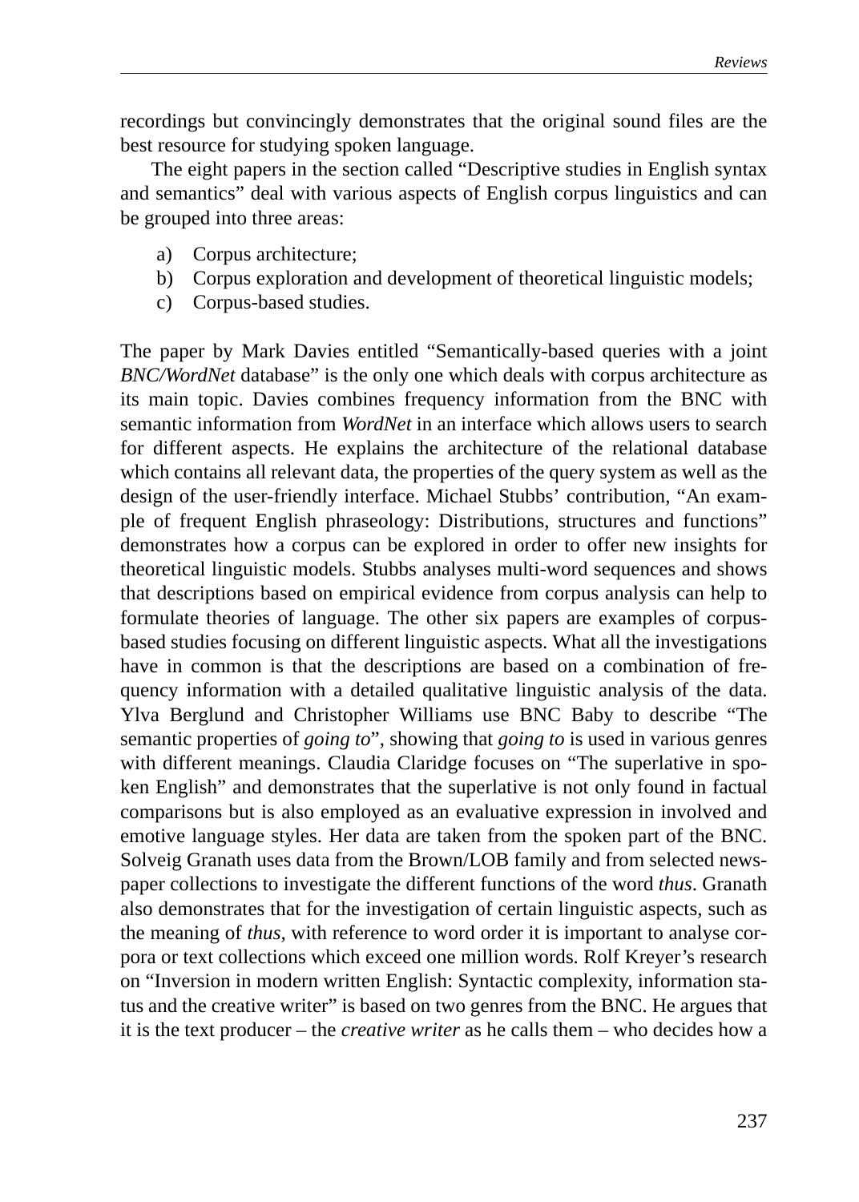recordings but convincingly demonstrates that the original sound files are the best resource for studying spoken language.

The eight papers in the section called "Descriptive studies in English syntax and semantics" deal with various aspects of English corpus linguistics and can be grouped into three areas:

a) Corpus architecture;
b) Corpus exploration and development of theoretical linguistic models;
c) Corpus-based studies.

The paper by Mark Davies entitled "Semantically-based queries with a joint *BNC/WordNet* database" is the only one which deals with corpus architecture as its main topic. Davies combines frequency information from the BNC with semantic information from *WordNet* in an interface which allows users to search for different aspects. He explains the architecture of the relational database which contains all relevant data, the properties of the query system as well as the design of the user-friendly interface. Michael Stubbs' contribution, "An example of frequent English phraseology: Distributions, structures and functions" demonstrates how a corpus can be explored in order to offer new insights for theoretical linguistic models. Stubbs analyses multi-word sequences and shows that descriptions based on empirical evidence from corpus analysis can help to formulate theories of language. The other six papers are examples of corpus-based studies focusing on different linguistic aspects. What all the investigations have in common is that the descriptions are based on a combination of frequency information with a detailed qualitative linguistic analysis of the data. Ylva Berglund and Christopher Williams use BNC Baby to describe "The semantic properties of *going to*", showing that *going to* is used in various genres with different meanings. Claudia Claridge focuses on "The superlative in spoken English" and demonstrates that the superlative is not only found in factual comparisons but is also employed as an evaluative expression in involved and emotive language styles. Her data are taken from the spoken part of the BNC. Solveig Granath uses data from the Brown/LOB family and from selected newspaper collections to investigate the different functions of the word *thus*. Granath also demonstrates that for the investigation of certain linguistic aspects, such as the meaning of *thus,* with reference to word order it is important to analyse corpora or text collections which exceed one million words. Rolf Kreyer's research on "Inversion in modern written English: Syntactic complexity, information status and the creative writer" is based on two genres from the BNC. He argues that it is the text producer – the *creative writer* as he calls them – who decides how a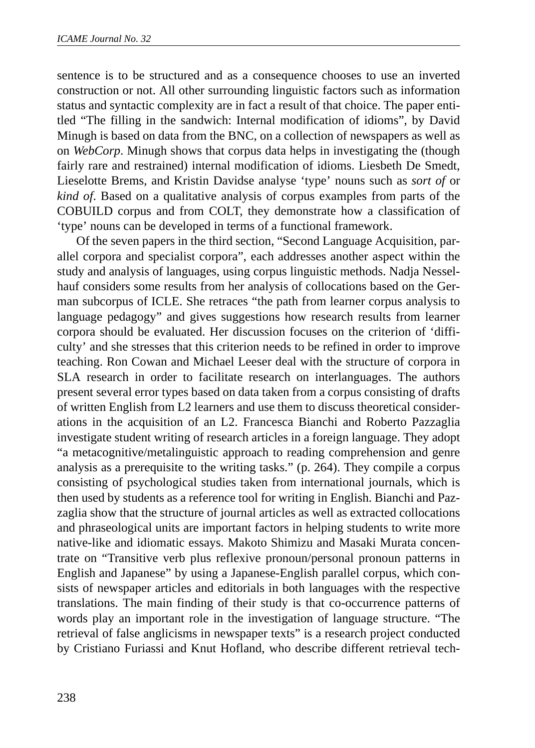sentence is to be structured and as a consequence chooses to use an inverted construction or not. All other surrounding linguistic factors such as information status and syntactic complexity are in fact a result of that choice. The paper entitled "The filling in the sandwich: Internal modification of idioms", by David Minugh is based on data from the BNC, on a collection of newspapers as well as on *WebCorp*. Minugh shows that corpus data helps in investigating the (though fairly rare and restrained) internal modification of idioms. Liesbeth De Smedt, Lieselotte Brems, and Kristin Davidse analyse 'type' nouns such as *sort of* or *kind of*. Based on a qualitative analysis of corpus examples from parts of the COBUILD corpus and from COLT, they demonstrate how a classification of 'type' nouns can be developed in terms of a functional framework.

Of the seven papers in the third section, "Second Language Acquisition, parallel corpora and specialist corpora", each addresses another aspect within the study and analysis of languages, using corpus linguistic methods. Nadja Nesselhauf considers some results from her analysis of collocations based on the German subcorpus of ICLE. She retraces "the path from learner corpus analysis to language pedagogy" and gives suggestions how research results from learner corpora should be evaluated. Her discussion focuses on the criterion of 'difficulty' and she stresses that this criterion needs to be refined in order to improve teaching. Ron Cowan and Michael Leeser deal with the structure of corpora in SLA research in order to facilitate research on interlanguages. The authors present several error types based on data taken from a corpus consisting of drafts of written English from L2 learners and use them to discuss theoretical considerations in the acquisition of an L2. Francesca Bianchi and Roberto Pazzaglia investigate student writing of research articles in a foreign language. They adopt "a metacognitive/metalinguistic approach to reading comprehension and genre analysis as a prerequisite to the writing tasks." (p. 264). They compile a corpus consisting of psychological studies taken from international journals, which is then used by students as a reference tool for writing in English. Bianchi and Pazzaglia show that the structure of journal articles as well as extracted collocations and phraseological units are important factors in helping students to write more native-like and idiomatic essays. Makoto Shimizu and Masaki Murata concentrate on "Transitive verb plus reflexive pronoun/personal pronoun patterns in English and Japanese" by using a Japanese-English parallel corpus, which consists of newspaper articles and editorials in both languages with the respective translations. The main finding of their study is that co-occurrence patterns of words play an important role in the investigation of language structure. "The retrieval of false anglicisms in newspaper texts" is a research project conducted by Cristiano Furiassi and Knut Hofland, who describe different retrieval tech-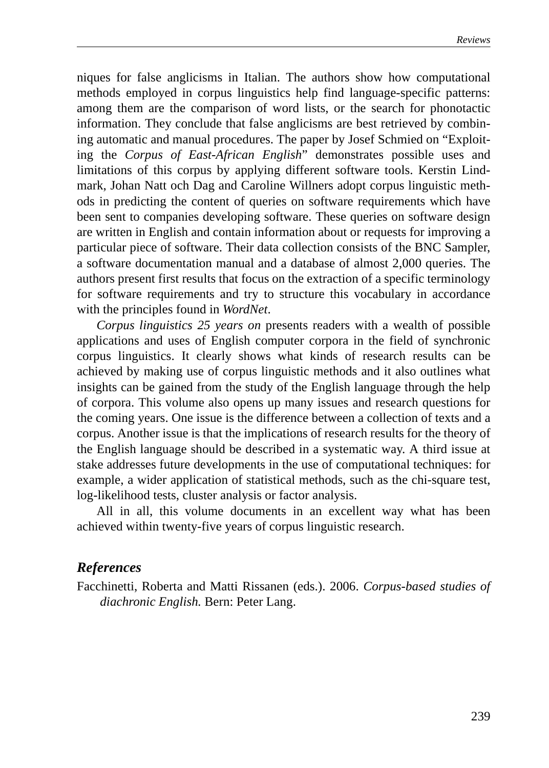niques for false anglicisms in Italian. The authors show how computational methods employed in corpus linguistics help find language-specific patterns: among them are the comparison of word lists, or the search for phonotactic information. They conclude that false anglicisms are best retrieved by combining automatic and manual procedures. The paper by Josef Schmied on "Exploiting the *Corpus of East-African English*" demonstrates possible uses and limitations of this corpus by applying different software tools. Kerstin Lindmark, Johan Natt och Dag and Caroline Willners adopt corpus linguistic methods in predicting the content of queries on software requirements which have been sent to companies developing software. These queries on software design are written in English and contain information about or requests for improving a particular piece of software. Their data collection consists of the BNC Sampler, a software documentation manual and a database of almost 2,000 queries. The authors present first results that focus on the extraction of a specific terminology for software requirements and try to structure this vocabulary in accordance with the principles found in *WordNet*.

*Corpus linguistics 25 years on* presents readers with a wealth of possible applications and uses of English computer corpora in the field of synchronic corpus linguistics. It clearly shows what kinds of research results can be achieved by making use of corpus linguistic methods and it also outlines what insights can be gained from the study of the English language through the help of corpora. This volume also opens up many issues and research questions for the coming years. One issue is the difference between a collection of texts and a corpus. Another issue is that the implications of research results for the theory of the English language should be described in a systematic way. A third issue at stake addresses future developments in the use of computational techniques: for example, a wider application of statistical methods, such as the chi-square test, log-likelihood tests, cluster analysis or factor analysis.

All in all, this volume documents in an excellent way what has been achieved within twenty-five years of corpus linguistic research.

## *References*

Facchinetti, Roberta and Matti Rissanen (eds.). 2006. *Corpus-based studies of diachronic English.* Bern: Peter Lang.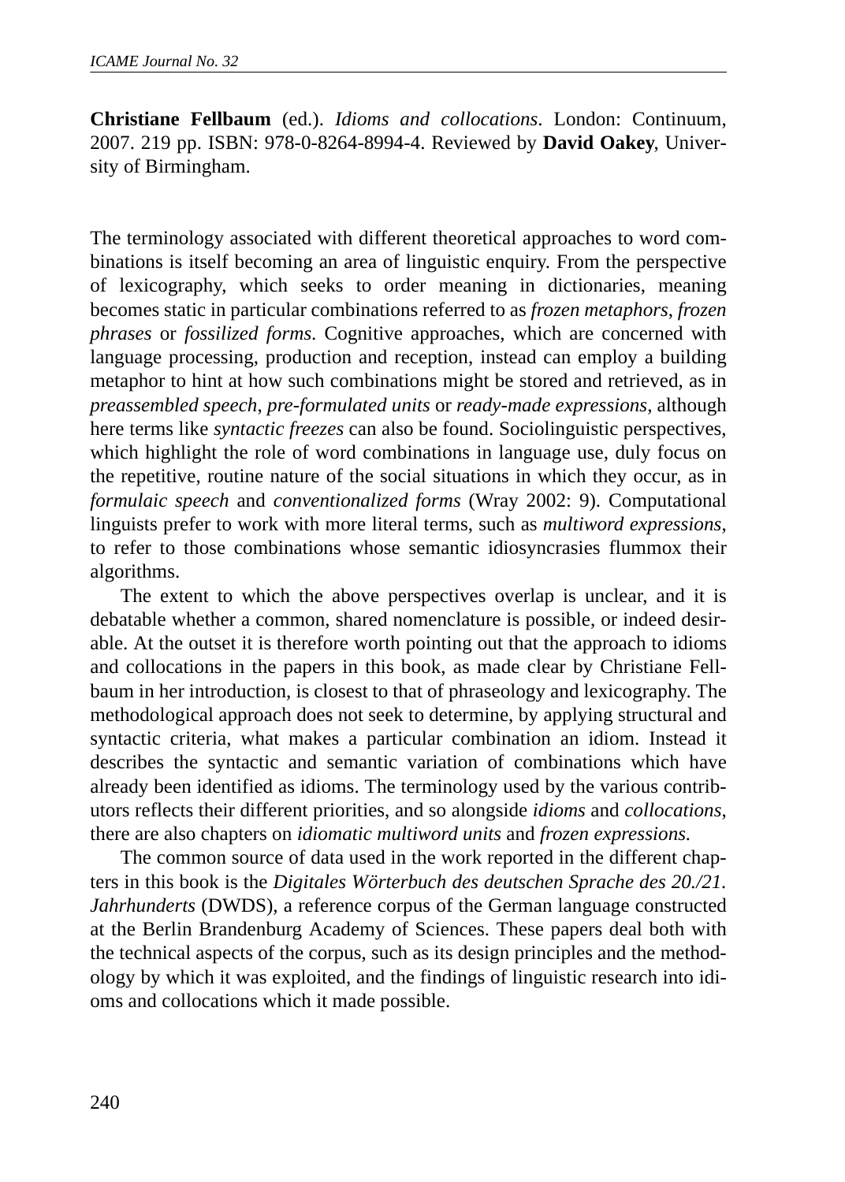**Christiane Fellbaum** (ed.). *Idioms and collocations*. London: Continuum, 2007. 219 pp. ISBN: 978-0-8264-8994-4. Reviewed by **David Oakey**, University of Birmingham.

The terminology associated with different theoretical approaches to word combinations is itself becoming an area of linguistic enquiry. From the perspective of lexicography, which seeks to order meaning in dictionaries, meaning becomes static in particular combinations referred to as *frozen metaphors*, *frozen phrases* or *fossilized forms*. Cognitive approaches, which are concerned with language processing, production and reception, instead can employ a building metaphor to hint at how such combinations might be stored and retrieved, as in *preassembled speech*, *pre-formulated units* or *ready-made expressions*, although here terms like *syntactic freezes* can also be found. Sociolinguistic perspectives, which highlight the role of word combinations in language use, duly focus on the repetitive, routine nature of the social situations in which they occur, as in *formulaic speech* and *conventionalized forms* (Wray 2002: 9). Computational linguists prefer to work with more literal terms, such as *multiword expressions*, to refer to those combinations whose semantic idiosyncrasies flummox their algorithms.

The extent to which the above perspectives overlap is unclear, and it is debatable whether a common, shared nomenclature is possible, or indeed desirable. At the outset it is therefore worth pointing out that the approach to idioms and collocations in the papers in this book, as made clear by Christiane Fellbaum in her introduction, is closest to that of phraseology and lexicography. The methodological approach does not seek to determine, by applying structural and syntactic criteria, what makes a particular combination an idiom. Instead it describes the syntactic and semantic variation of combinations which have already been identified as idioms. The terminology used by the various contributors reflects their different priorities, and so alongside *idioms* and *collocations*, there are also chapters on *idiomatic multiword units* and *frozen expressions.*

The common source of data used in the work reported in the different chapters in this book is the *Digitales Wörterbuch des deutschen Sprache des 20./21. Jahrhunderts* (DWDS), a reference corpus of the German language constructed at the Berlin Brandenburg Academy of Sciences. These papers deal both with the technical aspects of the corpus, such as its design principles and the methodology by which it was exploited, and the findings of linguistic research into idioms and collocations which it made possible.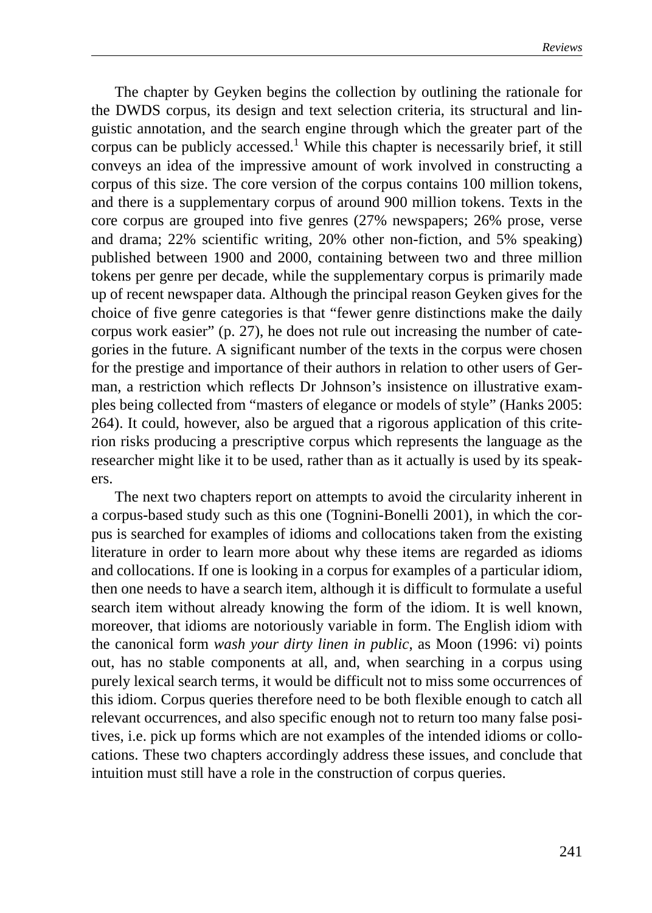The chapter by Geyken begins the collection by outlining the rationale for the DWDS corpus, its design and text selection criteria, its structural and linguistic annotation, and the search engine through which the greater part of the corpus can be publicly accessed.[1] While this chapter is necessarily brief, it still conveys an idea of the impressive amount of work involved in constructing a corpus of this size. The core version of the corpus contains 100 million tokens, and there is a supplementary corpus of around 900 million tokens. Texts in the core corpus are grouped into five genres (27% newspapers; 26% prose, verse and drama; 22% scientific writing, 20% other non-fiction, and 5% speaking) published between 1900 and 2000, containing between two and three million tokens per genre per decade, while the supplementary corpus is primarily made up of recent newspaper data. Although the principal reason Geyken gives for the choice of five genre categories is that "fewer genre distinctions make the daily corpus work easier" (p. 27), he does not rule out increasing the number of categories in the future. A significant number of the texts in the corpus were chosen for the prestige and importance of their authors in relation to other users of German, a restriction which reflects Dr Johnson's insistence on illustrative examples being collected from "masters of elegance or models of style" (Hanks 2005: 264). It could, however, also be argued that a rigorous application of this criterion risks producing a prescriptive corpus which represents the language as the researcher might like it to be used, rather than as it actually is used by its speakers.

The next two chapters report on attempts to avoid the circularity inherent in a corpus-based study such as this one (Tognini-Bonelli 2001), in which the corpus is searched for examples of idioms and collocations taken from the existing literature in order to learn more about why these items are regarded as idioms and collocations. If one is looking in a corpus for examples of a particular idiom, then one needs to have a search item, although it is difficult to formulate a useful search item without already knowing the form of the idiom. It is well known, moreover, that idioms are notoriously variable in form. The English idiom with the canonical form *wash your dirty linen in public*, as Moon (1996: vi) points out, has no stable components at all, and, when searching in a corpus using purely lexical search terms, it would be difficult not to miss some occurrences of this idiom. Corpus queries therefore need to be both flexible enough to catch all relevant occurrences, and also specific enough not to return too many false positives, i.e. pick up forms which are not examples of the intended idioms or collocations. These two chapters accordingly address these issues, and conclude that intuition must still have a role in the construction of corpus queries.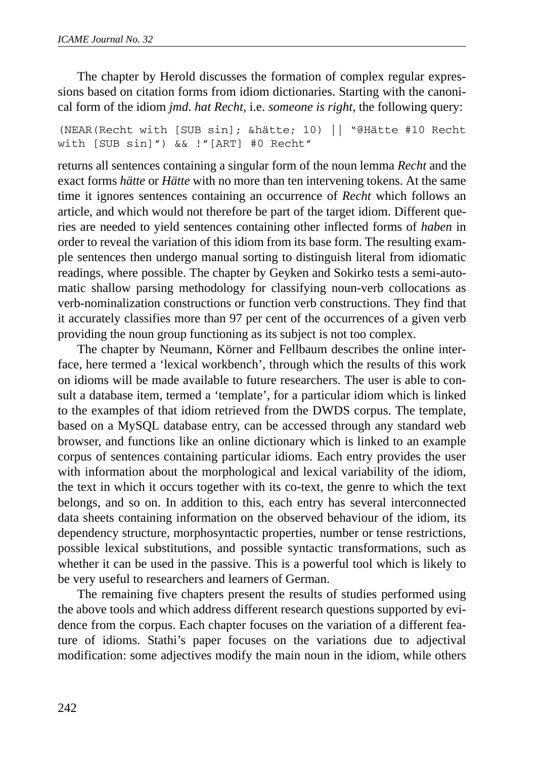The chapter by Herold discusses the formation of complex regular expressions based on citation forms from idiom dictionaries. Starting with the canonical form of the idiom *jmd. hat Recht*, i.e. *someone is right*, the following query:

```
(NEAR(Recht with [SUB sin]; &hätte; 10) || "@Hätte #10 Recht
with [SUB sin]") && !"[ART] #0 Recht"
```

returns all sentences containing a singular form of the noun lemma *Recht* and the exact forms *hätte* or *Hätte* with no more than ten intervening tokens. At the same time it ignores sentences containing an occurrence of *Recht* which follows an article, and which would not therefore be part of the target idiom. Different queries are needed to yield sentences containing other inflected forms of *haben* in order to reveal the variation of this idiom from its base form. The resulting example sentences then undergo manual sorting to distinguish literal from idiomatic readings, where possible. The chapter by Geyken and Sokirko tests a semi-automatic shallow parsing methodology for classifying noun-verb collocations as verb-nominalization constructions or function verb constructions. They find that it accurately classifies more than 97 per cent of the occurrences of a given verb providing the noun group functioning as its subject is not too complex.

The chapter by Neumann, Körner and Fellbaum describes the online interface, here termed a 'lexical workbench', through which the results of this work on idioms will be made available to future researchers. The user is able to consult a database item, termed a 'template', for a particular idiom which is linked to the examples of that idiom retrieved from the DWDS corpus. The template, based on a MySQL database entry, can be accessed through any standard web browser, and functions like an online dictionary which is linked to an example corpus of sentences containing particular idioms. Each entry provides the user with information about the morphological and lexical variability of the idiom, the text in which it occurs together with its co-text, the genre to which the text belongs, and so on. In addition to this, each entry has several interconnected data sheets containing information on the observed behaviour of the idiom, its dependency structure, morphosyntactic properties, number or tense restrictions, possible lexical substitutions, and possible syntactic transformations, such as whether it can be used in the passive. This is a powerful tool which is likely to be very useful to researchers and learners of German.

The remaining five chapters present the results of studies performed using the above tools and which address different research questions supported by evidence from the corpus. Each chapter focuses on the variation of a different feature of idioms. Stathi's paper focuses on the variations due to adjectival modification: some adjectives modify the main noun in the idiom, while others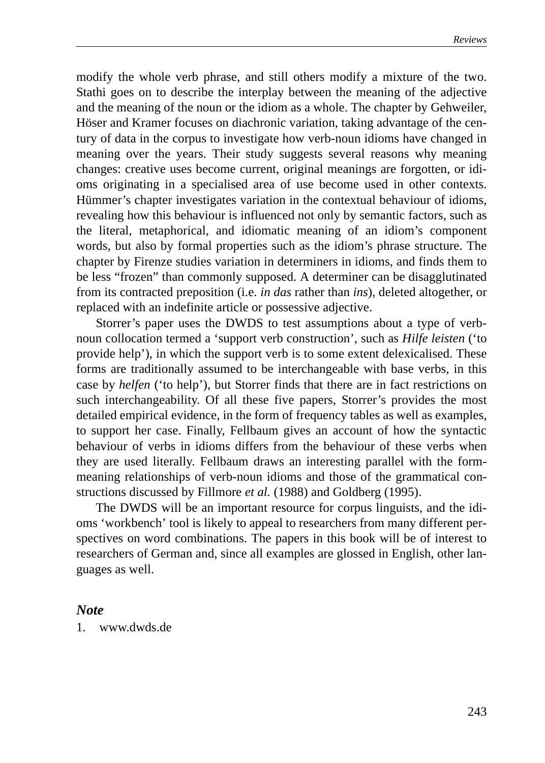modify the whole verb phrase, and still others modify a mixture of the two. Stathi goes on to describe the interplay between the meaning of the adjective and the meaning of the noun or the idiom as a whole. The chapter by Gehweiler, Höser and Kramer focuses on diachronic variation, taking advantage of the century of data in the corpus to investigate how verb-noun idioms have changed in meaning over the years. Their study suggests several reasons why meaning changes: creative uses become current, original meanings are forgotten, or idioms originating in a specialised area of use become used in other contexts. Hümmer's chapter investigates variation in the contextual behaviour of idioms, revealing how this behaviour is influenced not only by semantic factors, such as the literal, metaphorical, and idiomatic meaning of an idiom's component words, but also by formal properties such as the idiom's phrase structure. The chapter by Firenze studies variation in determiners in idioms, and finds them to be less "frozen" than commonly supposed. A determiner can be disagglutinated from its contracted preposition (i.e. *in das* rather than *ins*), deleted altogether, or replaced with an indefinite article or possessive adjective.

Storrer's paper uses the DWDS to test assumptions about a type of verb-noun collocation termed a 'support verb construction', such as *Hilfe leisten* ('to provide help'), in which the support verb is to some extent delexicalised. These forms are traditionally assumed to be interchangeable with base verbs, in this case by *helfen* ('to help'), but Storrer finds that there are in fact restrictions on such interchangeability. Of all these five papers, Storrer's provides the most detailed empirical evidence, in the form of frequency tables as well as examples, to support her case. Finally, Fellbaum gives an account of how the syntactic behaviour of verbs in idioms differs from the behaviour of these verbs when they are used literally. Fellbaum draws an interesting parallel with the form-meaning relationships of verb-noun idioms and those of the grammatical constructions discussed by Fillmore *et al.* (1988) and Goldberg (1995).

The DWDS will be an important resource for corpus linguists, and the idioms 'workbench' tool is likely to appeal to researchers from many different perspectives on word combinations. The papers in this book will be of interest to researchers of German and, since all examples are glossed in English, other languages as well.

### *Note*

1. www.dwds.de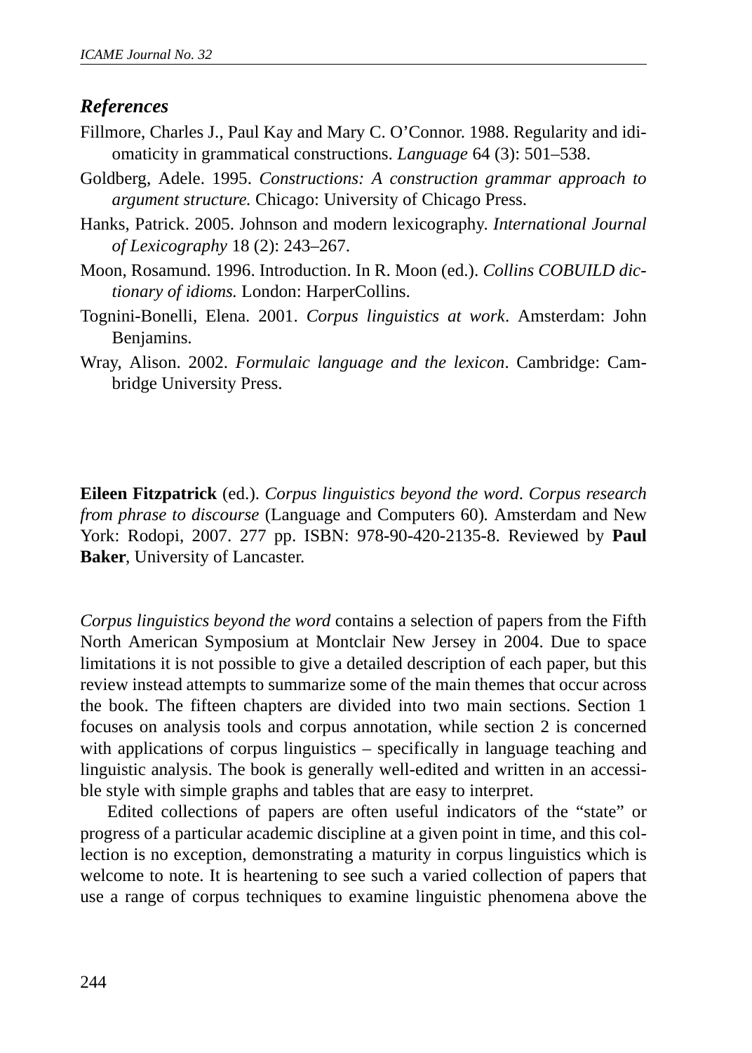### *References*

Fillmore, Charles J., Paul Kay and Mary C. O'Connor. 1988. Regularity and idiomaticity in grammatical constructions. *Language* 64 (3): 501–538.

Goldberg, Adele. 1995. *Constructions: A construction grammar approach to argument structure.* Chicago: University of Chicago Press.

Hanks, Patrick. 2005. Johnson and modern lexicography. *International Journal of Lexicography* 18 (2): 243–267.

Moon, Rosamund. 1996. Introduction. In R. Moon (ed.). *Collins COBUILD dictionary of idioms.* London: HarperCollins.

Tognini-Bonelli, Elena. 2001. *Corpus linguistics at work*. Amsterdam: John Benjamins.

Wray, Alison. 2002. *Formulaic language and the lexicon*. Cambridge: Cambridge University Press.

**Eileen Fitzpatrick** (ed.). *Corpus linguistics beyond the word. Corpus research from phrase to discourse* (Language and Computers 60)*.* Amsterdam and New York: Rodopi, 2007. 277 pp. ISBN: 978-90-420-2135-8. Reviewed by **Paul Baker**, University of Lancaster.

*Corpus linguistics beyond the word* contains a selection of papers from the Fifth North American Symposium at Montclair New Jersey in 2004. Due to space limitations it is not possible to give a detailed description of each paper, but this review instead attempts to summarize some of the main themes that occur across the book. The fifteen chapters are divided into two main sections. Section 1 focuses on analysis tools and corpus annotation, while section 2 is concerned with applications of corpus linguistics – specifically in language teaching and linguistic analysis. The book is generally well-edited and written in an accessible style with simple graphs and tables that are easy to interpret.

Edited collections of papers are often useful indicators of the "state" or progress of a particular academic discipline at a given point in time, and this collection is no exception, demonstrating a maturity in corpus linguistics which is welcome to note. It is heartening to see such a varied collection of papers that use a range of corpus techniques to examine linguistic phenomena above the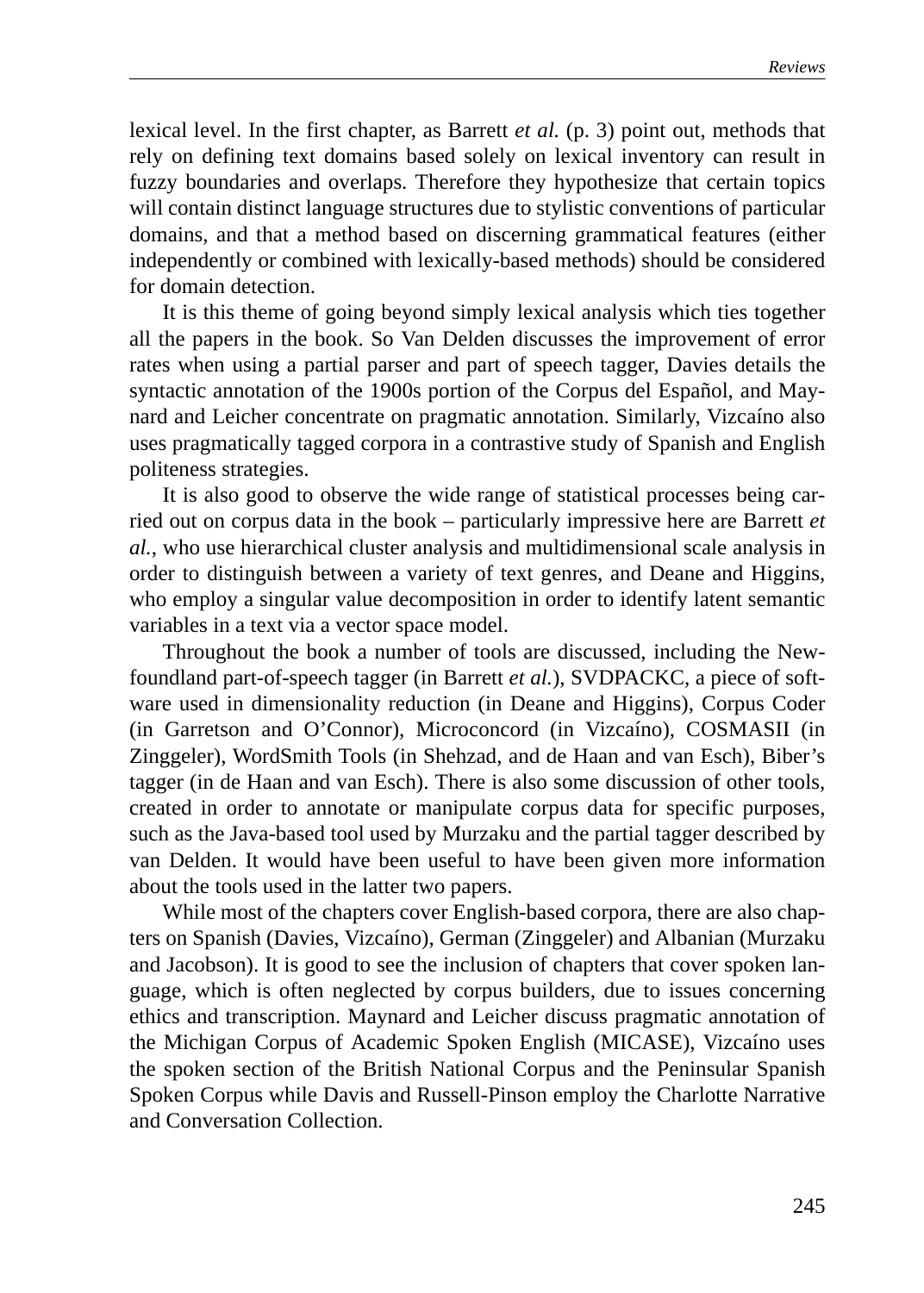lexical level. In the first chapter, as Barrett *et al.* (p. 3) point out, methods that rely on defining text domains based solely on lexical inventory can result in fuzzy boundaries and overlaps. Therefore they hypothesize that certain topics will contain distinct language structures due to stylistic conventions of particular domains, and that a method based on discerning grammatical features (either independently or combined with lexically-based methods) should be considered for domain detection.

It is this theme of going beyond simply lexical analysis which ties together all the papers in the book. So Van Delden discusses the improvement of error rates when using a partial parser and part of speech tagger, Davies details the syntactic annotation of the 1900s portion of the Corpus del Español, and Maynard and Leicher concentrate on pragmatic annotation. Similarly, Vizcaíno also uses pragmatically tagged corpora in a contrastive study of Spanish and English politeness strategies.

It is also good to observe the wide range of statistical processes being carried out on corpus data in the book – particularly impressive here are Barrett *et al.*, who use hierarchical cluster analysis and multidimensional scale analysis in order to distinguish between a variety of text genres, and Deane and Higgins, who employ a singular value decomposition in order to identify latent semantic variables in a text via a vector space model.

Throughout the book a number of tools are discussed, including the Newfoundland part-of-speech tagger (in Barrett *et al.*), SVDPACKC, a piece of software used in dimensionality reduction (in Deane and Higgins), Corpus Coder (in Garretson and O'Connor), Microconcord (in Vizcaíno), COSMASII (in Zinggeler), WordSmith Tools (in Shehzad, and de Haan and van Esch), Biber's tagger (in de Haan and van Esch). There is also some discussion of other tools, created in order to annotate or manipulate corpus data for specific purposes, such as the Java-based tool used by Murzaku and the partial tagger described by van Delden. It would have been useful to have been given more information about the tools used in the latter two papers.

While most of the chapters cover English-based corpora, there are also chapters on Spanish (Davies, Vizcaíno), German (Zinggeler) and Albanian (Murzaku and Jacobson). It is good to see the inclusion of chapters that cover spoken language, which is often neglected by corpus builders, due to issues concerning ethics and transcription. Maynard and Leicher discuss pragmatic annotation of the Michigan Corpus of Academic Spoken English (MICASE), Vizcaíno uses the spoken section of the British National Corpus and the Peninsular Spanish Spoken Corpus while Davis and Russell-Pinson employ the Charlotte Narrative and Conversation Collection.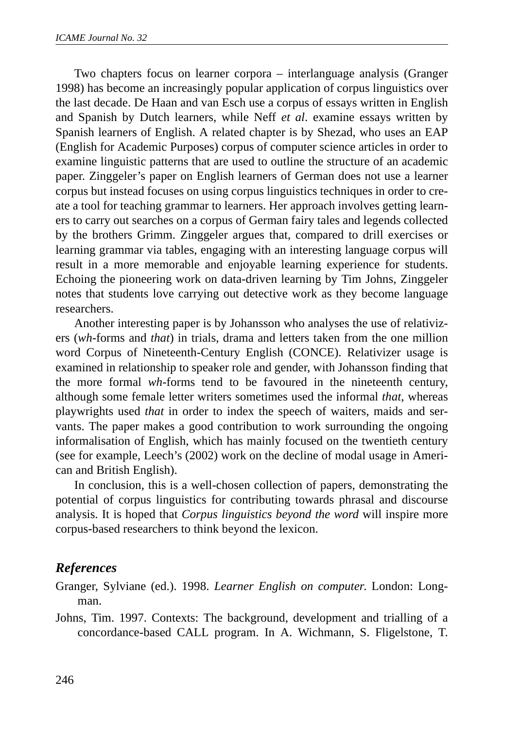Two chapters focus on learner corpora – interlanguage analysis (Granger 1998) has become an increasingly popular application of corpus linguistics over the last decade. De Haan and van Esch use a corpus of essays written in English and Spanish by Dutch learners, while Neff *et al*. examine essays written by Spanish learners of English. A related chapter is by Shezad, who uses an EAP (English for Academic Purposes) corpus of computer science articles in order to examine linguistic patterns that are used to outline the structure of an academic paper. Zinggeler's paper on English learners of German does not use a learner corpus but instead focuses on using corpus linguistics techniques in order to create a tool for teaching grammar to learners. Her approach involves getting learners to carry out searches on a corpus of German fairy tales and legends collected by the brothers Grimm. Zinggeler argues that, compared to drill exercises or learning grammar via tables, engaging with an interesting language corpus will result in a more memorable and enjoyable learning experience for students. Echoing the pioneering work on data-driven learning by Tim Johns, Zinggeler notes that students love carrying out detective work as they become language researchers.

Another interesting paper is by Johansson who analyses the use of relativizers (*wh*-forms and *that*) in trials, drama and letters taken from the one million word Corpus of Nineteenth-Century English (CONCE). Relativizer usage is examined in relationship to speaker role and gender, with Johansson finding that the more formal *wh*-forms tend to be favoured in the nineteenth century, although some female letter writers sometimes used the informal *that*, whereas playwrights used *that* in order to index the speech of waiters, maids and servants. The paper makes a good contribution to work surrounding the ongoing informalisation of English, which has mainly focused on the twentieth century (see for example, Leech's (2002) work on the decline of modal usage in American and British English).

In conclusion, this is a well-chosen collection of papers, demonstrating the potential of corpus linguistics for contributing towards phrasal and discourse analysis. It is hoped that *Corpus linguistics beyond the word* will inspire more corpus-based researchers to think beyond the lexicon.

## *References*

Granger, Sylviane (ed.). 1998. *Learner English on computer.* London: Longman.

Johns, Tim. 1997. Contexts: The background, development and trialling of a concordance-based CALL program. In A. Wichmann, S. Fligelstone, T.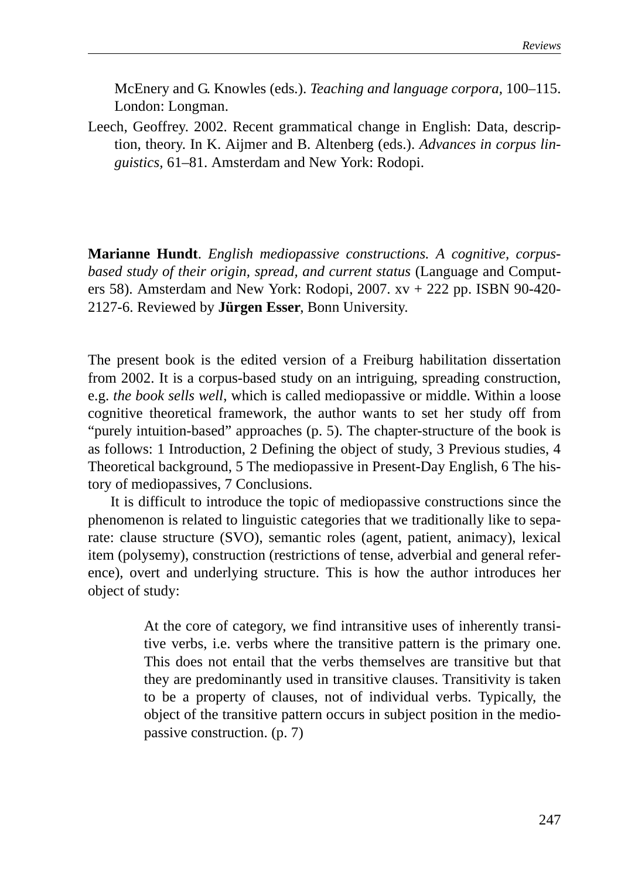McEnery and G. Knowles (eds.). *Teaching and language corpora*, 100–115. London: Longman.

Leech, Geoffrey. 2002. Recent grammatical change in English: Data, description, theory. In K. Aijmer and B. Altenberg (eds.). *Advances in corpus linguistics*, 61–81. Amsterdam and New York: Rodopi.

**Marianne Hundt**. *English mediopassive constructions. A cognitive, corpus-based study of their origin, spread, and current status* (Language and Computers 58). Amsterdam and New York: Rodopi, 2007. xv + 222 pp. ISBN 90-420-2127-6. Reviewed by **Jürgen Esser**, Bonn University.

The present book is the edited version of a Freiburg habilitation dissertation from 2002. It is a corpus-based study on an intriguing, spreading construction, e.g. *the book sells well*, which is called mediopassive or middle. Within a loose cognitive theoretical framework, the author wants to set her study off from "purely intuition-based" approaches (p. 5). The chapter-structure of the book is as follows: 1 Introduction, 2 Defining the object of study, 3 Previous studies, 4 Theoretical background, 5 The mediopassive in Present-Day English, 6 The history of mediopassives, 7 Conclusions.

It is difficult to introduce the topic of mediopassive constructions since the phenomenon is related to linguistic categories that we traditionally like to separate: clause structure (SVO), semantic roles (agent, patient, animacy), lexical item (polysemy), construction (restrictions of tense, adverbial and general reference), overt and underlying structure. This is how the author introduces her object of study:

> At the core of category, we find intransitive uses of inherently transitive verbs, i.e. verbs where the transitive pattern is the primary one. This does not entail that the verbs themselves are transitive but that they are predominantly used in transitive clauses. Transitivity is taken to be a property of clauses, not of individual verbs. Typically, the object of the transitive pattern occurs in subject position in the mediopassive construction. (p. 7)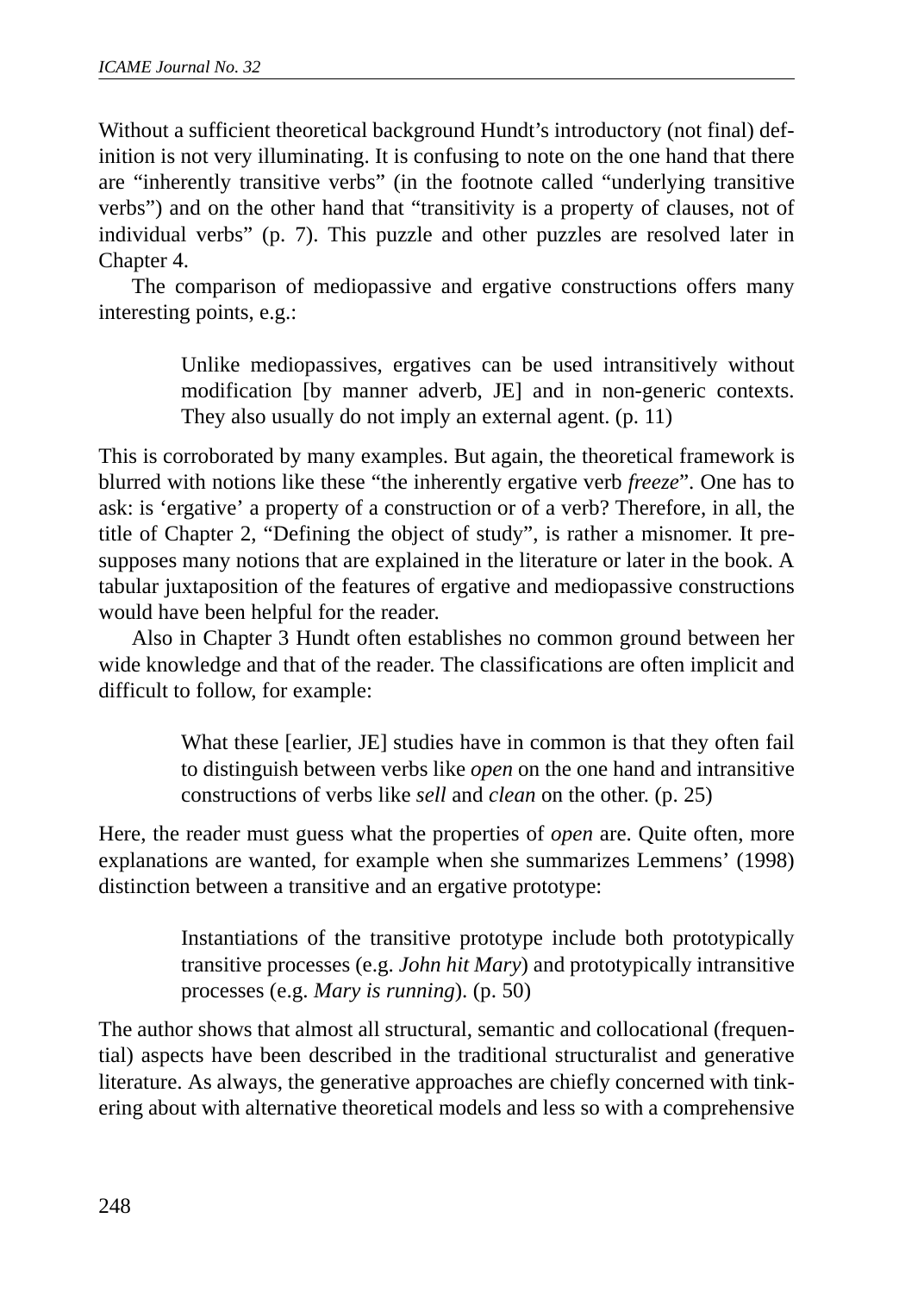Without a sufficient theoretical background Hundt's introductory (not final) definition is not very illuminating. It is confusing to note on the one hand that there are "inherently transitive verbs" (in the footnote called "underlying transitive verbs") and on the other hand that "transitivity is a property of clauses, not of individual verbs" (p. 7). This puzzle and other puzzles are resolved later in Chapter 4.

The comparison of mediopassive and ergative constructions offers many interesting points, e.g.:

> Unlike mediopassives, ergatives can be used intransitively without modification [by manner adverb, JE] and in non-generic contexts. They also usually do not imply an external agent. (p. 11)

This is corroborated by many examples. But again, the theoretical framework is blurred with notions like these "the inherently ergative verb *freeze*". One has to ask: is 'ergative' a property of a construction or of a verb? Therefore, in all, the title of Chapter 2, "Defining the object of study", is rather a misnomer. It presupposes many notions that are explained in the literature or later in the book. A tabular juxtaposition of the features of ergative and mediopassive constructions would have been helpful for the reader.

Also in Chapter 3 Hundt often establishes no common ground between her wide knowledge and that of the reader. The classifications are often implicit and difficult to follow, for example:

> What these [earlier, JE] studies have in common is that they often fail to distinguish between verbs like *open* on the one hand and intransitive constructions of verbs like *sell* and *clean* on the other. (p. 25)

Here, the reader must guess what the properties of *open* are. Quite often, more explanations are wanted, for example when she summarizes Lemmens' (1998) distinction between a transitive and an ergative prototype:

> Instantiations of the transitive prototype include both prototypically transitive processes (e.g. *John hit Mary*) and prototypically intransitive processes (e.g. *Mary is running*). (p. 50)

The author shows that almost all structural, semantic and collocational (frequential) aspects have been described in the traditional structuralist and generative literature. As always, the generative approaches are chiefly concerned with tinkering about with alternative theoretical models and less so with a comprehensive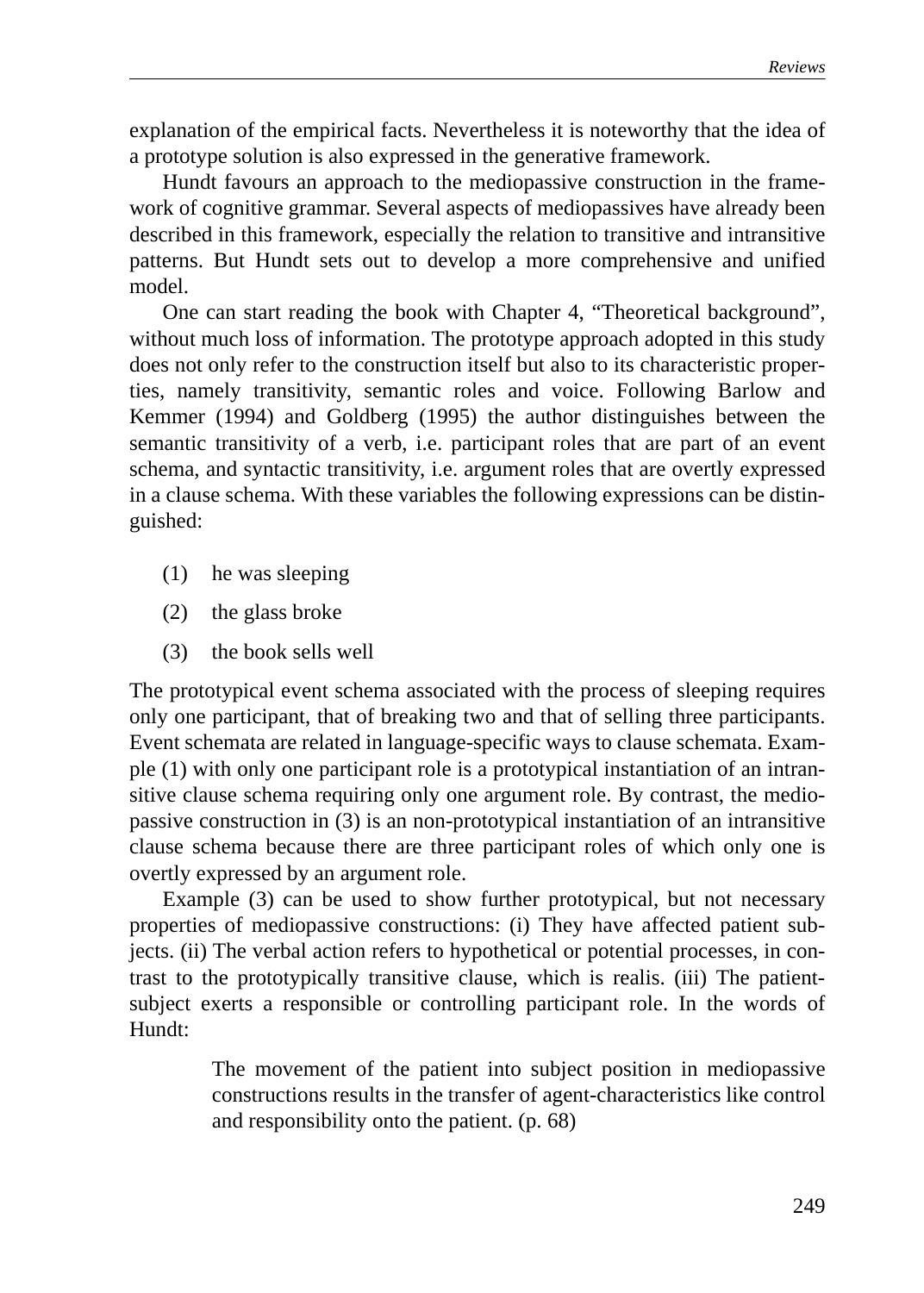explanation of the empirical facts. Nevertheless it is noteworthy that the idea of a prototype solution is also expressed in the generative framework.

Hundt favours an approach to the mediopassive construction in the framework of cognitive grammar. Several aspects of mediopassives have already been described in this framework, especially the relation to transitive and intransitive patterns. But Hundt sets out to develop a more comprehensive and unified model.

One can start reading the book with Chapter 4, "Theoretical background", without much loss of information. The prototype approach adopted in this study does not only refer to the construction itself but also to its characteristic properties, namely transitivity, semantic roles and voice. Following Barlow and Kemmer (1994) and Goldberg (1995) the author distinguishes between the semantic transitivity of a verb, i.e. participant roles that are part of an event schema, and syntactic transitivity, i.e. argument roles that are overtly expressed in a clause schema. With these variables the following expressions can be distinguished:

(1) he was sleeping

(2) the glass broke

(3) the book sells well

The prototypical event schema associated with the process of sleeping requires only one participant, that of breaking two and that of selling three participants. Event schemata are related in language-specific ways to clause schemata. Example (1) with only one participant role is a prototypical instantiation of an intransitive clause schema requiring only one argument role. By contrast, the mediopassive construction in (3) is an non-prototypical instantiation of an intransitive clause schema because there are three participant roles of which only one is overtly expressed by an argument role.

Example (3) can be used to show further prototypical, but not necessary properties of mediopassive constructions: (i) They have affected patient subjects. (ii) The verbal action refers to hypothetical or potential processes, in contrast to the prototypically transitive clause, which is realis. (iii) The patient-subject exerts a responsible or controlling participant role. In the words of Hundt:

> The movement of the patient into subject position in mediopassive constructions results in the transfer of agent-characteristics like control and responsibility onto the patient. (p. 68)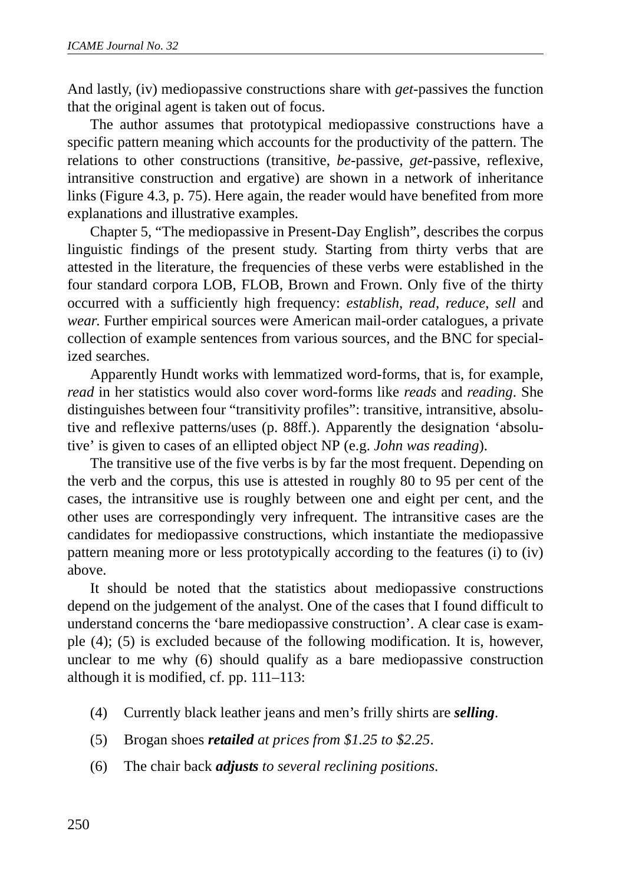And lastly, (iv) mediopassive constructions share with *get*-passives the function that the original agent is taken out of focus.

The author assumes that prototypical mediopassive constructions have a specific pattern meaning which accounts for the productivity of the pattern. The relations to other constructions (transitive, *be*-passive, *get*-passive, reflexive, intransitive construction and ergative) are shown in a network of inheritance links (Figure 4.3, p. 75). Here again, the reader would have benefited from more explanations and illustrative examples.

Chapter 5, "The mediopassive in Present-Day English", describes the corpus linguistic findings of the present study. Starting from thirty verbs that are attested in the literature, the frequencies of these verbs were established in the four standard corpora LOB, FLOB, Brown and Frown. Only five of the thirty occurred with a sufficiently high frequency: *establish*, *read*, *reduce*, *sell* and *wear.* Further empirical sources were American mail-order catalogues, a private collection of example sentences from various sources, and the BNC for specialized searches.

Apparently Hundt works with lemmatized word-forms, that is, for example, *read* in her statistics would also cover word-forms like *reads* and *reading*. She distinguishes between four "transitivity profiles": transitive, intransitive, absolutive and reflexive patterns/uses (p. 88ff.). Apparently the designation 'absolutive' is given to cases of an ellipted object NP (e.g. *John was reading*).

The transitive use of the five verbs is by far the most frequent. Depending on the verb and the corpus, this use is attested in roughly 80 to 95 per cent of the cases, the intransitive use is roughly between one and eight per cent, and the other uses are correspondingly very infrequent. The intransitive cases are the candidates for mediopassive constructions, which instantiate the mediopassive pattern meaning more or less prototypically according to the features (i) to (iv) above.

It should be noted that the statistics about mediopassive constructions depend on the judgement of the analyst. One of the cases that I found difficult to understand concerns the 'bare mediopassive construction'. A clear case is example (4); (5) is excluded because of the following modification. It is, however, unclear to me why (6) should qualify as a bare mediopassive construction although it is modified, cf. pp. 111–113:

(4) Currently black leather jeans and men's frilly shirts are ***selling***.

(5) Brogan shoes ***retailed*** *at prices from $1.25 to $2.25*.

(6) The chair back ***adjusts*** *to several reclining positions*.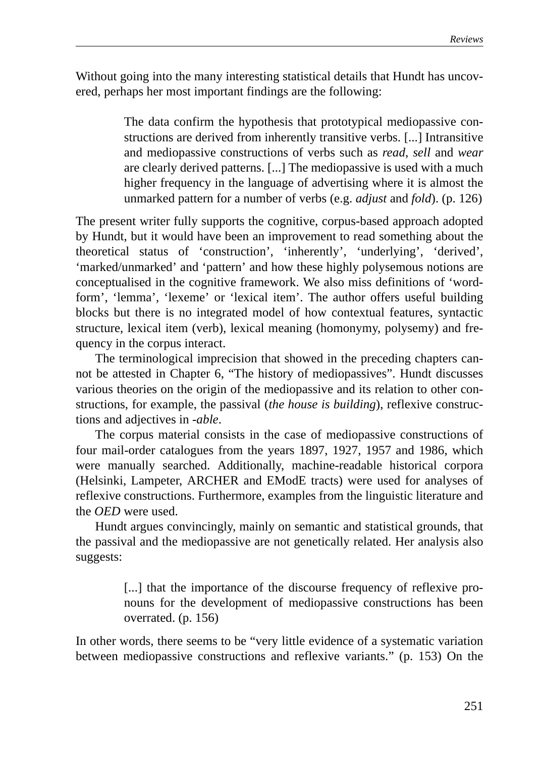Without going into the many interesting statistical details that Hundt has uncovered, perhaps her most important findings are the following:

> The data confirm the hypothesis that prototypical mediopassive constructions are derived from inherently transitive verbs. [...] Intransitive and mediopassive constructions of verbs such as *read*, *sell* and *wear* are clearly derived patterns. [...] The mediopassive is used with a much higher frequency in the language of advertising where it is almost the unmarked pattern for a number of verbs (e.g. *adjust* and *fold*). (p. 126)

The present writer fully supports the cognitive, corpus-based approach adopted by Hundt, but it would have been an improvement to read something about the theoretical status of 'construction', 'inherently', 'underlying', 'derived', 'marked/unmarked' and 'pattern' and how these highly polysemous notions are conceptualised in the cognitive framework. We also miss definitions of 'word-form', 'lemma', 'lexeme' or 'lexical item'. The author offers useful building blocks but there is no integrated model of how contextual features, syntactic structure, lexical item (verb), lexical meaning (homonymy, polysemy) and frequency in the corpus interact.

The terminological imprecision that showed in the preceding chapters cannot be attested in Chapter 6, "The history of mediopassives". Hundt discusses various theories on the origin of the mediopassive and its relation to other constructions, for example, the passival (*the house is building*), reflexive constructions and adjectives in *-able*.

The corpus material consists in the case of mediopassive constructions of four mail-order catalogues from the years 1897, 1927, 1957 and 1986, which were manually searched. Additionally, machine-readable historical corpora (Helsinki, Lampeter, ARCHER and EModE tracts) were used for analyses of reflexive constructions. Furthermore, examples from the linguistic literature and the *OED* were used.

Hundt argues convincingly, mainly on semantic and statistical grounds, that the passival and the mediopassive are not genetically related. Her analysis also suggests:

> [...] that the importance of the discourse frequency of reflexive pronouns for the development of mediopassive constructions has been overrated. (p. 156)

In other words, there seems to be "very little evidence of a systematic variation between mediopassive constructions and reflexive variants." (p. 153) On the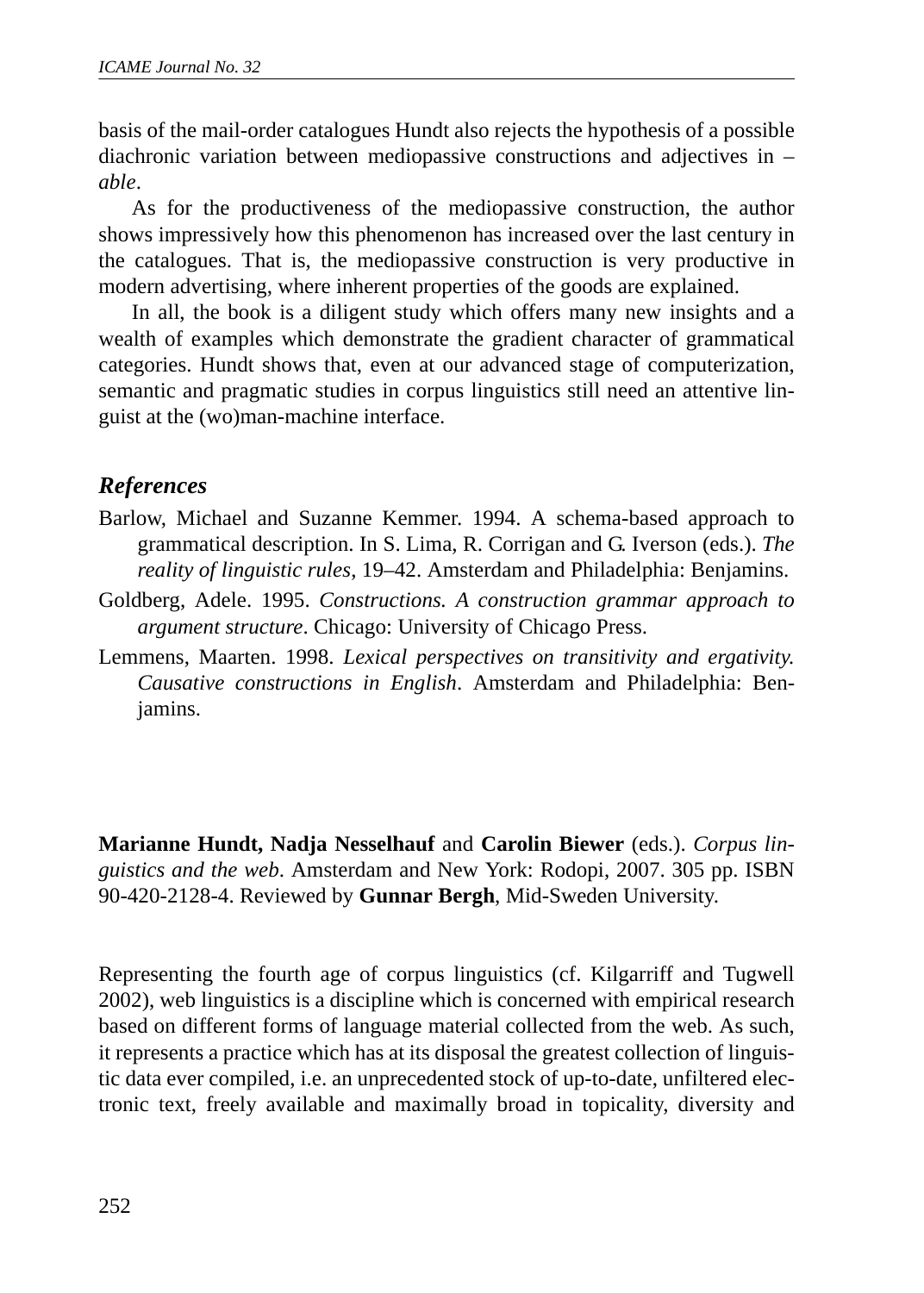basis of the mail-order catalogues Hundt also rejects the hypothesis of a possible diachronic variation between mediopassive constructions and adjectives in –*able*.

As for the productiveness of the mediopassive construction, the author shows impressively how this phenomenon has increased over the last century in the catalogues. That is, the mediopassive construction is very productive in modern advertising, where inherent properties of the goods are explained.

In all, the book is a diligent study which offers many new insights and a wealth of examples which demonstrate the gradient character of grammatical categories. Hundt shows that, even at our advanced stage of computerization, semantic and pragmatic studies in corpus linguistics still need an attentive linguist at the (wo)man-machine interface.

## *References*

Barlow, Michael and Suzanne Kemmer. 1994. A schema-based approach to grammatical description. In S. Lima, R. Corrigan and G. Iverson (eds.). *The reality of linguistic rules*, 19–42. Amsterdam and Philadelphia: Benjamins.

Goldberg, Adele. 1995. *Constructions. A construction grammar approach to argument structure*. Chicago: University of Chicago Press.

Lemmens, Maarten. 1998. *Lexical perspectives on transitivity and ergativity. Causative constructions in English*. Amsterdam and Philadelphia: Benjamins.

**Marianne Hundt, Nadja Nesselhauf** and **Carolin Biewer** (eds.). *Corpus linguistics and the web*. Amsterdam and New York: Rodopi, 2007. 305 pp. ISBN 90-420-2128-4. Reviewed by **Gunnar Bergh**, Mid-Sweden University.

Representing the fourth age of corpus linguistics (cf. Kilgarriff and Tugwell 2002), web linguistics is a discipline which is concerned with empirical research based on different forms of language material collected from the web. As such, it represents a practice which has at its disposal the greatest collection of linguistic data ever compiled, i.e. an unprecedented stock of up-to-date, unfiltered electronic text, freely available and maximally broad in topicality, diversity and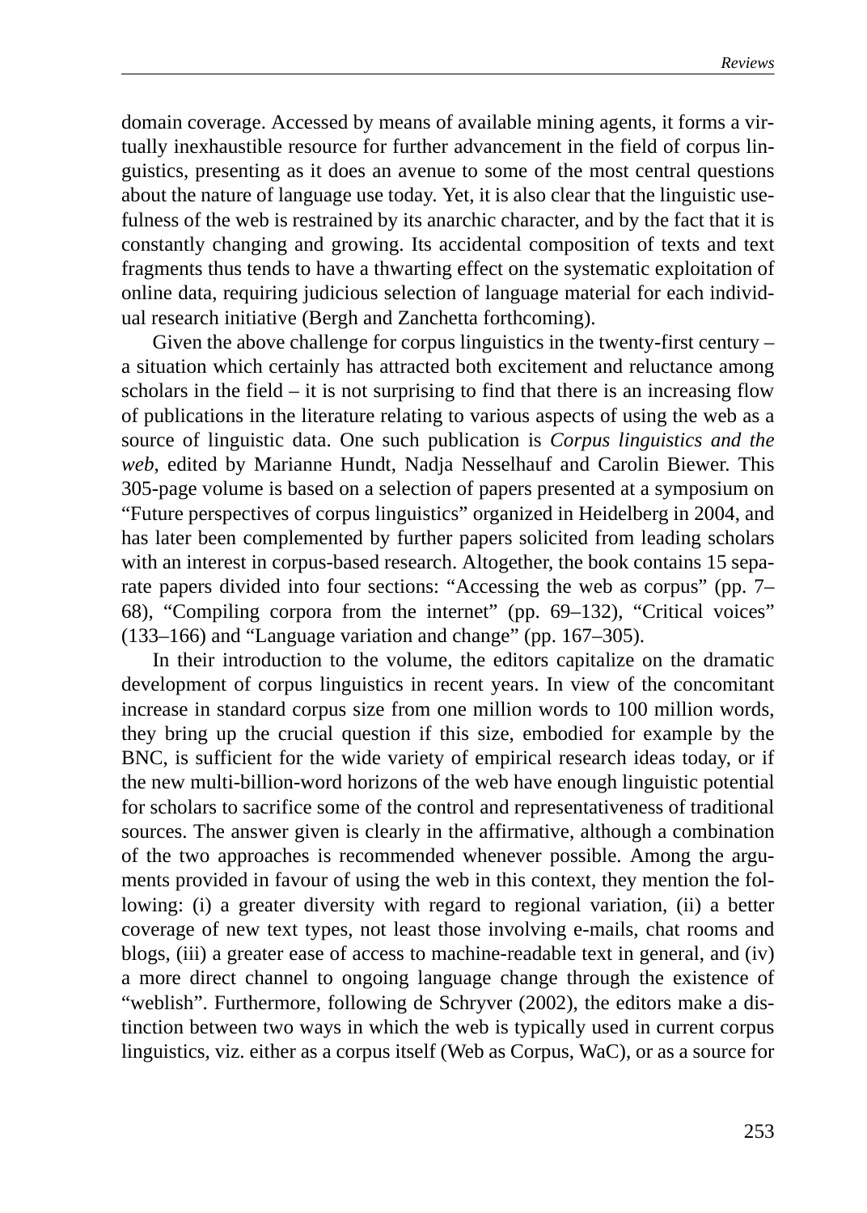domain coverage. Accessed by means of available mining agents, it forms a virtually inexhaustible resource for further advancement in the field of corpus linguistics, presenting as it does an avenue to some of the most central questions about the nature of language use today. Yet, it is also clear that the linguistic usefulness of the web is restrained by its anarchic character, and by the fact that it is constantly changing and growing. Its accidental composition of texts and text fragments thus tends to have a thwarting effect on the systematic exploitation of online data, requiring judicious selection of language material for each individual research initiative (Bergh and Zanchetta forthcoming).

Given the above challenge for corpus linguistics in the twenty-first century – a situation which certainly has attracted both excitement and reluctance among scholars in the field – it is not surprising to find that there is an increasing flow of publications in the literature relating to various aspects of using the web as a source of linguistic data. One such publication is *Corpus linguistics and the web*, edited by Marianne Hundt, Nadja Nesselhauf and Carolin Biewer. This 305-page volume is based on a selection of papers presented at a symposium on "Future perspectives of corpus linguistics" organized in Heidelberg in 2004, and has later been complemented by further papers solicited from leading scholars with an interest in corpus-based research. Altogether, the book contains 15 separate papers divided into four sections: "Accessing the web as corpus" (pp. 7–68), "Compiling corpora from the internet" (pp. 69–132), "Critical voices" (133–166) and "Language variation and change" (pp. 167–305).

In their introduction to the volume, the editors capitalize on the dramatic development of corpus linguistics in recent years. In view of the concomitant increase in standard corpus size from one million words to 100 million words, they bring up the crucial question if this size, embodied for example by the BNC, is sufficient for the wide variety of empirical research ideas today, or if the new multi-billion-word horizons of the web have enough linguistic potential for scholars to sacrifice some of the control and representativeness of traditional sources. The answer given is clearly in the affirmative, although a combination of the two approaches is recommended whenever possible. Among the arguments provided in favour of using the web in this context, they mention the following: (i) a greater diversity with regard to regional variation, (ii) a better coverage of new text types, not least those involving e-mails, chat rooms and blogs, (iii) a greater ease of access to machine-readable text in general, and (iv) a more direct channel to ongoing language change through the existence of "weblish". Furthermore, following de Schryver (2002), the editors make a distinction between two ways in which the web is typically used in current corpus linguistics, viz. either as a corpus itself (Web as Corpus, WaC), or as a source for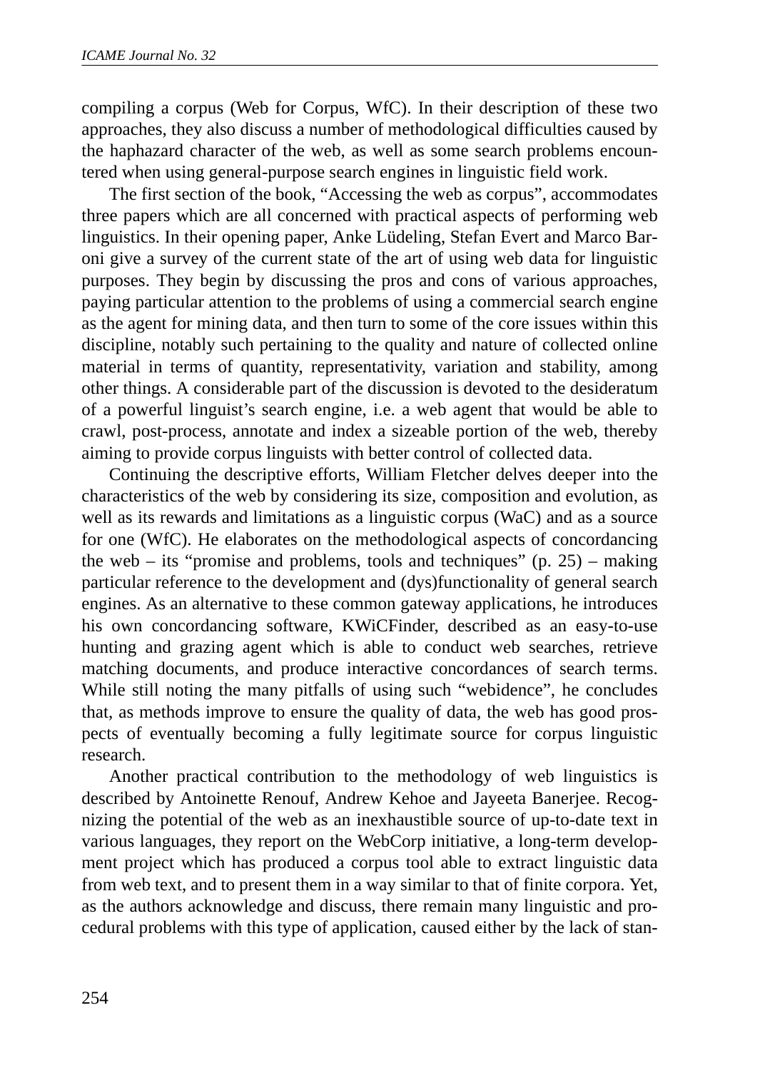compiling a corpus (Web for Corpus, WfC). In their description of these two approaches, they also discuss a number of methodological difficulties caused by the haphazard character of the web, as well as some search problems encountered when using general-purpose search engines in linguistic field work.

The first section of the book, "Accessing the web as corpus", accommodates three papers which are all concerned with practical aspects of performing web linguistics. In their opening paper, Anke Lüdeling, Stefan Evert and Marco Baroni give a survey of the current state of the art of using web data for linguistic purposes. They begin by discussing the pros and cons of various approaches, paying particular attention to the problems of using a commercial search engine as the agent for mining data, and then turn to some of the core issues within this discipline, notably such pertaining to the quality and nature of collected online material in terms of quantity, representativity, variation and stability, among other things. A considerable part of the discussion is devoted to the desideratum of a powerful linguist's search engine, i.e. a web agent that would be able to crawl, post-process, annotate and index a sizeable portion of the web, thereby aiming to provide corpus linguists with better control of collected data.

Continuing the descriptive efforts, William Fletcher delves deeper into the characteristics of the web by considering its size, composition and evolution, as well as its rewards and limitations as a linguistic corpus (WaC) and as a source for one (WfC). He elaborates on the methodological aspects of concordancing the web – its "promise and problems, tools and techniques" (p. 25) – making particular reference to the development and (dys)functionality of general search engines. As an alternative to these common gateway applications, he introduces his own concordancing software, KWiCFinder, described as an easy-to-use hunting and grazing agent which is able to conduct web searches, retrieve matching documents, and produce interactive concordances of search terms. While still noting the many pitfalls of using such "webidence", he concludes that, as methods improve to ensure the quality of data, the web has good prospects of eventually becoming a fully legitimate source for corpus linguistic research.

Another practical contribution to the methodology of web linguistics is described by Antoinette Renouf, Andrew Kehoe and Jayeeta Banerjee. Recognizing the potential of the web as an inexhaustible source of up-to-date text in various languages, they report on the WebCorp initiative, a long-term development project which has produced a corpus tool able to extract linguistic data from web text, and to present them in a way similar to that of finite corpora. Yet, as the authors acknowledge and discuss, there remain many linguistic and procedural problems with this type of application, caused either by the lack of stan-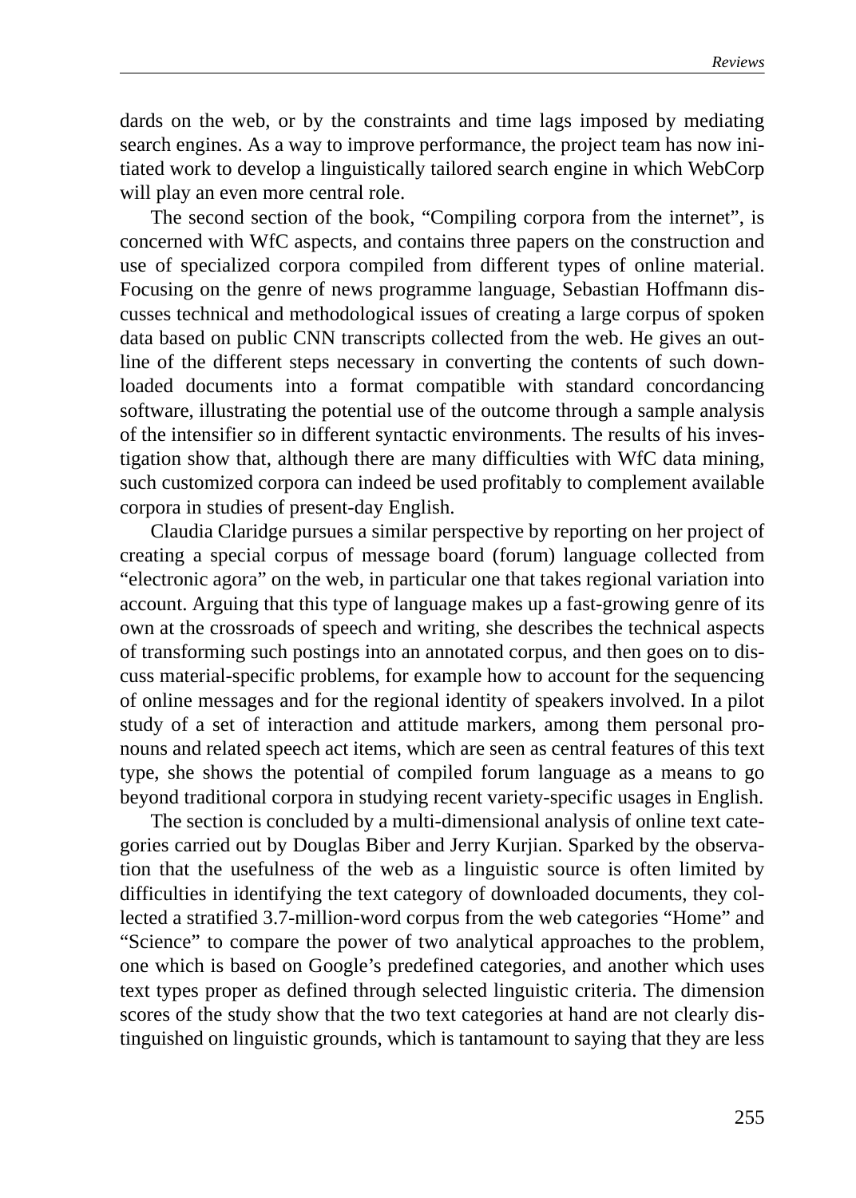dards on the web, or by the constraints and time lags imposed by mediating search engines. As a way to improve performance, the project team has now initiated work to develop a linguistically tailored search engine in which WebCorp will play an even more central role.

The second section of the book, "Compiling corpora from the internet", is concerned with WfC aspects, and contains three papers on the construction and use of specialized corpora compiled from different types of online material. Focusing on the genre of news programme language, Sebastian Hoffmann discusses technical and methodological issues of creating a large corpus of spoken data based on public CNN transcripts collected from the web. He gives an outline of the different steps necessary in converting the contents of such downloaded documents into a format compatible with standard concordancing software, illustrating the potential use of the outcome through a sample analysis of the intensifier *so* in different syntactic environments. The results of his investigation show that, although there are many difficulties with WfC data mining, such customized corpora can indeed be used profitably to complement available corpora in studies of present-day English.

Claudia Claridge pursues a similar perspective by reporting on her project of creating a special corpus of message board (forum) language collected from "electronic agora" on the web, in particular one that takes regional variation into account. Arguing that this type of language makes up a fast-growing genre of its own at the crossroads of speech and writing, she describes the technical aspects of transforming such postings into an annotated corpus, and then goes on to discuss material-specific problems, for example how to account for the sequencing of online messages and for the regional identity of speakers involved. In a pilot study of a set of interaction and attitude markers, among them personal pronouns and related speech act items, which are seen as central features of this text type, she shows the potential of compiled forum language as a means to go beyond traditional corpora in studying recent variety-specific usages in English.

The section is concluded by a multi-dimensional analysis of online text categories carried out by Douglas Biber and Jerry Kurjian. Sparked by the observation that the usefulness of the web as a linguistic source is often limited by difficulties in identifying the text category of downloaded documents, they collected a stratified 3.7-million-word corpus from the web categories "Home" and "Science" to compare the power of two analytical approaches to the problem, one which is based on Google's predefined categories, and another which uses text types proper as defined through selected linguistic criteria. The dimension scores of the study show that the two text categories at hand are not clearly distinguished on linguistic grounds, which is tantamount to saying that they are less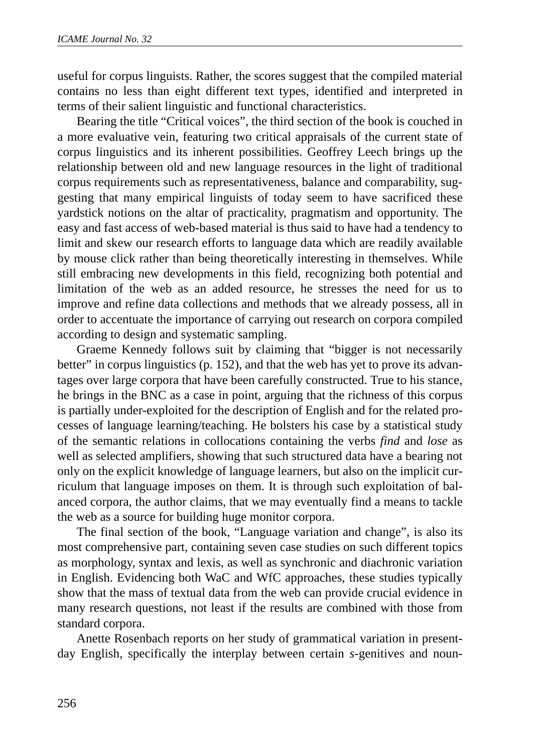useful for corpus linguists. Rather, the scores suggest that the compiled material contains no less than eight different text types, identified and interpreted in terms of their salient linguistic and functional characteristics.

Bearing the title "Critical voices", the third section of the book is couched in a more evaluative vein, featuring two critical appraisals of the current state of corpus linguistics and its inherent possibilities. Geoffrey Leech brings up the relationship between old and new language resources in the light of traditional corpus requirements such as representativeness, balance and comparability, suggesting that many empirical linguists of today seem to have sacrificed these yardstick notions on the altar of practicality, pragmatism and opportunity. The easy and fast access of web-based material is thus said to have had a tendency to limit and skew our research efforts to language data which are readily available by mouse click rather than being theoretically interesting in themselves. While still embracing new developments in this field, recognizing both potential and limitation of the web as an added resource, he stresses the need for us to improve and refine data collections and methods that we already possess, all in order to accentuate the importance of carrying out research on corpora compiled according to design and systematic sampling.

Graeme Kennedy follows suit by claiming that "bigger is not necessarily better" in corpus linguistics (p. 152), and that the web has yet to prove its advantages over large corpora that have been carefully constructed. True to his stance, he brings in the BNC as a case in point, arguing that the richness of this corpus is partially under-exploited for the description of English and for the related processes of language learning/teaching. He bolsters his case by a statistical study of the semantic relations in collocations containing the verbs *find* and *lose* as well as selected amplifiers, showing that such structured data have a bearing not only on the explicit knowledge of language learners, but also on the implicit curriculum that language imposes on them. It is through such exploitation of balanced corpora, the author claims, that we may eventually find a means to tackle the web as a source for building huge monitor corpora.

The final section of the book, "Language variation and change", is also its most comprehensive part, containing seven case studies on such different topics as morphology, syntax and lexis, as well as synchronic and diachronic variation in English. Evidencing both WaC and WfC approaches, these studies typically show that the mass of textual data from the web can provide crucial evidence in many research questions, not least if the results are combined with those from standard corpora.

Anette Rosenbach reports on her study of grammatical variation in present-day English, specifically the interplay between certain *s*-genitives and noun-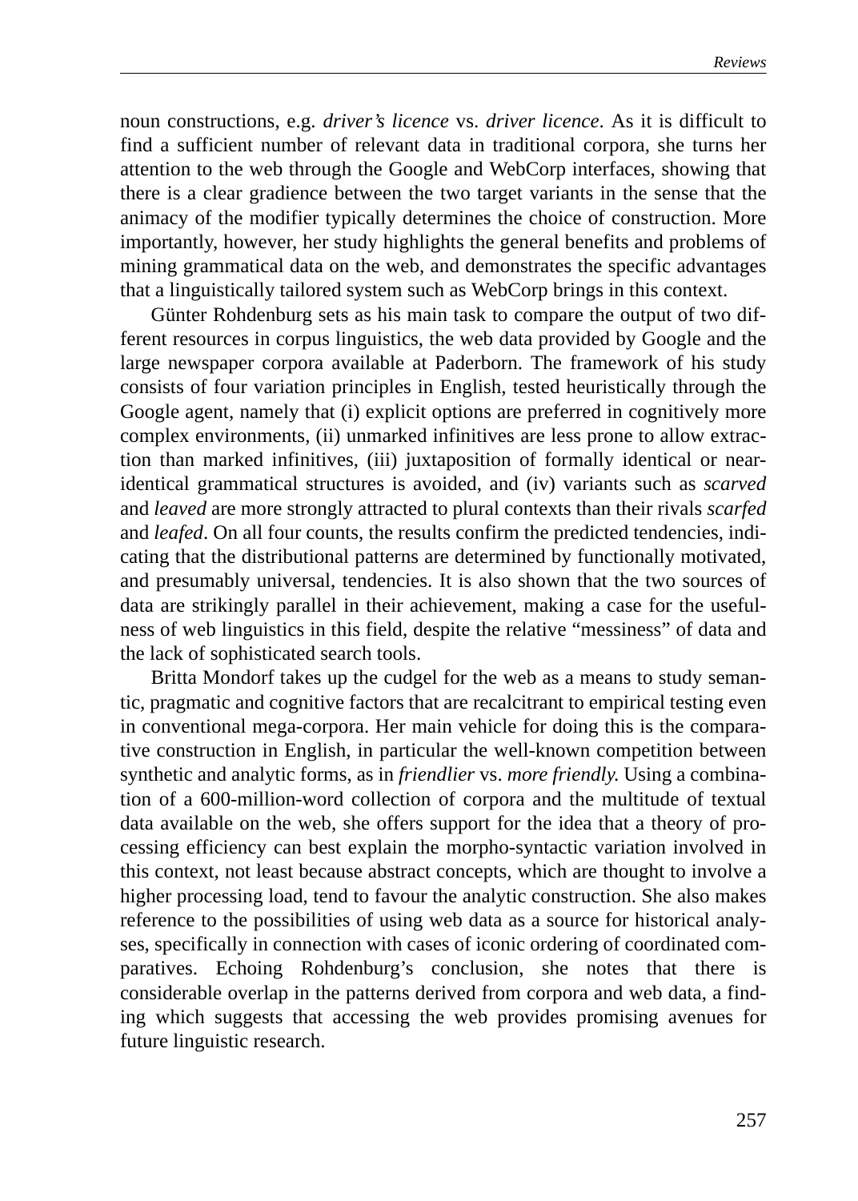noun constructions, e.g. *driver's licence* vs. *driver licence*. As it is difficult to find a sufficient number of relevant data in traditional corpora, she turns her attention to the web through the Google and WebCorp interfaces, showing that there is a clear gradience between the two target variants in the sense that the animacy of the modifier typically determines the choice of construction. More importantly, however, her study highlights the general benefits and problems of mining grammatical data on the web, and demonstrates the specific advantages that a linguistically tailored system such as WebCorp brings in this context.

Günter Rohdenburg sets as his main task to compare the output of two different resources in corpus linguistics, the web data provided by Google and the large newspaper corpora available at Paderborn. The framework of his study consists of four variation principles in English, tested heuristically through the Google agent, namely that (i) explicit options are preferred in cognitively more complex environments, (ii) unmarked infinitives are less prone to allow extraction than marked infinitives, (iii) juxtaposition of formally identical or near-identical grammatical structures is avoided, and (iv) variants such as *scarved* and *leaved* are more strongly attracted to plural contexts than their rivals *scarfed* and *leafed*. On all four counts, the results confirm the predicted tendencies, indicating that the distributional patterns are determined by functionally motivated, and presumably universal, tendencies. It is also shown that the two sources of data are strikingly parallel in their achievement, making a case for the usefulness of web linguistics in this field, despite the relative "messiness" of data and the lack of sophisticated search tools.

Britta Mondorf takes up the cudgel for the web as a means to study semantic, pragmatic and cognitive factors that are recalcitrant to empirical testing even in conventional mega-corpora. Her main vehicle for doing this is the comparative construction in English, in particular the well-known competition between synthetic and analytic forms, as in *friendlier* vs. *more friendly*. Using a combination of a 600-million-word collection of corpora and the multitude of textual data available on the web, she offers support for the idea that a theory of processing efficiency can best explain the morpho-syntactic variation involved in this context, not least because abstract concepts, which are thought to involve a higher processing load, tend to favour the analytic construction. She also makes reference to the possibilities of using web data as a source for historical analyses, specifically in connection with cases of iconic ordering of coordinated comparatives. Echoing Rohdenburg's conclusion, she notes that there is considerable overlap in the patterns derived from corpora and web data, a finding which suggests that accessing the web provides promising avenues for future linguistic research.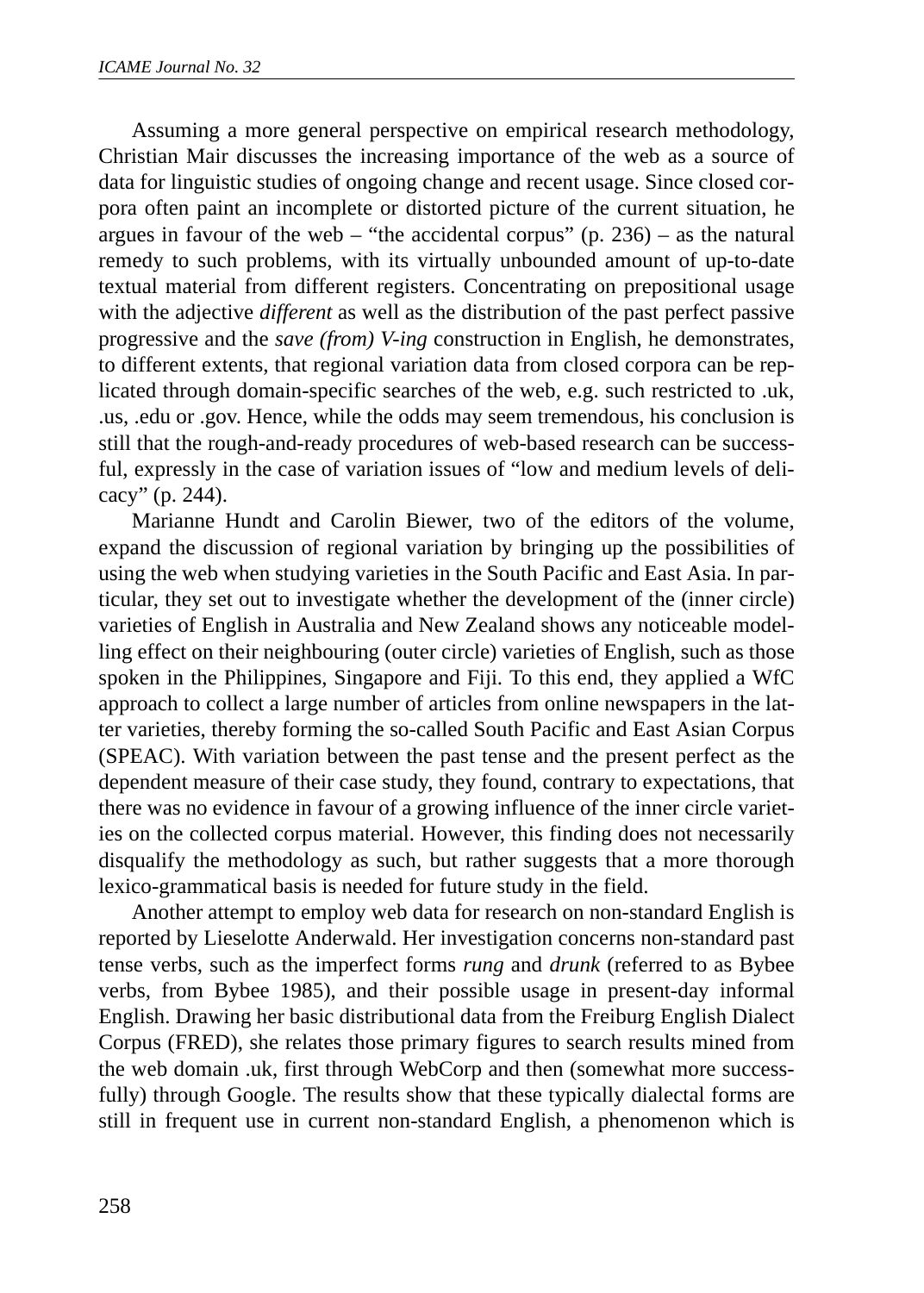Assuming a more general perspective on empirical research methodology, Christian Mair discusses the increasing importance of the web as a source of data for linguistic studies of ongoing change and recent usage. Since closed corpora often paint an incomplete or distorted picture of the current situation, he argues in favour of the web – "the accidental corpus" (p. 236) – as the natural remedy to such problems, with its virtually unbounded amount of up-to-date textual material from different registers. Concentrating on prepositional usage with the adjective *different* as well as the distribution of the past perfect passive progressive and the *save (from) V-ing* construction in English, he demonstrates, to different extents, that regional variation data from closed corpora can be replicated through domain-specific searches of the web, e.g. such restricted to .uk, .us, .edu or .gov. Hence, while the odds may seem tremendous, his conclusion is still that the rough-and-ready procedures of web-based research can be successful, expressly in the case of variation issues of "low and medium levels of delicacy" (p. 244).

Marianne Hundt and Carolin Biewer, two of the editors of the volume, expand the discussion of regional variation by bringing up the possibilities of using the web when studying varieties in the South Pacific and East Asia. In particular, they set out to investigate whether the development of the (inner circle) varieties of English in Australia and New Zealand shows any noticeable modelling effect on their neighbouring (outer circle) varieties of English, such as those spoken in the Philippines, Singapore and Fiji. To this end, they applied a WfC approach to collect a large number of articles from online newspapers in the latter varieties, thereby forming the so-called South Pacific and East Asian Corpus (SPEAC). With variation between the past tense and the present perfect as the dependent measure of their case study, they found, contrary to expectations, that there was no evidence in favour of a growing influence of the inner circle varieties on the collected corpus material. However, this finding does not necessarily disqualify the methodology as such, but rather suggests that a more thorough lexico-grammatical basis is needed for future study in the field.

Another attempt to employ web data for research on non-standard English is reported by Lieselotte Anderwald. Her investigation concerns non-standard past tense verbs, such as the imperfect forms *rung* and *drunk* (referred to as Bybee verbs, from Bybee 1985), and their possible usage in present-day informal English. Drawing her basic distributional data from the Freiburg English Dialect Corpus (FRED), she relates those primary figures to search results mined from the web domain .uk, first through WebCorp and then (somewhat more successfully) through Google. The results show that these typically dialectal forms are still in frequent use in current non-standard English, a phenomenon which is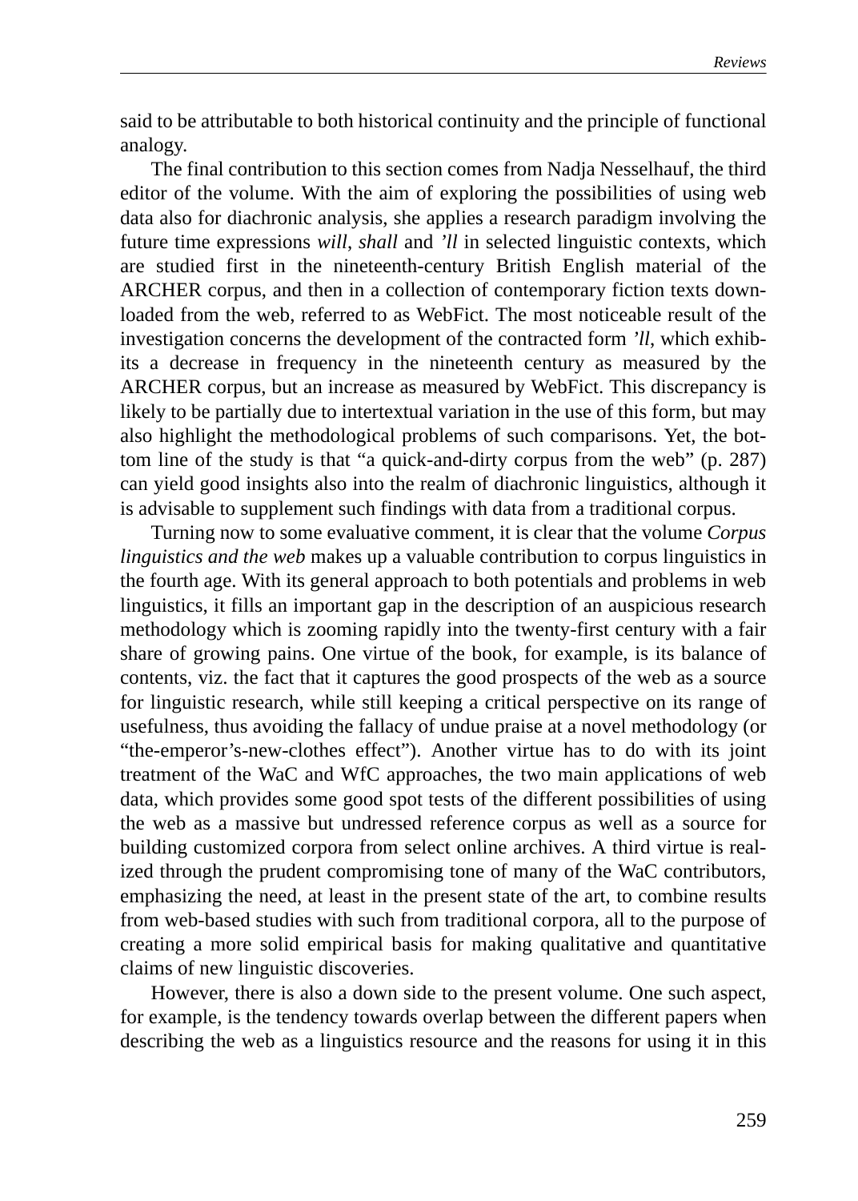said to be attributable to both historical continuity and the principle of functional analogy.

The final contribution to this section comes from Nadja Nesselhauf, the third editor of the volume. With the aim of exploring the possibilities of using web data also for diachronic analysis, she applies a research paradigm involving the future time expressions *will*, *shall* and *'ll* in selected linguistic contexts, which are studied first in the nineteenth-century British English material of the ARCHER corpus, and then in a collection of contemporary fiction texts downloaded from the web, referred to as WebFict. The most noticeable result of the investigation concerns the development of the contracted form *'ll*, which exhibits a decrease in frequency in the nineteenth century as measured by the ARCHER corpus, but an increase as measured by WebFict. This discrepancy is likely to be partially due to intertextual variation in the use of this form, but may also highlight the methodological problems of such comparisons. Yet, the bottom line of the study is that "a quick-and-dirty corpus from the web" (p. 287) can yield good insights also into the realm of diachronic linguistics, although it is advisable to supplement such findings with data from a traditional corpus.

Turning now to some evaluative comment, it is clear that the volume *Corpus linguistics and the web* makes up a valuable contribution to corpus linguistics in the fourth age. With its general approach to both potentials and problems in web linguistics, it fills an important gap in the description of an auspicious research methodology which is zooming rapidly into the twenty-first century with a fair share of growing pains. One virtue of the book, for example, is its balance of contents, viz. the fact that it captures the good prospects of the web as a source for linguistic research, while still keeping a critical perspective on its range of usefulness, thus avoiding the fallacy of undue praise at a novel methodology (or "the-emperor's-new-clothes effect"). Another virtue has to do with its joint treatment of the WaC and WfC approaches, the two main applications of web data, which provides some good spot tests of the different possibilities of using the web as a massive but undressed reference corpus as well as a source for building customized corpora from select online archives. A third virtue is realized through the prudent compromising tone of many of the WaC contributors, emphasizing the need, at least in the present state of the art, to combine results from web-based studies with such from traditional corpora, all to the purpose of creating a more solid empirical basis for making qualitative and quantitative claims of new linguistic discoveries.

However, there is also a down side to the present volume. One such aspect, for example, is the tendency towards overlap between the different papers when describing the web as a linguistics resource and the reasons for using it in this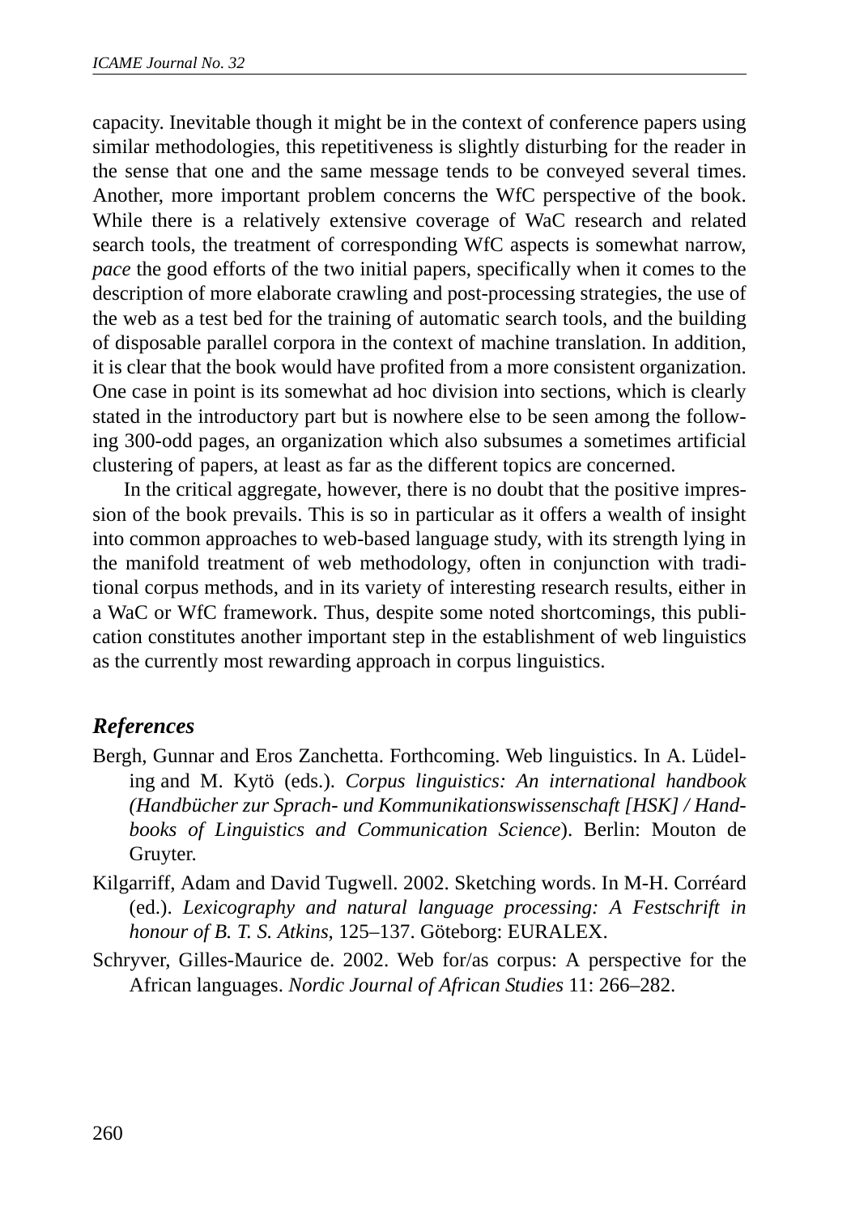capacity. Inevitable though it might be in the context of conference papers using similar methodologies, this repetitiveness is slightly disturbing for the reader in the sense that one and the same message tends to be conveyed several times. Another, more important problem concerns the WfC perspective of the book. While there is a relatively extensive coverage of WaC research and related search tools, the treatment of corresponding WfC aspects is somewhat narrow, *pace* the good efforts of the two initial papers, specifically when it comes to the description of more elaborate crawling and post-processing strategies, the use of the web as a test bed for the training of automatic search tools, and the building of disposable parallel corpora in the context of machine translation. In addition, it is clear that the book would have profited from a more consistent organization. One case in point is its somewhat ad hoc division into sections, which is clearly stated in the introductory part but is nowhere else to be seen among the following 300-odd pages, an organization which also subsumes a sometimes artificial clustering of papers, at least as far as the different topics are concerned.

In the critical aggregate, however, there is no doubt that the positive impression of the book prevails. This is so in particular as it offers a wealth of insight into common approaches to web-based language study, with its strength lying in the manifold treatment of web methodology, often in conjunction with traditional corpus methods, and in its variety of interesting research results, either in a WaC or WfC framework. Thus, despite some noted shortcomings, this publication constitutes another important step in the establishment of web linguistics as the currently most rewarding approach in corpus linguistics.

### *References*

Bergh, Gunnar and Eros Zanchetta. Forthcoming. Web linguistics. In A. Lüdeling and M. Kytö (eds.). *Corpus linguistics: An international handbook (Handbücher zur Sprach- und Kommunikationswissenschaft [HSK] / Handbooks of Linguistics and Communication Science*). Berlin: Mouton de Gruyter.

Kilgarriff, Adam and David Tugwell. 2002. Sketching words. In M-H. Corréard (ed.). *Lexicography and natural language processing: A Festschrift in honour of B. T. S. Atkins*, 125–137. Göteborg: EURALEX.

Schryver, Gilles-Maurice de. 2002. Web for/as corpus: A perspective for the African languages. *Nordic Journal of African Studies* 11: 266–282.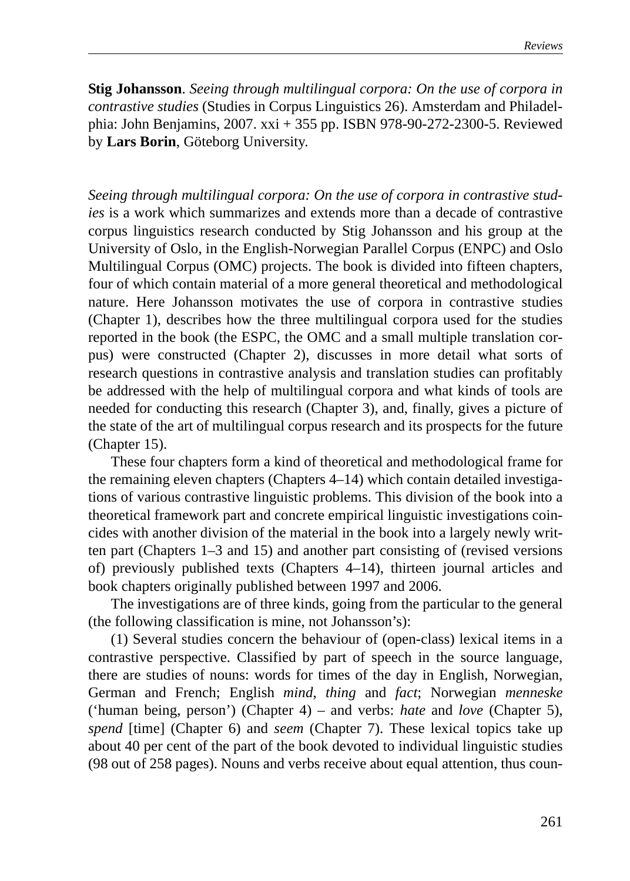**Stig Johansson**. *Seeing through multilingual corpora: On the use of corpora in contrastive studies* (Studies in Corpus Linguistics 26). Amsterdam and Philadelphia: John Benjamins, 2007. xxi + 355 pp. ISBN 978-90-272-2300-5. Reviewed by **Lars Borin**, Göteborg University.

*Seeing through multilingual corpora: On the use of corpora in contrastive studies* is a work which summarizes and extends more than a decade of contrastive corpus linguistics research conducted by Stig Johansson and his group at the University of Oslo, in the English-Norwegian Parallel Corpus (ENPC) and Oslo Multilingual Corpus (OMC) projects. The book is divided into fifteen chapters, four of which contain material of a more general theoretical and methodological nature. Here Johansson motivates the use of corpora in contrastive studies (Chapter 1), describes how the three multilingual corpora used for the studies reported in the book (the ESPC, the OMC and a small multiple translation corpus) were constructed (Chapter 2), discusses in more detail what sorts of research questions in contrastive analysis and translation studies can profitably be addressed with the help of multilingual corpora and what kinds of tools are needed for conducting this research (Chapter 3), and, finally, gives a picture of the state of the art of multilingual corpus research and its prospects for the future (Chapter 15).

These four chapters form a kind of theoretical and methodological frame for the remaining eleven chapters (Chapters 4–14) which contain detailed investigations of various contrastive linguistic problems. This division of the book into a theoretical framework part and concrete empirical linguistic investigations coincides with another division of the material in the book into a largely newly written part (Chapters 1–3 and 15) and another part consisting of (revised versions of) previously published texts (Chapters 4–14), thirteen journal articles and book chapters originally published between 1997 and 2006.

The investigations are of three kinds, going from the particular to the general (the following classification is mine, not Johansson's):

(1) Several studies concern the behaviour of (open-class) lexical items in a contrastive perspective. Classified by part of speech in the source language, there are studies of nouns: words for times of the day in English, Norwegian, German and French; English *mind*, *thing* and *fact*; Norwegian *menneske* ('human being, person') (Chapter 4) – and verbs: *hate* and *love* (Chapter 5), *spend* [time] (Chapter 6) and *seem* (Chapter 7). These lexical topics take up about 40 per cent of the part of the book devoted to individual linguistic studies (98 out of 258 pages). Nouns and verbs receive about equal attention, thus coun-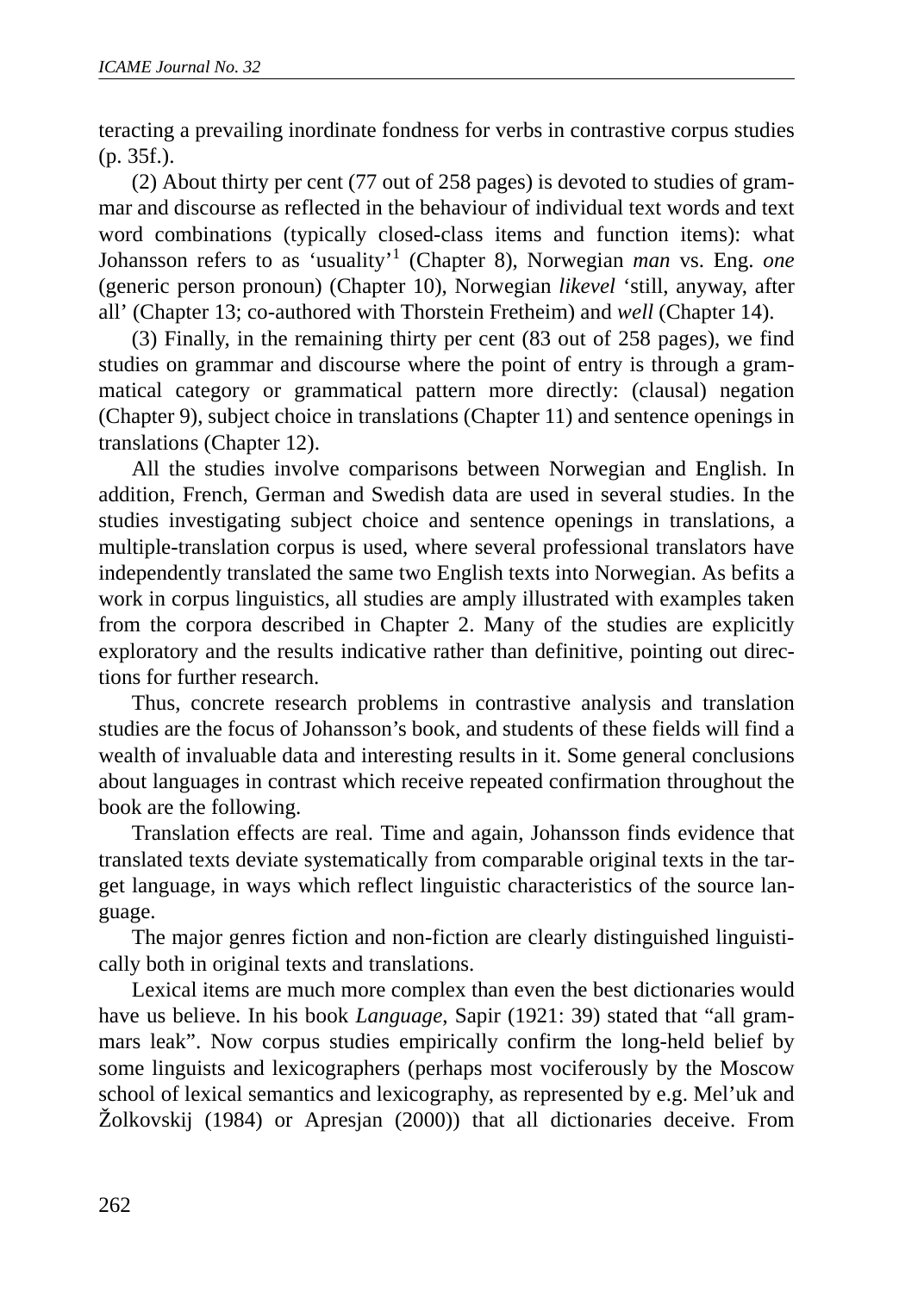teracting a prevailing inordinate fondness for verbs in contrastive corpus studies (p. 35f.).

(2) About thirty per cent (77 out of 258 pages) is devoted to studies of grammar and discourse as reflected in the behaviour of individual text words and text word combinations (typically closed-class items and function items): what Johansson refers to as 'usuality'[1] (Chapter 8), Norwegian *man* vs. Eng. *one* (generic person pronoun) (Chapter 10), Norwegian *likevel* 'still, anyway, after all' (Chapter 13; co-authored with Thorstein Fretheim) and *well* (Chapter 14).

(3) Finally, in the remaining thirty per cent (83 out of 258 pages), we find studies on grammar and discourse where the point of entry is through a grammatical category or grammatical pattern more directly: (clausal) negation (Chapter 9), subject choice in translations (Chapter 11) and sentence openings in translations (Chapter 12).

All the studies involve comparisons between Norwegian and English. In addition, French, German and Swedish data are used in several studies. In the studies investigating subject choice and sentence openings in translations, a multiple-translation corpus is used, where several professional translators have independently translated the same two English texts into Norwegian. As befits a work in corpus linguistics, all studies are amply illustrated with examples taken from the corpora described in Chapter 2. Many of the studies are explicitly exploratory and the results indicative rather than definitive, pointing out directions for further research.

Thus, concrete research problems in contrastive analysis and translation studies are the focus of Johansson's book, and students of these fields will find a wealth of invaluable data and interesting results in it. Some general conclusions about languages in contrast which receive repeated confirmation throughout the book are the following.

Translation effects are real. Time and again, Johansson finds evidence that translated texts deviate systematically from comparable original texts in the target language, in ways which reflect linguistic characteristics of the source language.

The major genres fiction and non-fiction are clearly distinguished linguistically both in original texts and translations.

Lexical items are much more complex than even the best dictionaries would have us believe. In his book *Language*, Sapir (1921: 39) stated that "all grammars leak". Now corpus studies empirically confirm the long-held belief by some linguists and lexicographers (perhaps most vociferously by the Moscow school of lexical semantics and lexicography, as represented by e.g. Mel'uk and Žolkovskij (1984) or Apresjan (2000)) that all dictionaries deceive. From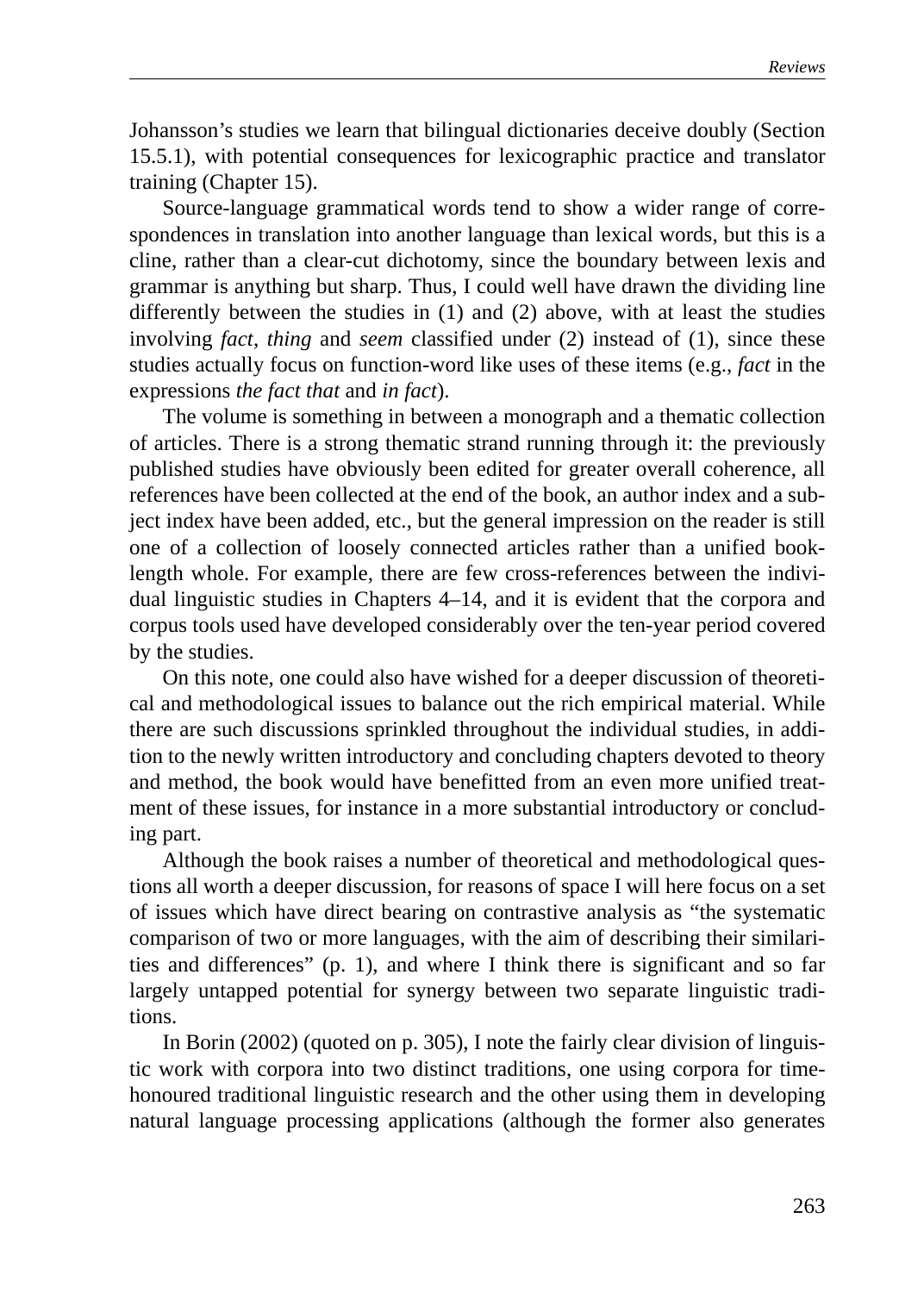Johansson's studies we learn that bilingual dictionaries deceive doubly (Section 15.5.1), with potential consequences for lexicographic practice and translator training (Chapter 15).

Source-language grammatical words tend to show a wider range of correspondences in translation into another language than lexical words, but this is a cline, rather than a clear-cut dichotomy, since the boundary between lexis and grammar is anything but sharp. Thus, I could well have drawn the dividing line differently between the studies in (1) and (2) above, with at least the studies involving *fact*, *thing* and *seem* classified under (2) instead of (1), since these studies actually focus on function-word like uses of these items (e.g., *fact* in the expressions *the fact that* and *in fact*).

The volume is something in between a monograph and a thematic collection of articles. There is a strong thematic strand running through it: the previously published studies have obviously been edited for greater overall coherence, all references have been collected at the end of the book, an author index and a subject index have been added, etc., but the general impression on the reader is still one of a collection of loosely connected articles rather than a unified book-length whole. For example, there are few cross-references between the individual linguistic studies in Chapters 4–14, and it is evident that the corpora and corpus tools used have developed considerably over the ten-year period covered by the studies.

On this note, one could also have wished for a deeper discussion of theoretical and methodological issues to balance out the rich empirical material. While there are such discussions sprinkled throughout the individual studies, in addition to the newly written introductory and concluding chapters devoted to theory and method, the book would have benefitted from an even more unified treatment of these issues, for instance in a more substantial introductory or concluding part.

Although the book raises a number of theoretical and methodological questions all worth a deeper discussion, for reasons of space I will here focus on a set of issues which have direct bearing on contrastive analysis as "the systematic comparison of two or more languages, with the aim of describing their similarities and differences" (p. 1), and where I think there is significant and so far largely untapped potential for synergy between two separate linguistic traditions.

In Borin (2002) (quoted on p. 305), I note the fairly clear division of linguistic work with corpora into two distinct traditions, one using corpora for time-honoured traditional linguistic research and the other using them in developing natural language processing applications (although the former also generates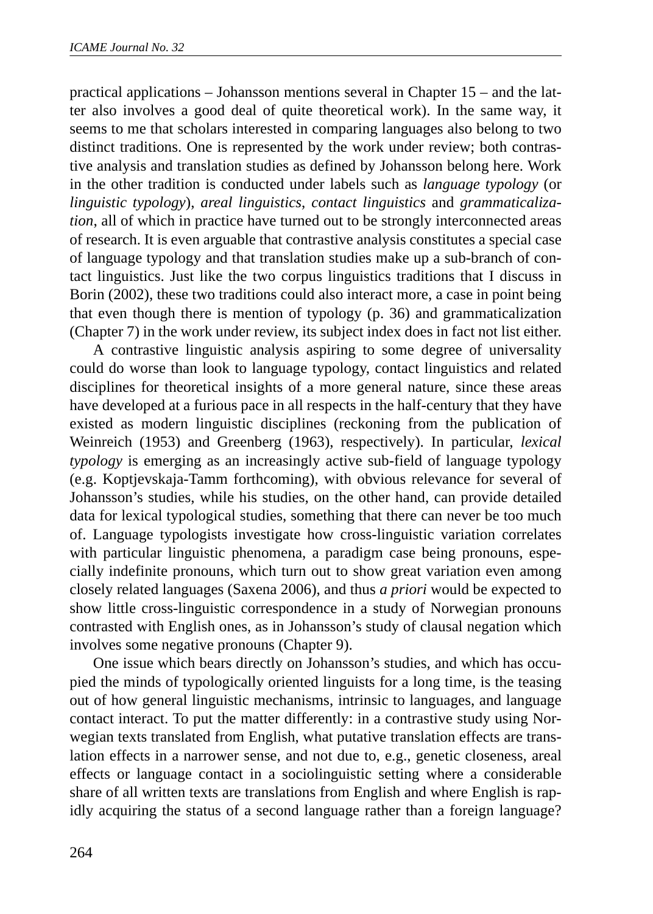practical applications – Johansson mentions several in Chapter 15 – and the latter also involves a good deal of quite theoretical work). In the same way, it seems to me that scholars interested in comparing languages also belong to two distinct traditions. One is represented by the work under review; both contrastive analysis and translation studies as defined by Johansson belong here. Work in the other tradition is conducted under labels such as *language typology* (or *linguistic typology*), *areal linguistics*, *contact linguistics* and *grammaticalization*, all of which in practice have turned out to be strongly interconnected areas of research. It is even arguable that contrastive analysis constitutes a special case of language typology and that translation studies make up a sub-branch of contact linguistics. Just like the two corpus linguistics traditions that I discuss in Borin (2002), these two traditions could also interact more, a case in point being that even though there is mention of typology (p. 36) and grammaticalization (Chapter 7) in the work under review, its subject index does in fact not list either.

A contrastive linguistic analysis aspiring to some degree of universality could do worse than look to language typology, contact linguistics and related disciplines for theoretical insights of a more general nature, since these areas have developed at a furious pace in all respects in the half-century that they have existed as modern linguistic disciplines (reckoning from the publication of Weinreich (1953) and Greenberg (1963), respectively). In particular, *lexical typology* is emerging as an increasingly active sub-field of language typology (e.g. Koptjevskaja-Tamm forthcoming), with obvious relevance for several of Johansson's studies, while his studies, on the other hand, can provide detailed data for lexical typological studies, something that there can never be too much of. Language typologists investigate how cross-linguistic variation correlates with particular linguistic phenomena, a paradigm case being pronouns, especially indefinite pronouns, which turn out to show great variation even among closely related languages (Saxena 2006), and thus *a priori* would be expected to show little cross-linguistic correspondence in a study of Norwegian pronouns contrasted with English ones, as in Johansson's study of clausal negation which involves some negative pronouns (Chapter 9).

One issue which bears directly on Johansson's studies, and which has occupied the minds of typologically oriented linguists for a long time, is the teasing out of how general linguistic mechanisms, intrinsic to languages, and language contact interact. To put the matter differently: in a contrastive study using Norwegian texts translated from English, what putative translation effects are translation effects in a narrower sense, and not due to, e.g., genetic closeness, areal effects or language contact in a sociolinguistic setting where a considerable share of all written texts are translations from English and where English is rapidly acquiring the status of a second language rather than a foreign language?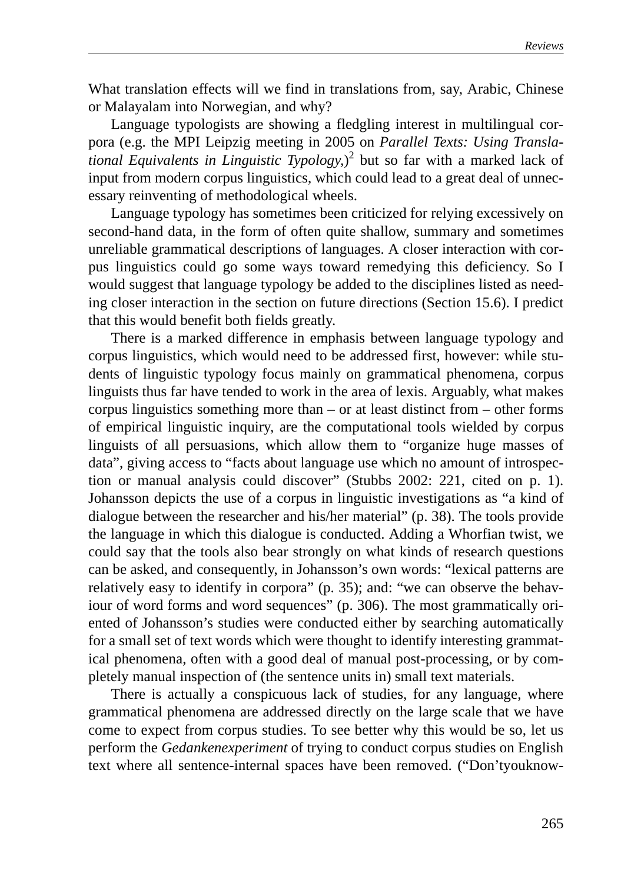What translation effects will we find in translations from, say, Arabic, Chinese or Malayalam into Norwegian, and why?

Language typologists are showing a fledgling interest in multilingual corpora (e.g. the MPI Leipzig meeting in 2005 on *Parallel Texts: Using Translational Equivalents in Linguistic Typology,*)[2] but so far with a marked lack of input from modern corpus linguistics, which could lead to a great deal of unnecessary reinventing of methodological wheels.

Language typology has sometimes been criticized for relying excessively on second-hand data, in the form of often quite shallow, summary and sometimes unreliable grammatical descriptions of languages. A closer interaction with corpus linguistics could go some ways toward remedying this deficiency. So I would suggest that language typology be added to the disciplines listed as needing closer interaction in the section on future directions (Section 15.6). I predict that this would benefit both fields greatly.

There is a marked difference in emphasis between language typology and corpus linguistics, which would need to be addressed first, however: while students of linguistic typology focus mainly on grammatical phenomena, corpus linguists thus far have tended to work in the area of lexis. Arguably, what makes corpus linguistics something more than – or at least distinct from – other forms of empirical linguistic inquiry, are the computational tools wielded by corpus linguists of all persuasions, which allow them to "organize huge masses of data", giving access to "facts about language use which no amount of introspection or manual analysis could discover" (Stubbs 2002: 221, cited on p. 1). Johansson depicts the use of a corpus in linguistic investigations as "a kind of dialogue between the researcher and his/her material" (p. 38). The tools provide the language in which this dialogue is conducted. Adding a Whorfian twist, we could say that the tools also bear strongly on what kinds of research questions can be asked, and consequently, in Johansson's own words: "lexical patterns are relatively easy to identify in corpora" (p. 35); and: "we can observe the behaviour of word forms and word sequences" (p. 306). The most grammatically oriented of Johansson's studies were conducted either by searching automatically for a small set of text words which were thought to identify interesting grammatical phenomena, often with a good deal of manual post-processing, or by completely manual inspection of (the sentence units in) small text materials.

There is actually a conspicuous lack of studies, for any language, where grammatical phenomena are addressed directly on the large scale that we have come to expect from corpus studies. To see better why this would be so, let us perform the *Gedankenexperiment* of trying to conduct corpus studies on English text where all sentence-internal spaces have been removed. ("Don'tyouknow-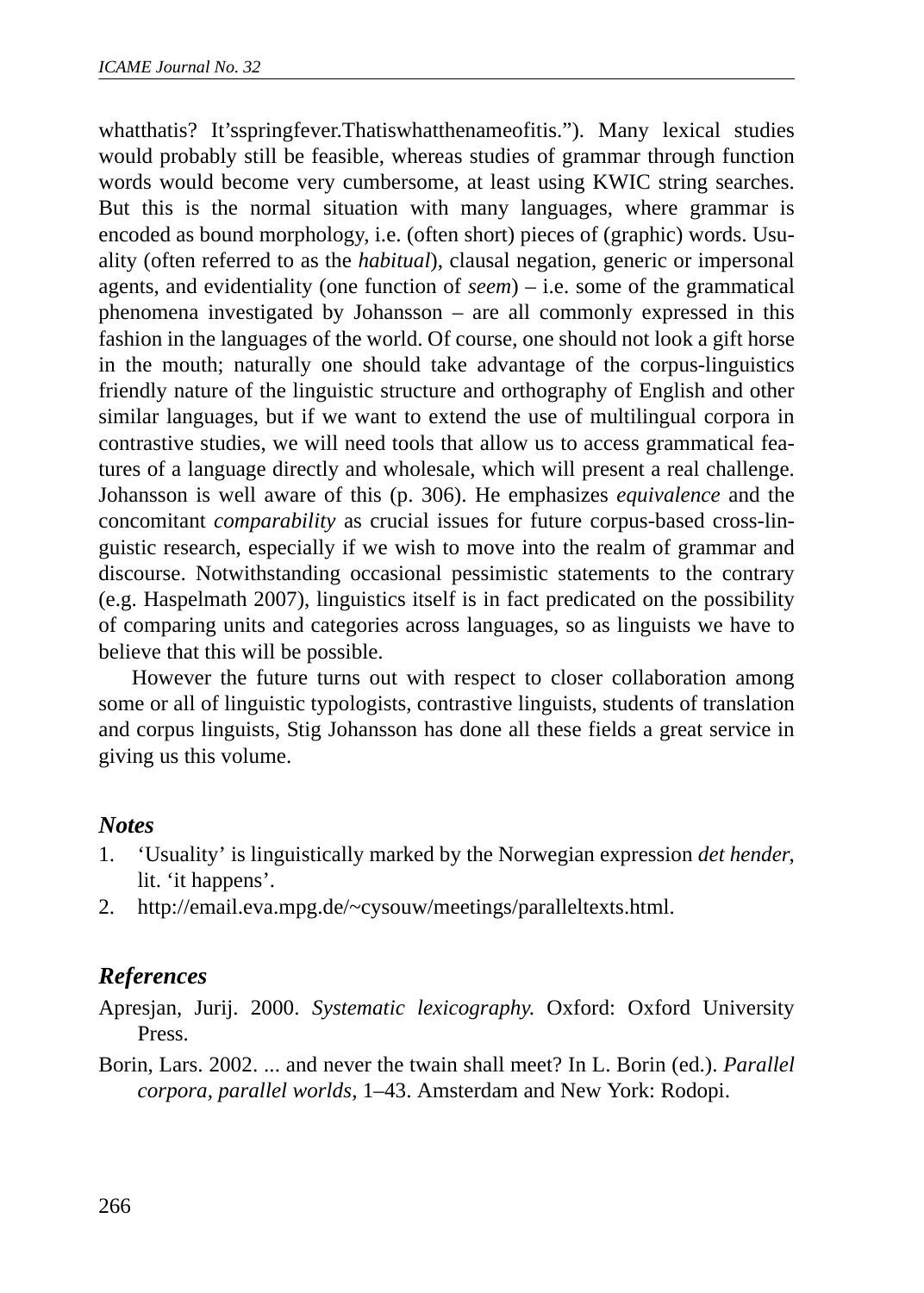whatthatis? It'sspringfever.Thatiswhatthenameofitis."). Many lexical studies would probably still be feasible, whereas studies of grammar through function words would become very cumbersome, at least using KWIC string searches. But this is the normal situation with many languages, where grammar is encoded as bound morphology, i.e. (often short) pieces of (graphic) words. Usuality (often referred to as the *habitual*), clausal negation, generic or impersonal agents, and evidentiality (one function of *seem*) – i.e. some of the grammatical phenomena investigated by Johansson – are all commonly expressed in this fashion in the languages of the world. Of course, one should not look a gift horse in the mouth; naturally one should take advantage of the corpus-linguistics friendly nature of the linguistic structure and orthography of English and other similar languages, but if we want to extend the use of multilingual corpora in contrastive studies, we will need tools that allow us to access grammatical features of a language directly and wholesale, which will present a real challenge. Johansson is well aware of this (p. 306). He emphasizes *equivalence* and the concomitant *comparability* as crucial issues for future corpus-based cross-linguistic research, especially if we wish to move into the realm of grammar and discourse. Notwithstanding occasional pessimistic statements to the contrary (e.g. Haspelmath 2007), linguistics itself is in fact predicated on the possibility of comparing units and categories across languages, so as linguists we have to believe that this will be possible.

However the future turns out with respect to closer collaboration among some or all of linguistic typologists, contrastive linguists, students of translation and corpus linguists, Stig Johansson has done all these fields a great service in giving us this volume.

## Notes

1. 'Usuality' is linguistically marked by the Norwegian expression *det hender*, lit. 'it happens'.
2. http://email.eva.mpg.de/~cysouw/meetings/paralleltexts.html.

## References

Apresjan, Jurij. 2000. *Systematic lexicography.* Oxford: Oxford University Press.

Borin, Lars. 2002. ... and never the twain shall meet? In L. Borin (ed.). *Parallel corpora, parallel worlds*, 1–43. Amsterdam and New York: Rodopi.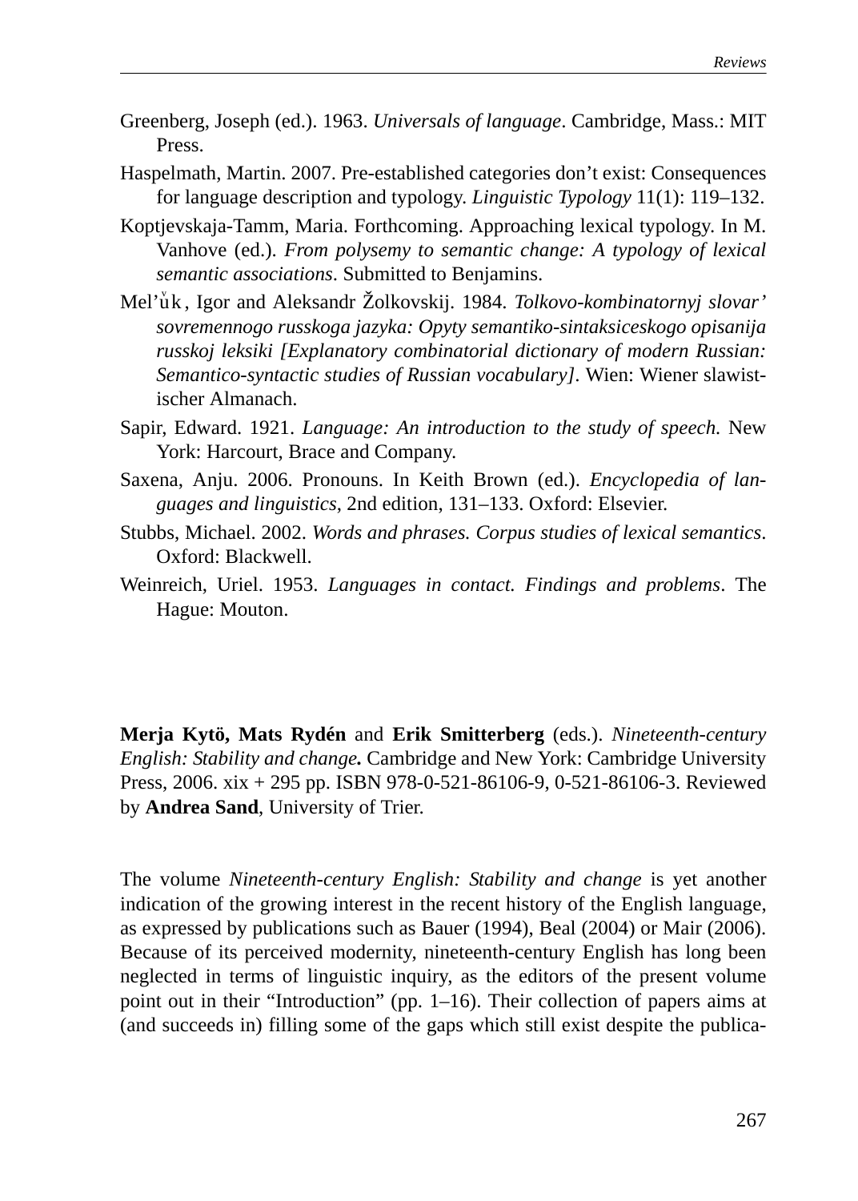Greenberg, Joseph (ed.). 1963. *Universals of language*. Cambridge, Mass.: MIT Press.

Haspelmath, Martin. 2007. Pre-established categories don't exist: Consequences for language description and typology. *Linguistic Typology* 11(1): 119–132.

Koptjevskaja-Tamm, Maria. Forthcoming. Approaching lexical typology. In M. Vanhove (ed.). *From polysemy to semantic change: A typology of lexical semantic associations*. Submitted to Benjamins.

Mel'čuk, Igor and Aleksandr Žolkovskij. 1984. *Tolkovo-kombinatornyj slovar' sovremennogo russkoga jazyka: Opyty semantiko-sintaksiceskogo opisanija russkoj leksiki [Explanatory combinatorial dictionary of modern Russian: Semantico-syntactic studies of Russian vocabulary]*. Wien: Wiener slawistischer Almanach.

Sapir, Edward. 1921. *Language: An introduction to the study of speech.* New York: Harcourt, Brace and Company.

Saxena, Anju. 2006. Pronouns. In Keith Brown (ed.). *Encyclopedia of languages and linguistics*, 2nd edition, 131–133. Oxford: Elsevier.

Stubbs, Michael. 2002. *Words and phrases. Corpus studies of lexical semantics*. Oxford: Blackwell.

Weinreich, Uriel. 1953. *Languages in contact. Findings and problems*. The Hague: Mouton.

**Merja Kytö, Mats Rydén** and **Erik Smitterberg** (eds.). *Nineteenth-century English: Stability and change***.** Cambridge and New York: Cambridge University Press, 2006. xix + 295 pp. ISBN 978-0-521-86106-9, 0-521-86106-3. Reviewed by **Andrea Sand**, University of Trier.

The volume *Nineteenth-century English: Stability and change* is yet another indication of the growing interest in the recent history of the English language, as expressed by publications such as Bauer (1994), Beal (2004) or Mair (2006). Because of its perceived modernity, nineteenth-century English has long been neglected in terms of linguistic inquiry, as the editors of the present volume point out in their "Introduction" (pp. 1–16). Their collection of papers aims at (and succeeds in) filling some of the gaps which still exist despite the publica-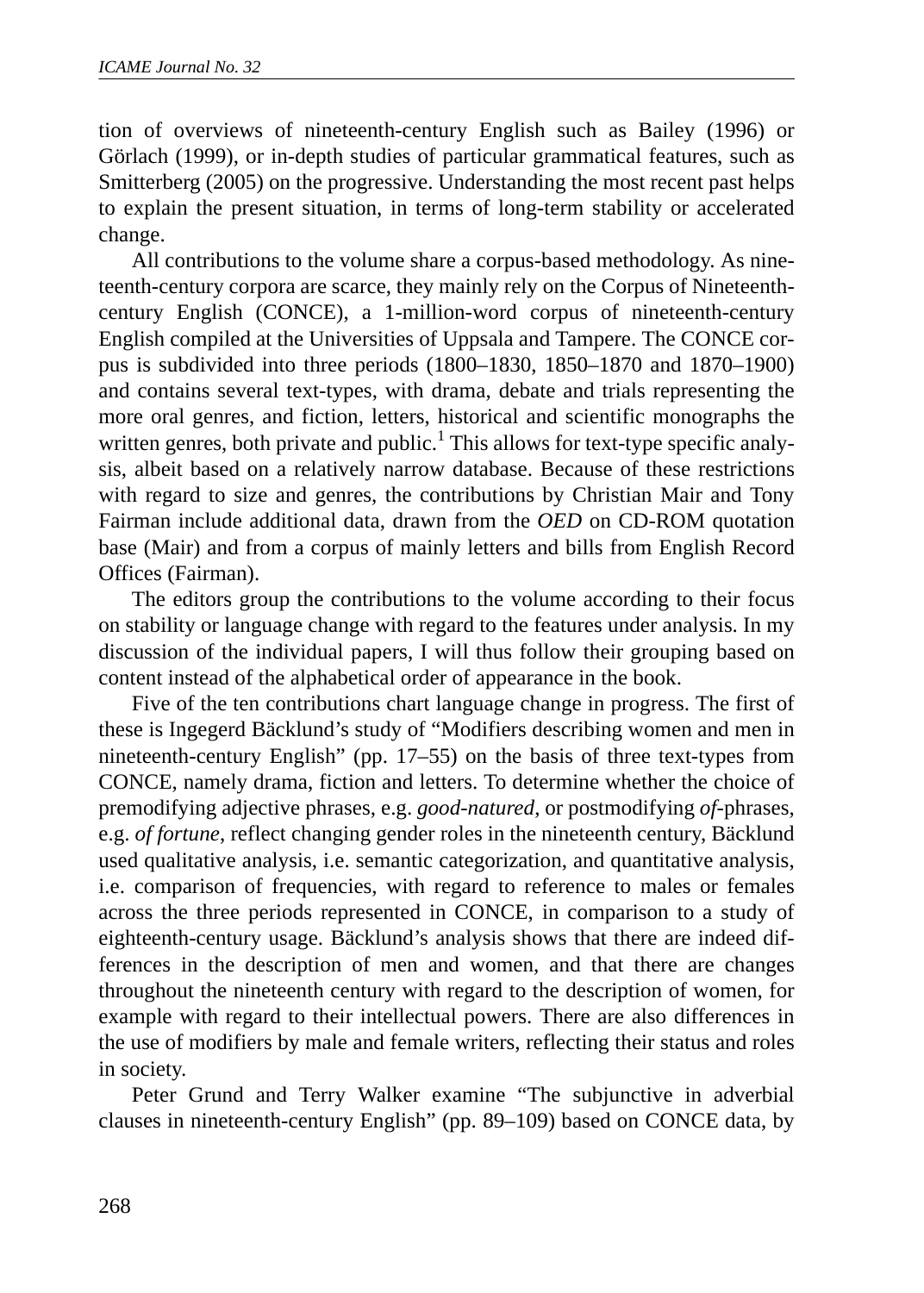tion of overviews of nineteenth-century English such as Bailey (1996) or Görlach (1999), or in-depth studies of particular grammatical features, such as Smitterberg (2005) on the progressive. Understanding the most recent past helps to explain the present situation, in terms of long-term stability or accelerated change.

All contributions to the volume share a corpus-based methodology. As nineteenth-century corpora are scarce, they mainly rely on the Corpus of Nineteenth-century English (CONCE), a 1-million-word corpus of nineteenth-century English compiled at the Universities of Uppsala and Tampere. The CONCE corpus is subdivided into three periods (1800–1830, 1850–1870 and 1870–1900) and contains several text-types, with drama, debate and trials representing the more oral genres, and fiction, letters, historical and scientific monographs the written genres, both private and public.[1] This allows for text-type specific analysis, albeit based on a relatively narrow database. Because of these restrictions with regard to size and genres, the contributions by Christian Mair and Tony Fairman include additional data, drawn from the *OED* on CD-ROM quotation base (Mair) and from a corpus of mainly letters and bills from English Record Offices (Fairman).

The editors group the contributions to the volume according to their focus on stability or language change with regard to the features under analysis. In my discussion of the individual papers, I will thus follow their grouping based on content instead of the alphabetical order of appearance in the book.

Five of the ten contributions chart language change in progress. The first of these is Ingegerd Bäcklund's study of "Modifiers describing women and men in nineteenth-century English" (pp. 17–55) on the basis of three text-types from CONCE, namely drama, fiction and letters. To determine whether the choice of premodifying adjective phrases, e.g. *good-natured*, or postmodifying *of*-phrases, e.g. *of fortune*, reflect changing gender roles in the nineteenth century, Bäcklund used qualitative analysis, i.e. semantic categorization, and quantitative analysis, i.e. comparison of frequencies, with regard to reference to males or females across the three periods represented in CONCE, in comparison to a study of eighteenth-century usage. Bäcklund's analysis shows that there are indeed differences in the description of men and women, and that there are changes throughout the nineteenth century with regard to the description of women, for example with regard to their intellectual powers. There are also differences in the use of modifiers by male and female writers, reflecting their status and roles in society.

Peter Grund and Terry Walker examine "The subjunctive in adverbial clauses in nineteenth-century English" (pp. 89–109) based on CONCE data, by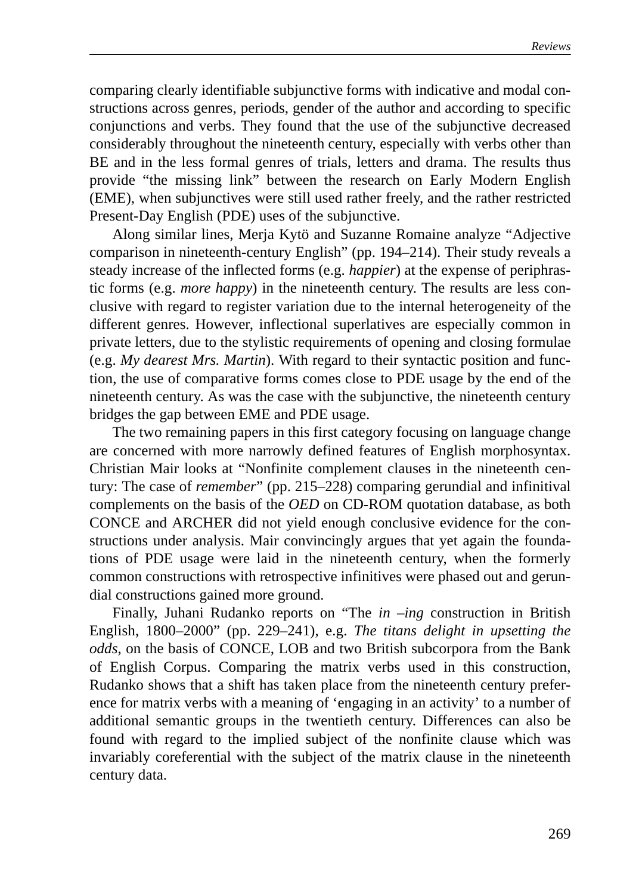comparing clearly identifiable subjunctive forms with indicative and modal constructions across genres, periods, gender of the author and according to specific conjunctions and verbs. They found that the use of the subjunctive decreased considerably throughout the nineteenth century, especially with verbs other than BE and in the less formal genres of trials, letters and drama. The results thus provide "the missing link" between the research on Early Modern English (EME), when subjunctives were still used rather freely, and the rather restricted Present-Day English (PDE) uses of the subjunctive.

Along similar lines, Merja Kytö and Suzanne Romaine analyze "Adjective comparison in nineteenth-century English" (pp. 194–214). Their study reveals a steady increase of the inflected forms (e.g. *happier*) at the expense of periphrastic forms (e.g. *more happy*) in the nineteenth century. The results are less conclusive with regard to register variation due to the internal heterogeneity of the different genres. However, inflectional superlatives are especially common in private letters, due to the stylistic requirements of opening and closing formulae (e.g. *My dearest Mrs. Martin*). With regard to their syntactic position and function, the use of comparative forms comes close to PDE usage by the end of the nineteenth century. As was the case with the subjunctive, the nineteenth century bridges the gap between EME and PDE usage.

The two remaining papers in this first category focusing on language change are concerned with more narrowly defined features of English morphosyntax. Christian Mair looks at "Nonfinite complement clauses in the nineteenth century: The case of *remember*" (pp. 215–228) comparing gerundial and infinitival complements on the basis of the *OED* on CD-ROM quotation database, as both CONCE and ARCHER did not yield enough conclusive evidence for the constructions under analysis. Mair convincingly argues that yet again the foundations of PDE usage were laid in the nineteenth century, when the formerly common constructions with retrospective infinitives were phased out and gerundial constructions gained more ground.

Finally, Juhani Rudanko reports on "The *in –ing* construction in British English, 1800–2000" (pp. 229–241), e.g. *The titans delight in upsetting the odds*, on the basis of CONCE, LOB and two British subcorpora from the Bank of English Corpus. Comparing the matrix verbs used in this construction, Rudanko shows that a shift has taken place from the nineteenth century preference for matrix verbs with a meaning of 'engaging in an activity' to a number of additional semantic groups in the twentieth century. Differences can also be found with regard to the implied subject of the nonfinite clause which was invariably coreferential with the subject of the matrix clause in the nineteenth century data.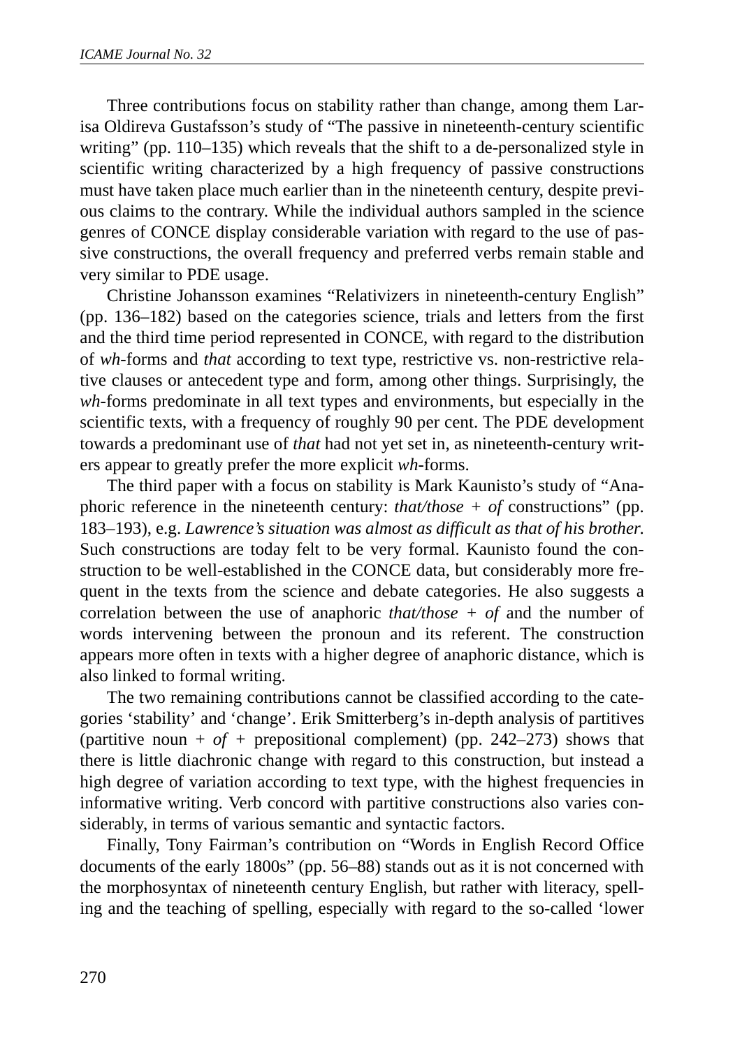Three contributions focus on stability rather than change, among them Larisa Oldireva Gustafsson's study of "The passive in nineteenth-century scientific writing" (pp. 110–135) which reveals that the shift to a de-personalized style in scientific writing characterized by a high frequency of passive constructions must have taken place much earlier than in the nineteenth century, despite previous claims to the contrary. While the individual authors sampled in the science genres of CONCE display considerable variation with regard to the use of passive constructions, the overall frequency and preferred verbs remain stable and very similar to PDE usage.

Christine Johansson examines "Relativizers in nineteenth-century English" (pp. 136–182) based on the categories science, trials and letters from the first and the third time period represented in CONCE, with regard to the distribution of *wh*-forms and *that* according to text type, restrictive vs. non-restrictive relative clauses or antecedent type and form, among other things. Surprisingly, the *wh*-forms predominate in all text types and environments, but especially in the scientific texts, with a frequency of roughly 90 per cent. The PDE development towards a predominant use of *that* had not yet set in, as nineteenth-century writers appear to greatly prefer the more explicit *wh*-forms.

The third paper with a focus on stability is Mark Kaunisto's study of "Anaphoric reference in the nineteenth century: *that/those + of* constructions" (pp. 183–193), e.g. *Lawrence's situation was almost as difficult as that of his brother.* Such constructions are today felt to be very formal. Kaunisto found the construction to be well-established in the CONCE data, but considerably more frequent in the texts from the science and debate categories. He also suggests a correlation between the use of anaphoric *that/those + of* and the number of words intervening between the pronoun and its referent. The construction appears more often in texts with a higher degree of anaphoric distance, which is also linked to formal writing.

The two remaining contributions cannot be classified according to the categories 'stability' and 'change'. Erik Smitterberg's in-depth analysis of partitives (partitive noun + *of* + prepositional complement) (pp. 242–273) shows that there is little diachronic change with regard to this construction, but instead a high degree of variation according to text type, with the highest frequencies in informative writing. Verb concord with partitive constructions also varies considerably, in terms of various semantic and syntactic factors.

Finally, Tony Fairman's contribution on "Words in English Record Office documents of the early 1800s" (pp. 56–88) stands out as it is not concerned with the morphosyntax of nineteenth century English, but rather with literacy, spelling and the teaching of spelling, especially with regard to the so-called 'lower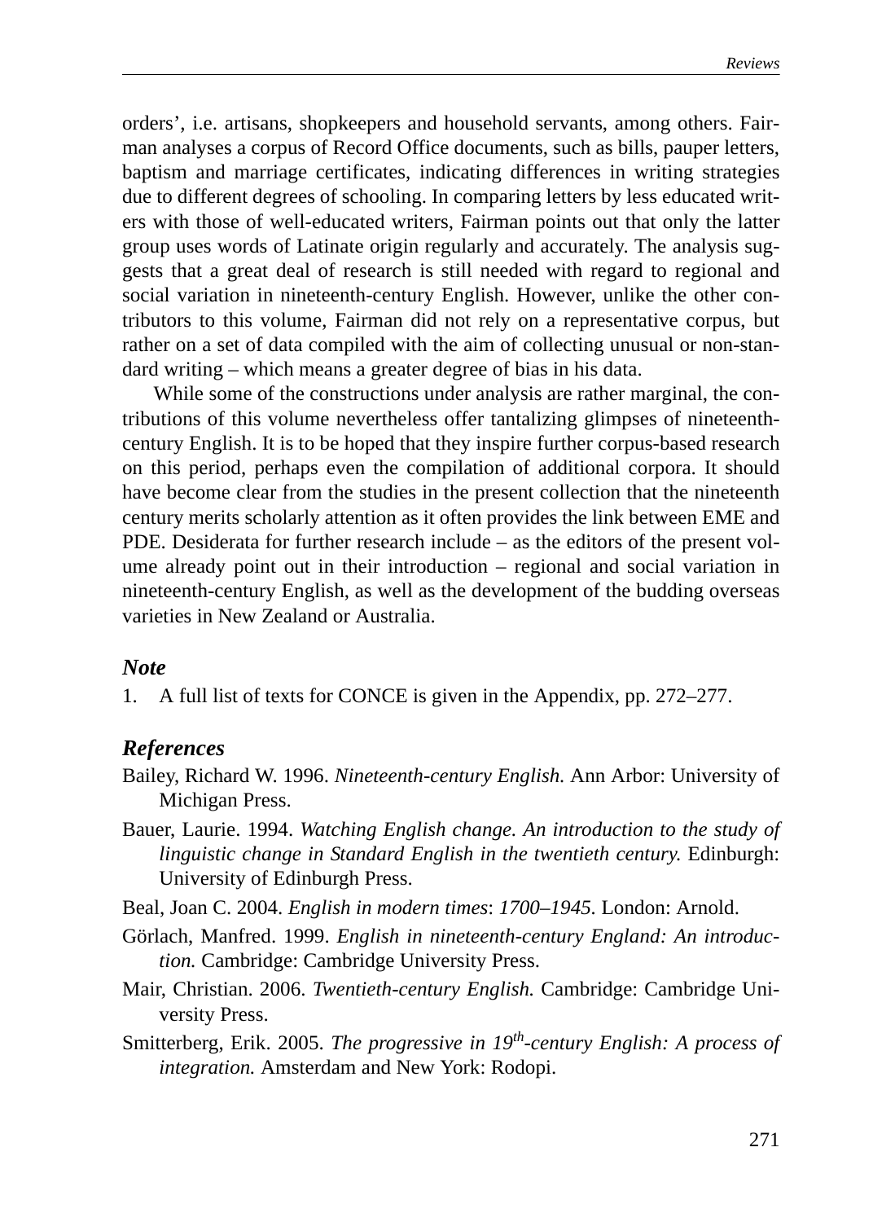orders', i.e. artisans, shopkeepers and household servants, among others. Fairman analyses a corpus of Record Office documents, such as bills, pauper letters, baptism and marriage certificates, indicating differences in writing strategies due to different degrees of schooling. In comparing letters by less educated writers with those of well-educated writers, Fairman points out that only the latter group uses words of Latinate origin regularly and accurately. The analysis suggests that a great deal of research is still needed with regard to regional and social variation in nineteenth-century English. However, unlike the other contributors to this volume, Fairman did not rely on a representative corpus, but rather on a set of data compiled with the aim of collecting unusual or non-standard writing – which means a greater degree of bias in his data.

While some of the constructions under analysis are rather marginal, the contributions of this volume nevertheless offer tantalizing glimpses of nineteenth-century English. It is to be hoped that they inspire further corpus-based research on this period, perhaps even the compilation of additional corpora. It should have become clear from the studies in the present collection that the nineteenth century merits scholarly attention as it often provides the link between EME and PDE. Desiderata for further research include – as the editors of the present volume already point out in their introduction – regional and social variation in nineteenth-century English, as well as the development of the budding overseas varieties in New Zealand or Australia.

### *Note*

1. A full list of texts for CONCE is given in the Appendix, pp. 272–277.

### *References*

Bailey, Richard W. 1996. *Nineteenth-century English.* Ann Arbor: University of Michigan Press.

Bauer, Laurie. 1994. *Watching English change. An introduction to the study of linguistic change in Standard English in the twentieth century.* Edinburgh: University of Edinburgh Press.

Beal, Joan C. 2004. *English in modern times*: *1700–1945.* London: Arnold.

Görlach, Manfred. 1999. *English in nineteenth-century England: An introduction.* Cambridge: Cambridge University Press.

Mair, Christian. 2006. *Twentieth-century English.* Cambridge: Cambridge University Press.

Smitterberg, Erik. 2005. *The progressive in 19th-century English: A process of integration.* Amsterdam and New York: Rodopi.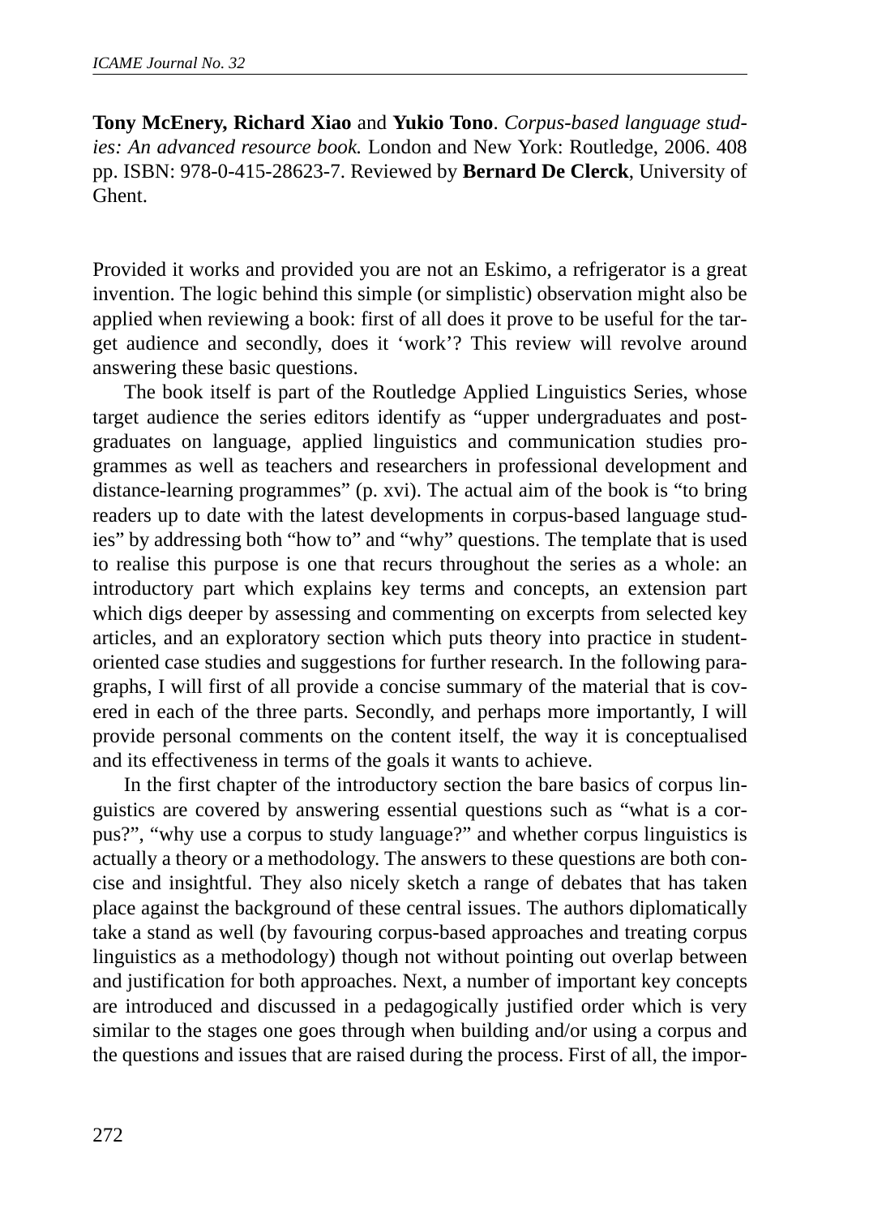**Tony McEnery, Richard Xiao** and **Yukio Tono**. *Corpus-based language studies: An advanced resource book.* London and New York: Routledge, 2006. 408 pp. ISBN: 978-0-415-28623-7. Reviewed by **Bernard De Clerck**, University of Ghent.

Provided it works and provided you are not an Eskimo, a refrigerator is a great invention. The logic behind this simple (or simplistic) observation might also be applied when reviewing a book: first of all does it prove to be useful for the target audience and secondly, does it 'work'? This review will revolve around answering these basic questions.

The book itself is part of the Routledge Applied Linguistics Series, whose target audience the series editors identify as "upper undergraduates and postgraduates on language, applied linguistics and communication studies programmes as well as teachers and researchers in professional development and distance-learning programmes" (p. xvi). The actual aim of the book is "to bring readers up to date with the latest developments in corpus-based language studies" by addressing both "how to" and "why" questions. The template that is used to realise this purpose is one that recurs throughout the series as a whole: an introductory part which explains key terms and concepts, an extension part which digs deeper by assessing and commenting on excerpts from selected key articles, and an exploratory section which puts theory into practice in student-oriented case studies and suggestions for further research. In the following paragraphs, I will first of all provide a concise summary of the material that is covered in each of the three parts. Secondly, and perhaps more importantly, I will provide personal comments on the content itself, the way it is conceptualised and its effectiveness in terms of the goals it wants to achieve.

In the first chapter of the introductory section the bare basics of corpus linguistics are covered by answering essential questions such as "what is a corpus?", "why use a corpus to study language?" and whether corpus linguistics is actually a theory or a methodology. The answers to these questions are both concise and insightful. They also nicely sketch a range of debates that has taken place against the background of these central issues. The authors diplomatically take a stand as well (by favouring corpus-based approaches and treating corpus linguistics as a methodology) though not without pointing out overlap between and justification for both approaches. Next, a number of important key concepts are introduced and discussed in a pedagogically justified order which is very similar to the stages one goes through when building and/or using a corpus and the questions and issues that are raised during the process. First of all, the impor-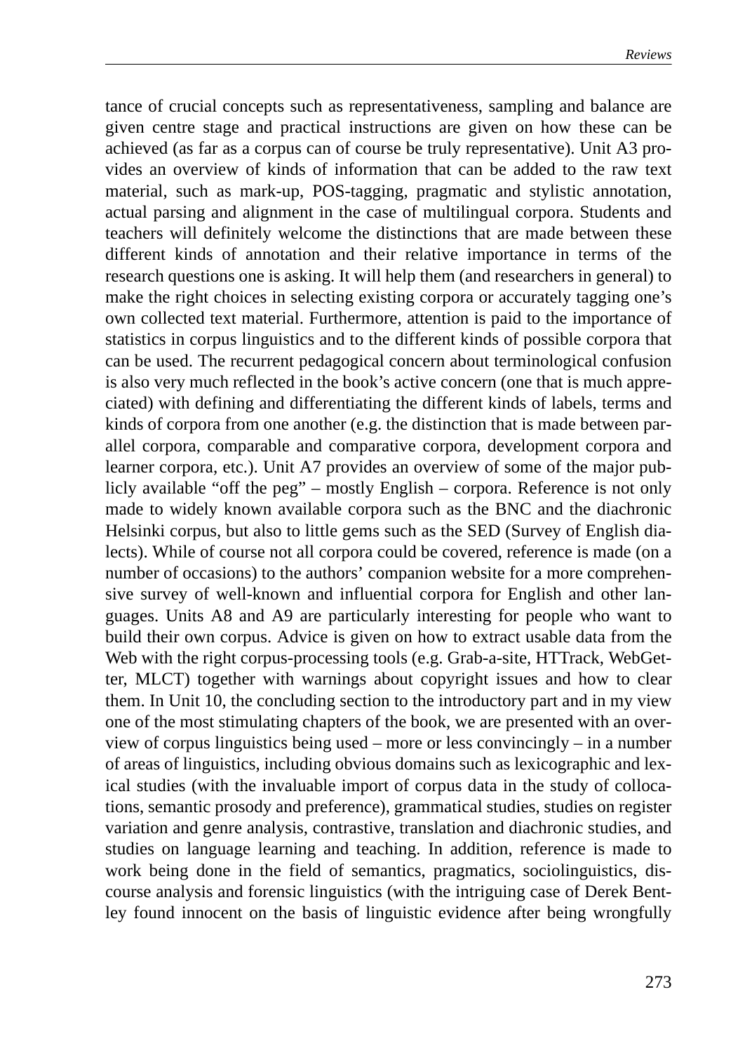tance of crucial concepts such as representativeness, sampling and balance are given centre stage and practical instructions are given on how these can be achieved (as far as a corpus can of course be truly representative). Unit A3 provides an overview of kinds of information that can be added to the raw text material, such as mark-up, POS-tagging, pragmatic and stylistic annotation, actual parsing and alignment in the case of multilingual corpora. Students and teachers will definitely welcome the distinctions that are made between these different kinds of annotation and their relative importance in terms of the research questions one is asking. It will help them (and researchers in general) to make the right choices in selecting existing corpora or accurately tagging one's own collected text material. Furthermore, attention is paid to the importance of statistics in corpus linguistics and to the different kinds of possible corpora that can be used. The recurrent pedagogical concern about terminological confusion is also very much reflected in the book's active concern (one that is much appreciated) with defining and differentiating the different kinds of labels, terms and kinds of corpora from one another (e.g. the distinction that is made between parallel corpora, comparable and comparative corpora, development corpora and learner corpora, etc.). Unit A7 provides an overview of some of the major publicly available "off the peg" – mostly English – corpora. Reference is not only made to widely known available corpora such as the BNC and the diachronic Helsinki corpus, but also to little gems such as the SED (Survey of English dialects). While of course not all corpora could be covered, reference is made (on a number of occasions) to the authors' companion website for a more comprehensive survey of well-known and influential corpora for English and other languages. Units A8 and A9 are particularly interesting for people who want to build their own corpus. Advice is given on how to extract usable data from the Web with the right corpus-processing tools (e.g. Grab-a-site, HTTrack, WebGetter, MLCT) together with warnings about copyright issues and how to clear them. In Unit 10, the concluding section to the introductory part and in my view one of the most stimulating chapters of the book, we are presented with an overview of corpus linguistics being used – more or less convincingly – in a number of areas of linguistics, including obvious domains such as lexicographic and lexical studies (with the invaluable import of corpus data in the study of collocations, semantic prosody and preference), grammatical studies, studies on register variation and genre analysis, contrastive, translation and diachronic studies, and studies on language learning and teaching. In addition, reference is made to work being done in the field of semantics, pragmatics, sociolinguistics, discourse analysis and forensic linguistics (with the intriguing case of Derek Bentley found innocent on the basis of linguistic evidence after being wrongfully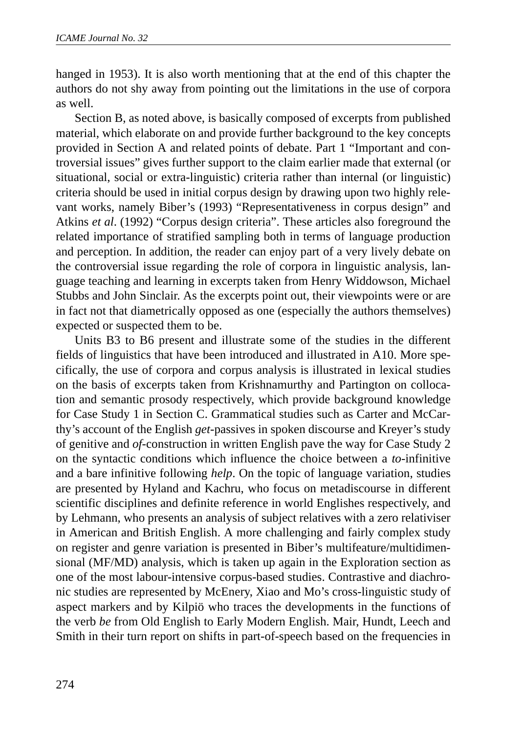hanged in 1953). It is also worth mentioning that at the end of this chapter the authors do not shy away from pointing out the limitations in the use of corpora as well.

Section B, as noted above, is basically composed of excerpts from published material, which elaborate on and provide further background to the key concepts provided in Section A and related points of debate. Part 1 "Important and controversial issues" gives further support to the claim earlier made that external (or situational, social or extra-linguistic) criteria rather than internal (or linguistic) criteria should be used in initial corpus design by drawing upon two highly relevant works, namely Biber's (1993) "Representativeness in corpus design" and Atkins *et al*. (1992) "Corpus design criteria". These articles also foreground the related importance of stratified sampling both in terms of language production and perception. In addition, the reader can enjoy part of a very lively debate on the controversial issue regarding the role of corpora in linguistic analysis, language teaching and learning in excerpts taken from Henry Widdowson, Michael Stubbs and John Sinclair. As the excerpts point out, their viewpoints were or are in fact not that diametrically opposed as one (especially the authors themselves) expected or suspected them to be.

Units B3 to B6 present and illustrate some of the studies in the different fields of linguistics that have been introduced and illustrated in A10. More specifically, the use of corpora and corpus analysis is illustrated in lexical studies on the basis of excerpts taken from Krishnamurthy and Partington on collocation and semantic prosody respectively, which provide background knowledge for Case Study 1 in Section C. Grammatical studies such as Carter and McCarthy's account of the English *get*-passives in spoken discourse and Kreyer's study of genitive and *of*-construction in written English pave the way for Case Study 2 on the syntactic conditions which influence the choice between a *to*-infinitive and a bare infinitive following *help*. On the topic of language variation, studies are presented by Hyland and Kachru, who focus on metadiscourse in different scientific disciplines and definite reference in world Englishes respectively, and by Lehmann, who presents an analysis of subject relatives with a zero relativiser in American and British English. A more challenging and fairly complex study on register and genre variation is presented in Biber's multifeature/multidimensional (MF/MD) analysis, which is taken up again in the Exploration section as one of the most labour-intensive corpus-based studies. Contrastive and diachronic studies are represented by McEnery, Xiao and Mo's cross-linguistic study of aspect markers and by Kilpiö who traces the developments in the functions of the verb *be* from Old English to Early Modern English. Mair, Hundt, Leech and Smith in their turn report on shifts in part-of-speech based on the frequencies in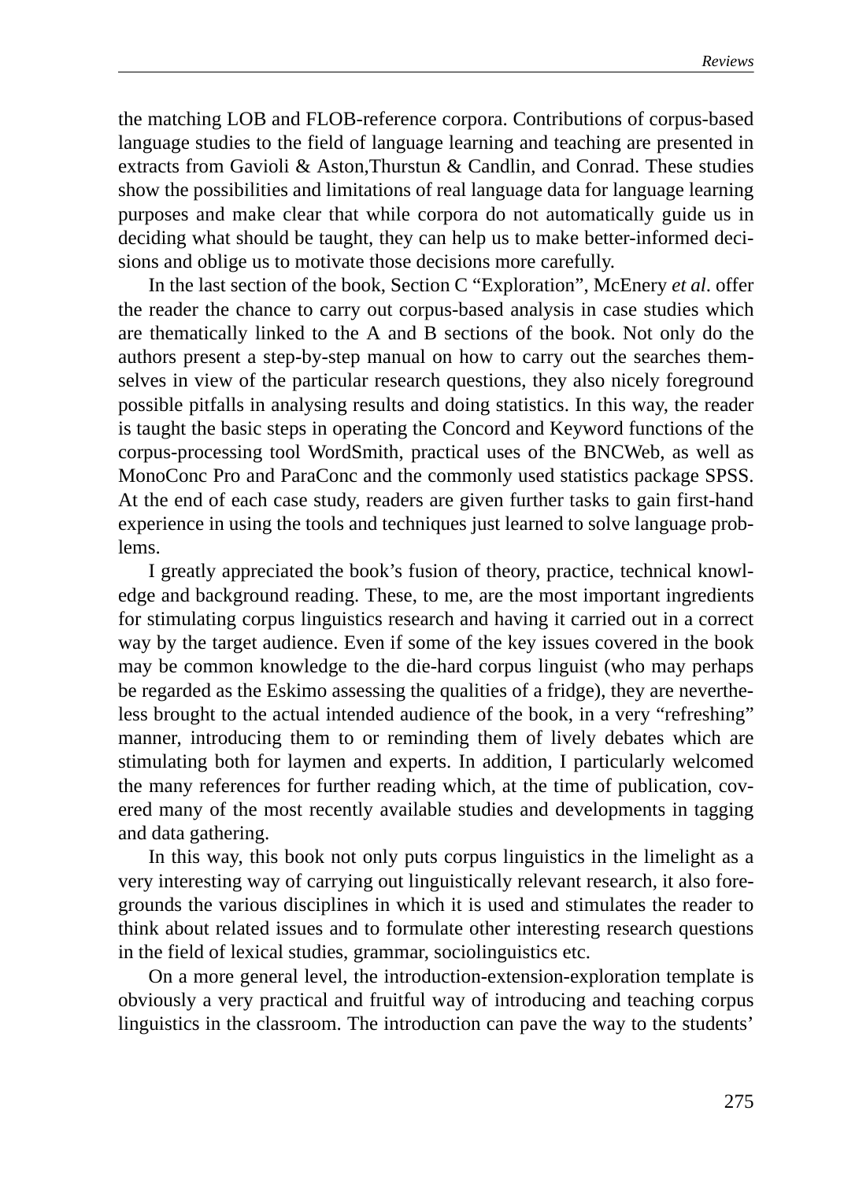the matching LOB and FLOB-reference corpora. Contributions of corpus-based language studies to the field of language learning and teaching are presented in extracts from Gavioli & Aston,Thurstun & Candlin, and Conrad. These studies show the possibilities and limitations of real language data for language learning purposes and make clear that while corpora do not automatically guide us in deciding what should be taught, they can help us to make better-informed decisions and oblige us to motivate those decisions more carefully.

In the last section of the book, Section C "Exploration", McEnery *et al*. offer the reader the chance to carry out corpus-based analysis in case studies which are thematically linked to the A and B sections of the book. Not only do the authors present a step-by-step manual on how to carry out the searches themselves in view of the particular research questions, they also nicely foreground possible pitfalls in analysing results and doing statistics. In this way, the reader is taught the basic steps in operating the Concord and Keyword functions of the corpus-processing tool WordSmith, practical uses of the BNCWeb, as well as MonoConc Pro and ParaConc and the commonly used statistics package SPSS. At the end of each case study, readers are given further tasks to gain first-hand experience in using the tools and techniques just learned to solve language problems.

I greatly appreciated the book's fusion of theory, practice, technical knowledge and background reading. These, to me, are the most important ingredients for stimulating corpus linguistics research and having it carried out in a correct way by the target audience. Even if some of the key issues covered in the book may be common knowledge to the die-hard corpus linguist (who may perhaps be regarded as the Eskimo assessing the qualities of a fridge), they are nevertheless brought to the actual intended audience of the book, in a very "refreshing" manner, introducing them to or reminding them of lively debates which are stimulating both for laymen and experts. In addition, I particularly welcomed the many references for further reading which, at the time of publication, covered many of the most recently available studies and developments in tagging and data gathering.

In this way, this book not only puts corpus linguistics in the limelight as a very interesting way of carrying out linguistically relevant research, it also foregrounds the various disciplines in which it is used and stimulates the reader to think about related issues and to formulate other interesting research questions in the field of lexical studies, grammar, sociolinguistics etc.

On a more general level, the introduction-extension-exploration template is obviously a very practical and fruitful way of introducing and teaching corpus linguistics in the classroom. The introduction can pave the way to the students'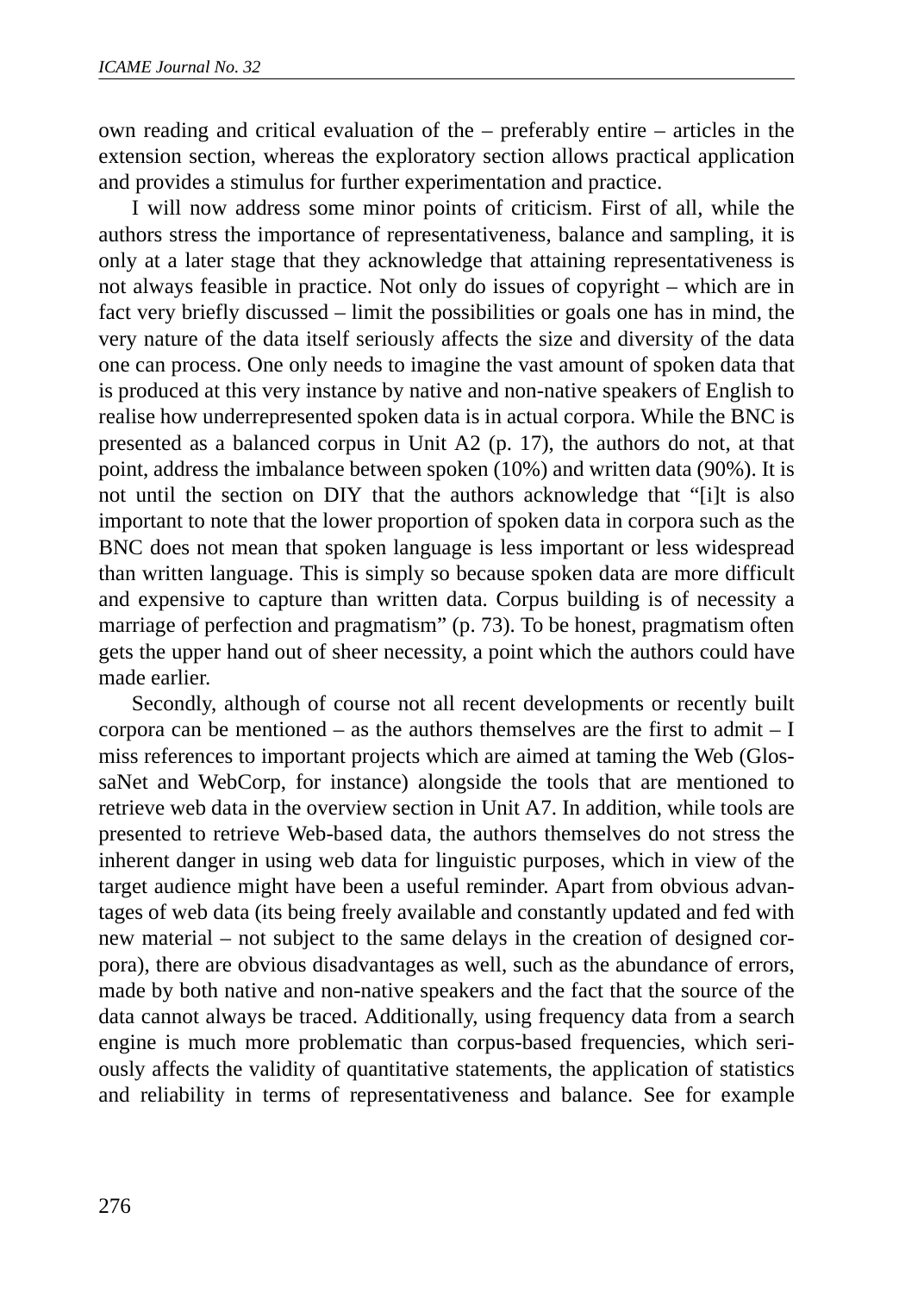own reading and critical evaluation of the – preferably entire – articles in the extension section, whereas the exploratory section allows practical application and provides a stimulus for further experimentation and practice.

I will now address some minor points of criticism. First of all, while the authors stress the importance of representativeness, balance and sampling, it is only at a later stage that they acknowledge that attaining representativeness is not always feasible in practice. Not only do issues of copyright – which are in fact very briefly discussed – limit the possibilities or goals one has in mind, the very nature of the data itself seriously affects the size and diversity of the data one can process. One only needs to imagine the vast amount of spoken data that is produced at this very instance by native and non-native speakers of English to realise how underrepresented spoken data is in actual corpora. While the BNC is presented as a balanced corpus in Unit A2 (p. 17), the authors do not, at that point, address the imbalance between spoken (10%) and written data (90%). It is not until the section on DIY that the authors acknowledge that "[i]t is also important to note that the lower proportion of spoken data in corpora such as the BNC does not mean that spoken language is less important or less widespread than written language. This is simply so because spoken data are more difficult and expensive to capture than written data. Corpus building is of necessity a marriage of perfection and pragmatism" (p. 73). To be honest, pragmatism often gets the upper hand out of sheer necessity, a point which the authors could have made earlier.

Secondly, although of course not all recent developments or recently built corpora can be mentioned – as the authors themselves are the first to admit – I miss references to important projects which are aimed at taming the Web (GlossaNet and WebCorp, for instance) alongside the tools that are mentioned to retrieve web data in the overview section in Unit A7. In addition, while tools are presented to retrieve Web-based data, the authors themselves do not stress the inherent danger in using web data for linguistic purposes, which in view of the target audience might have been a useful reminder. Apart from obvious advantages of web data (its being freely available and constantly updated and fed with new material – not subject to the same delays in the creation of designed corpora), there are obvious disadvantages as well, such as the abundance of errors, made by both native and non-native speakers and the fact that the source of the data cannot always be traced. Additionally, using frequency data from a search engine is much more problematic than corpus-based frequencies, which seriously affects the validity of quantitative statements, the application of statistics and reliability in terms of representativeness and balance. See for example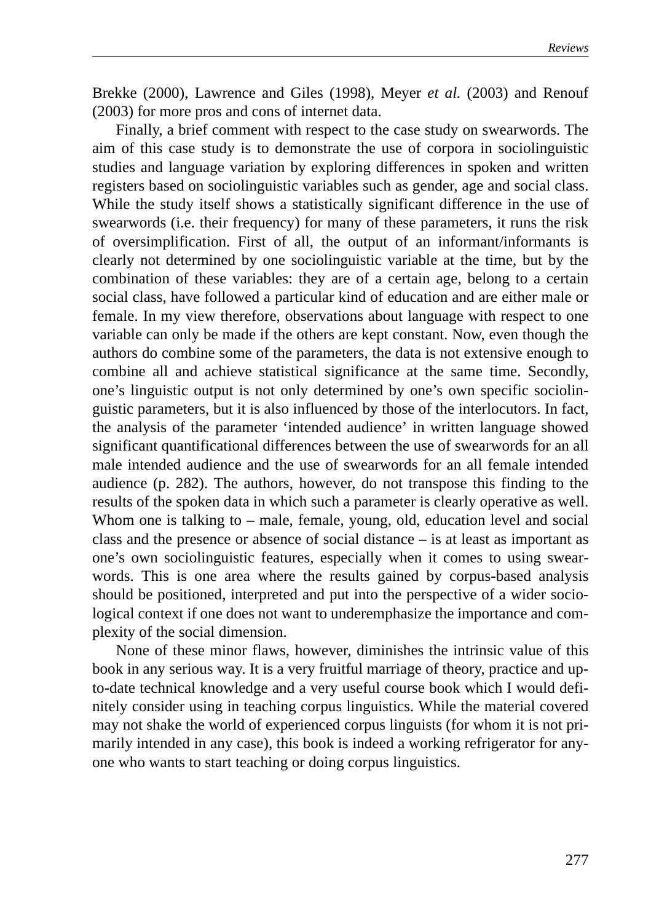Brekke (2000), Lawrence and Giles (1998), Meyer *et al.* (2003) and Renouf (2003) for more pros and cons of internet data.

Finally, a brief comment with respect to the case study on swearwords. The aim of this case study is to demonstrate the use of corpora in sociolinguistic studies and language variation by exploring differences in spoken and written registers based on sociolinguistic variables such as gender, age and social class. While the study itself shows a statistically significant difference in the use of swearwords (i.e. their frequency) for many of these parameters, it runs the risk of oversimplification. First of all, the output of an informant/informants is clearly not determined by one sociolinguistic variable at the time, but by the combination of these variables: they are of a certain age, belong to a certain social class, have followed a particular kind of education and are either male or female. In my view therefore, observations about language with respect to one variable can only be made if the others are kept constant. Now, even though the authors do combine some of the parameters, the data is not extensive enough to combine all and achieve statistical significance at the same time. Secondly, one's linguistic output is not only determined by one's own specific sociolinguistic parameters, but it is also influenced by those of the interlocutors. In fact, the analysis of the parameter 'intended audience' in written language showed significant quantificational differences between the use of swearwords for an all male intended audience and the use of swearwords for an all female intended audience (p. 282). The authors, however, do not transpose this finding to the results of the spoken data in which such a parameter is clearly operative as well. Whom one is talking to – male, female, young, old, education level and social class and the presence or absence of social distance – is at least as important as one's own sociolinguistic features, especially when it comes to using swearwords. This is one area where the results gained by corpus-based analysis should be positioned, interpreted and put into the perspective of a wider sociological context if one does not want to underemphasize the importance and complexity of the social dimension.

None of these minor flaws, however, diminishes the intrinsic value of this book in any serious way. It is a very fruitful marriage of theory, practice and up-to-date technical knowledge and a very useful course book which I would definitely consider using in teaching corpus linguistics. While the material covered may not shake the world of experienced corpus linguists (for whom it is not primarily intended in any case), this book is indeed a working refrigerator for anyone who wants to start teaching or doing corpus linguistics.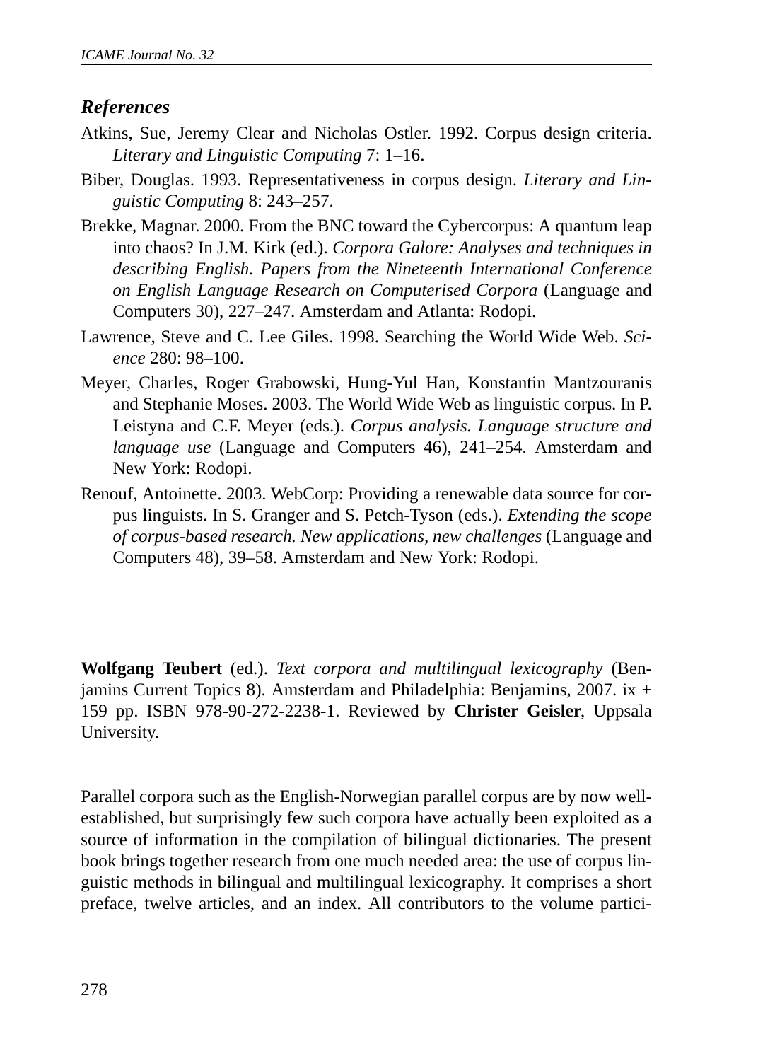### *References*

Atkins, Sue, Jeremy Clear and Nicholas Ostler. 1992. Corpus design criteria. *Literary and Linguistic Computing* 7: 1–16.

Biber, Douglas. 1993. Representativeness in corpus design. *Literary and Linguistic Computing* 8: 243–257.

Brekke, Magnar. 2000. From the BNC toward the Cybercorpus: A quantum leap into chaos? In J.M. Kirk (ed.). *Corpora Galore: Analyses and techniques in describing English. Papers from the Nineteenth International Conference on English Language Research on Computerised Corpora* (Language and Computers 30), 227–247. Amsterdam and Atlanta: Rodopi.

Lawrence, Steve and C. Lee Giles. 1998. Searching the World Wide Web. *Science* 280: 98–100.

Meyer, Charles, Roger Grabowski, Hung-Yul Han, Konstantin Mantzouranis and Stephanie Moses. 2003. The World Wide Web as linguistic corpus. In P. Leistyna and C.F. Meyer (eds.). *Corpus analysis. Language structure and language use* (Language and Computers 46), 241–254. Amsterdam and New York: Rodopi.

Renouf, Antoinette. 2003. WebCorp: Providing a renewable data source for corpus linguists. In S. Granger and S. Petch-Tyson (eds.). *Extending the scope of corpus-based research. New applications, new challenges* (Language and Computers 48), 39–58. Amsterdam and New York: Rodopi.

**Wolfgang Teubert** (ed.). *Text corpora and multilingual lexicography* (Benjamins Current Topics 8). Amsterdam and Philadelphia: Benjamins, 2007. ix + 159 pp. ISBN 978-90-272-2238-1. Reviewed by **Christer Geisler**, Uppsala University.

Parallel corpora such as the English-Norwegian parallel corpus are by now well-established, but surprisingly few such corpora have actually been exploited as a source of information in the compilation of bilingual dictionaries. The present book brings together research from one much needed area: the use of corpus linguistic methods in bilingual and multilingual lexicography. It comprises a short preface, twelve articles, and an index. All contributors to the volume partici-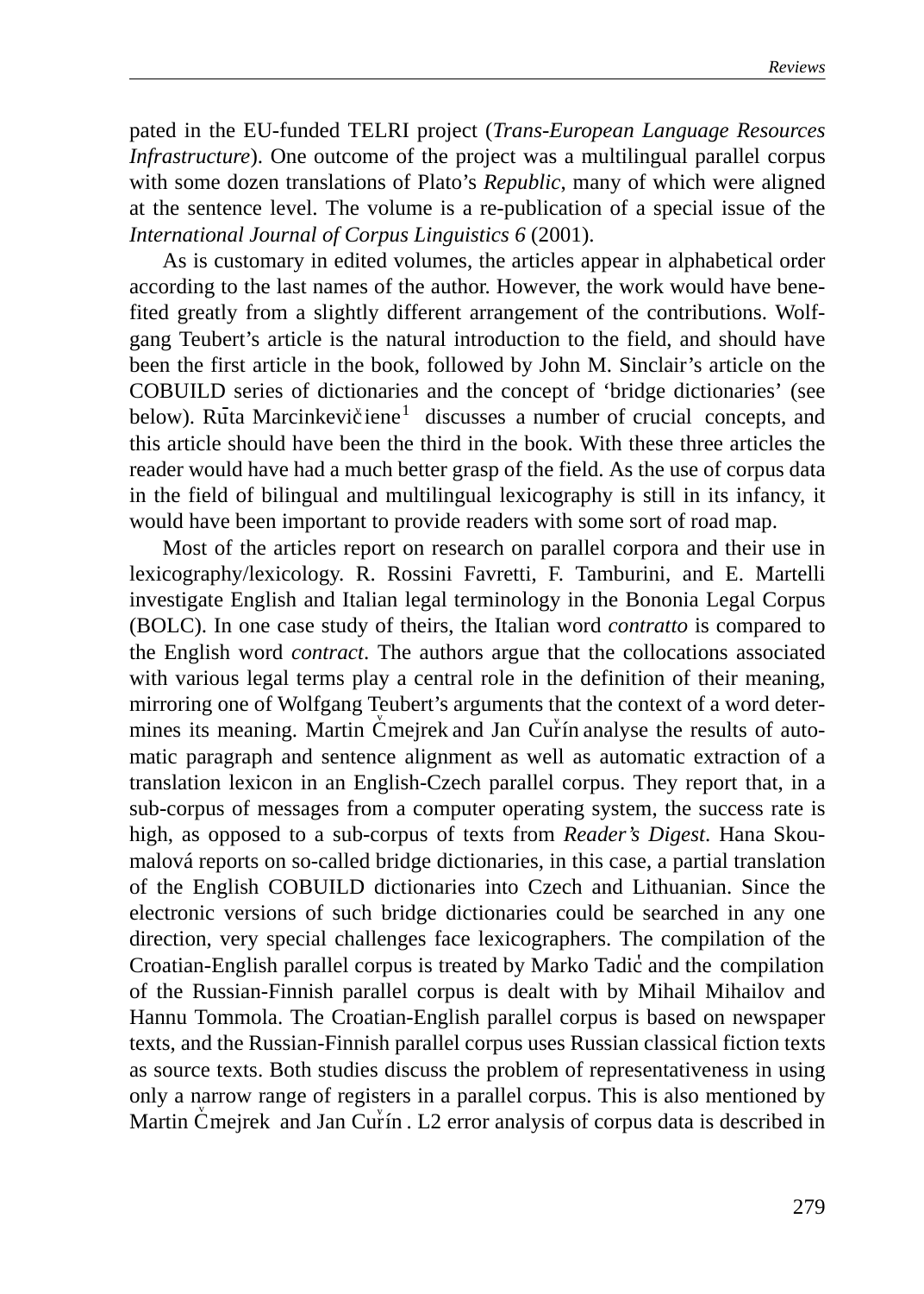pated in the EU-funded TELRI project (*Trans-European Language Resources Infrastructure*). One outcome of the project was a multilingual parallel corpus with some dozen translations of Plato's *Republic*, many of which were aligned at the sentence level. The volume is a re-publication of a special issue of the *International Journal of Corpus Linguistics 6* (2001).

As is customary in edited volumes, the articles appear in alphabetical order according to the last names of the author. However, the work would have benefited greatly from a slightly different arrangement of the contributions. Wolfgang Teubert's article is the natural introduction to the field, and should have been the first article in the book, followed by John M. Sinclair's article on the COBUILD series of dictionaries and the concept of 'bridge dictionaries' (see below). Rūta Marcinkevičiene[1] discusses a number of crucial concepts, and this article should have been the third in the book. With these three articles the reader would have had a much better grasp of the field. As the use of corpus data in the field of bilingual and multilingual lexicography is still in its infancy, it would have been important to provide readers with some sort of road map.

Most of the articles report on research on parallel corpora and their use in lexicography/lexicology. R. Rossini Favretti, F. Tamburini, and E. Martelli investigate English and Italian legal terminology in the Bononia Legal Corpus (BOLC). In one case study of theirs, the Italian word *contratto* is compared to the English word *contract*. The authors argue that the collocations associated with various legal terms play a central role in the definition of their meaning, mirroring one of Wolfgang Teubert's arguments that the context of a word determines its meaning. Martin Čmejrek and Jan Cuřín analyse the results of automatic paragraph and sentence alignment as well as automatic extraction of a translation lexicon in an English-Czech parallel corpus. They report that, in a sub-corpus of messages from a computer operating system, the success rate is high, as opposed to a sub-corpus of texts from *Reader's Digest*. Hana Skoumalová reports on so-called bridge dictionaries, in this case, a partial translation of the English COBUILD dictionaries into Czech and Lithuanian. Since the electronic versions of such bridge dictionaries could be searched in any one direction, very special challenges face lexicographers. The compilation of the Croatian-English parallel corpus is treated by Marko Tadić and the compilation of the Russian-Finnish parallel corpus is dealt with by Mihail Mihailov and Hannu Tommola. The Croatian-English parallel corpus is based on newspaper texts, and the Russian-Finnish parallel corpus uses Russian classical fiction texts as source texts. Both studies discuss the problem of representativeness in using only a narrow range of registers in a parallel corpus. This is also mentioned by Martin Čmejrek and Jan Cuřín. L2 error analysis of corpus data is described in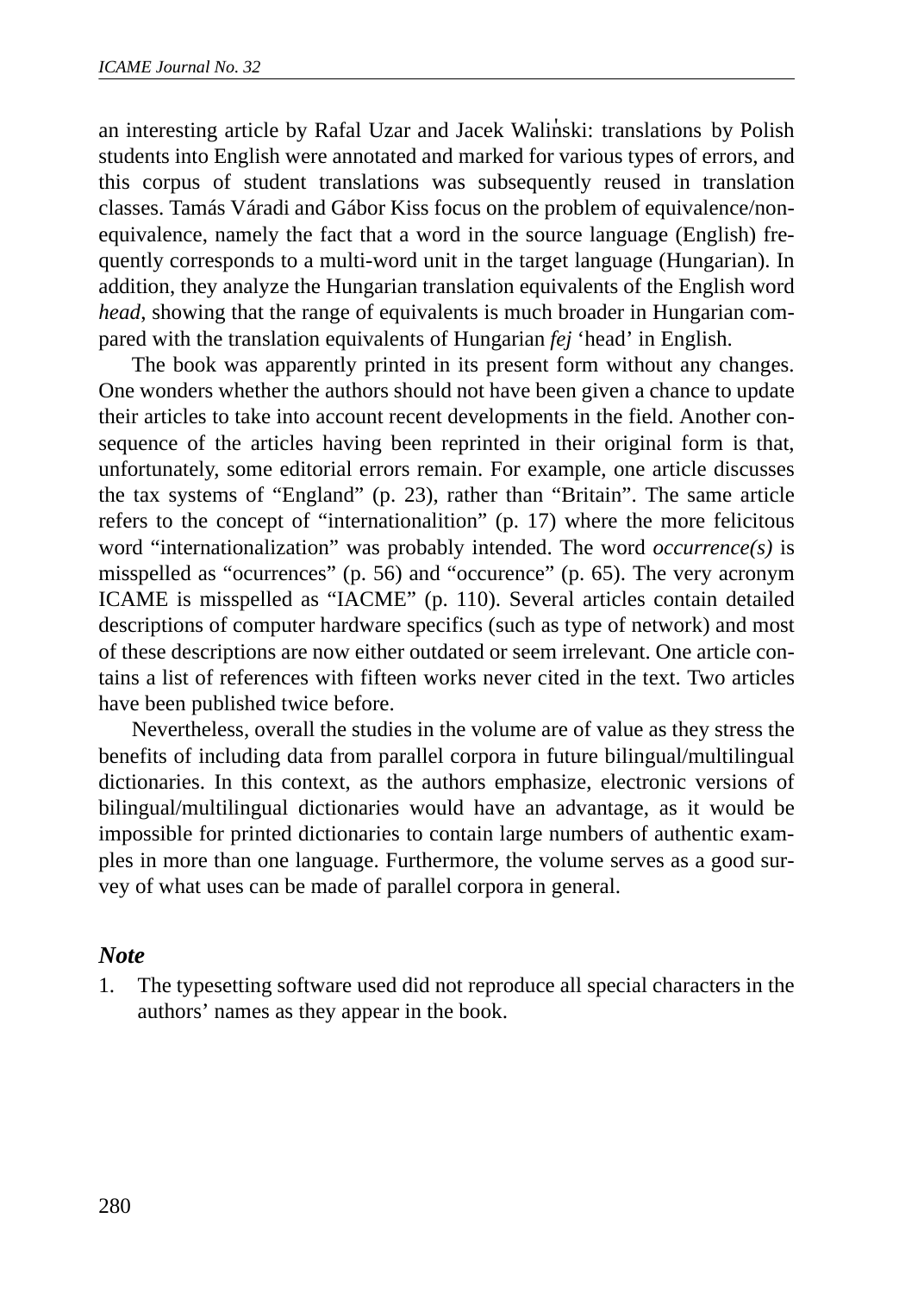an interesting article by Rafal Uzar and Jacek Walinski: translations by Polish students into English were annotated and marked for various types of errors, and this corpus of student translations was subsequently reused in translation classes. Tamás Váradi and Gábor Kiss focus on the problem of equivalence/non-equivalence, namely the fact that a word in the source language (English) frequently corresponds to a multi-word unit in the target language (Hungarian). In addition, they analyze the Hungarian translation equivalents of the English word *head*, showing that the range of equivalents is much broader in Hungarian compared with the translation equivalents of Hungarian *fej* 'head' in English.

The book was apparently printed in its present form without any changes. One wonders whether the authors should not have been given a chance to update their articles to take into account recent developments in the field. Another consequence of the articles having been reprinted in their original form is that, unfortunately, some editorial errors remain. For example, one article discusses the tax systems of "England" (p. 23), rather than "Britain". The same article refers to the concept of "internationalition" (p. 17) where the more felicitous word "internationalization" was probably intended. The word *occurrence(s)* is misspelled as "ocurrences" (p. 56) and "occurence" (p. 65). The very acronym ICAME is misspelled as "IACME" (p. 110). Several articles contain detailed descriptions of computer hardware specifics (such as type of network) and most of these descriptions are now either outdated or seem irrelevant. One article contains a list of references with fifteen works never cited in the text. Two articles have been published twice before.

Nevertheless, overall the studies in the volume are of value as they stress the benefits of including data from parallel corpora in future bilingual/multilingual dictionaries. In this context, as the authors emphasize, electronic versions of bilingual/multilingual dictionaries would have an advantage, as it would be impossible for printed dictionaries to contain large numbers of authentic examples in more than one language. Furthermore, the volume serves as a good survey of what uses can be made of parallel corpora in general.

### *Note*

1. The typesetting software used did not reproduce all special characters in the authors' names as they appear in the book.